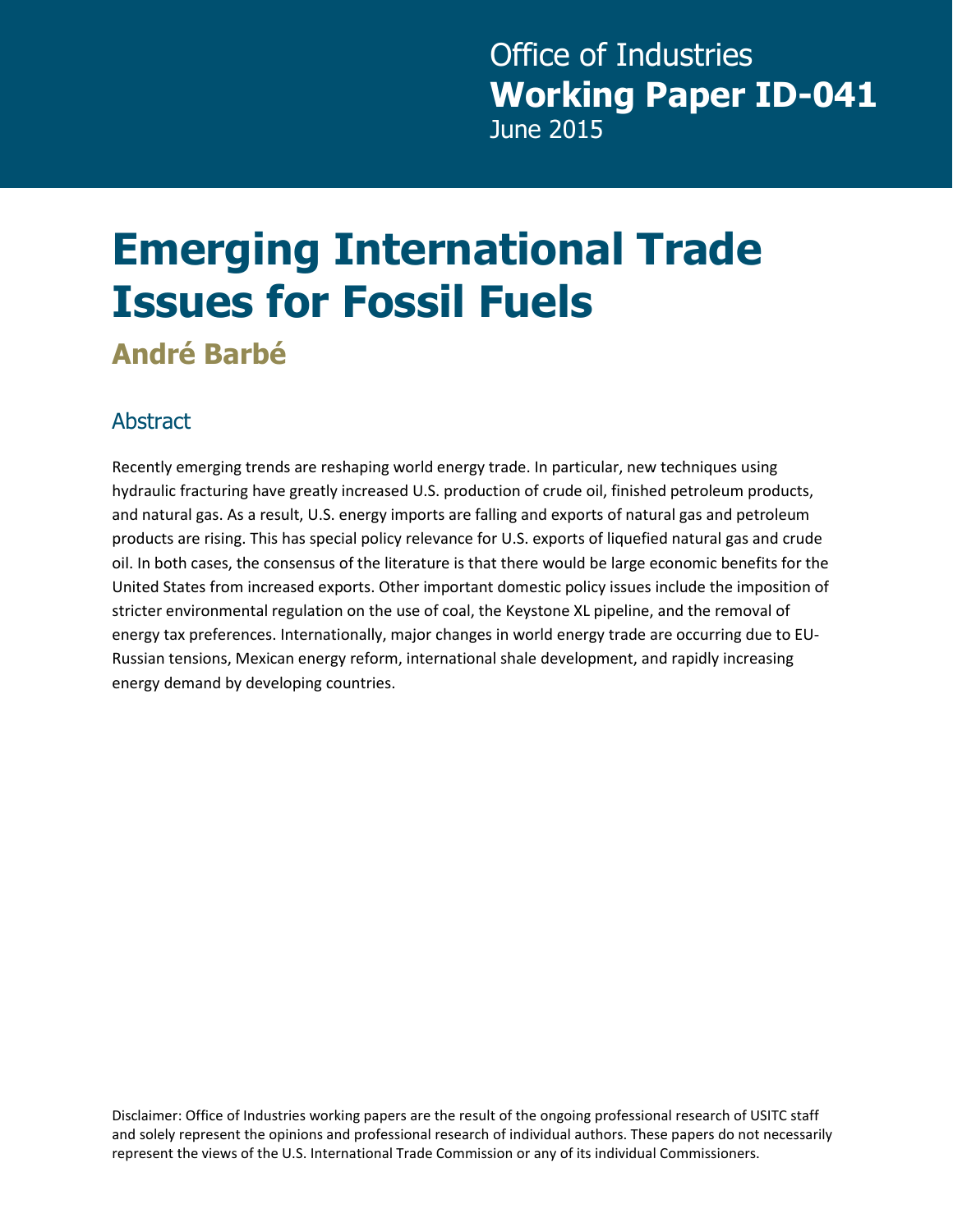Office of Industries
**Working Paper ID-041**
June 2015

# Emerging International Trade Issues for Fossil Fuels

## André Barbé

### Abstract

Recently emerging trends are reshaping world energy trade. In particular, new techniques using hydraulic fracturing have greatly increased U.S. production of crude oil, finished petroleum products, and natural gas. As a result, U.S. energy imports are falling and exports of natural gas and petroleum products are rising. This has special policy relevance for U.S. exports of liquefied natural gas and crude oil. In both cases, the consensus of the literature is that there would be large economic benefits for the United States from increased exports. Other important domestic policy issues include the imposition of stricter environmental regulation on the use of coal, the Keystone XL pipeline, and the removal of energy tax preferences. Internationally, major changes in world energy trade are occurring due to EU-Russian tensions, Mexican energy reform, international shale development, and rapidly increasing energy demand by developing countries.

Disclaimer: Office of Industries working papers are the result of the ongoing professional research of USITC staff and solely represent the opinions and professional research of individual authors. These papers do not necessarily represent the views of the U.S. International Trade Commission or any of its individual Commissioners.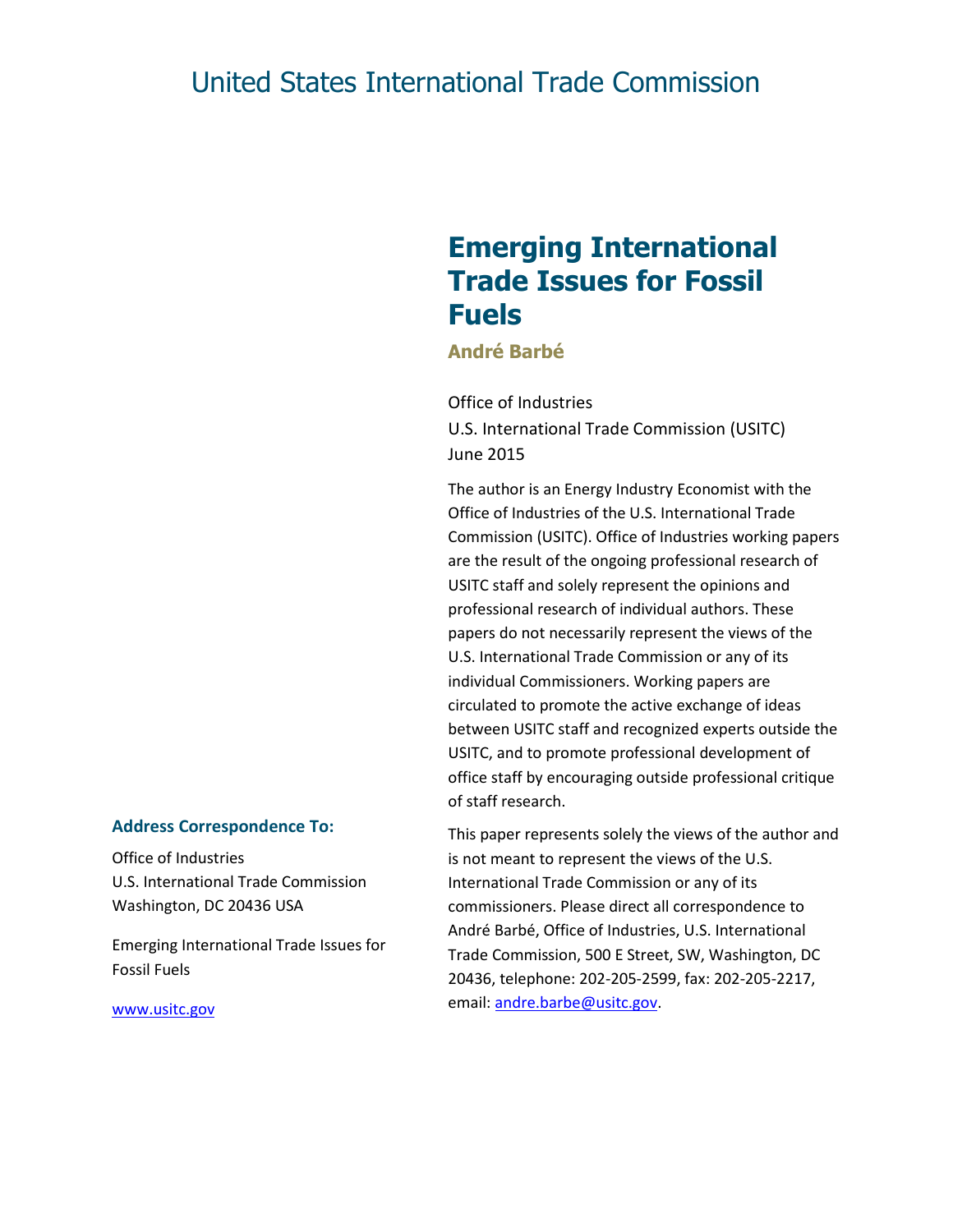United States International Trade Commission

# Emerging International Trade Issues for Fossil Fuels

**André Barbé**

Office of Industries
U.S. International Trade Commission (USITC)
June 2015

The author is an Energy Industry Economist with the Office of Industries of the U.S. International Trade Commission (USITC). Office of Industries working papers are the result of the ongoing professional research of USITC staff and solely represent the opinions and professional research of individual authors. These papers do not necessarily represent the views of the U.S. International Trade Commission or any of its individual Commissioners. Working papers are circulated to promote the active exchange of ideas between USITC staff and recognized experts outside the USITC, and to promote professional development of office staff by encouraging outside professional critique of staff research.

This paper represents solely the views of the author and is not meant to represent the views of the U.S. International Trade Commission or any of its commissioners. Please direct all correspondence to André Barbé, Office of Industries, U.S. International Trade Commission, 500 E Street, SW, Washington, DC 20436, telephone: 202-205-2599, fax: 202-205-2217, email: andre.barbe@usitc.gov.

**Address Correspondence To:**

Office of Industries
U.S. International Trade Commission
Washington, DC 20436 USA

Emerging International Trade Issues for Fossil Fuels

www.usitc.gov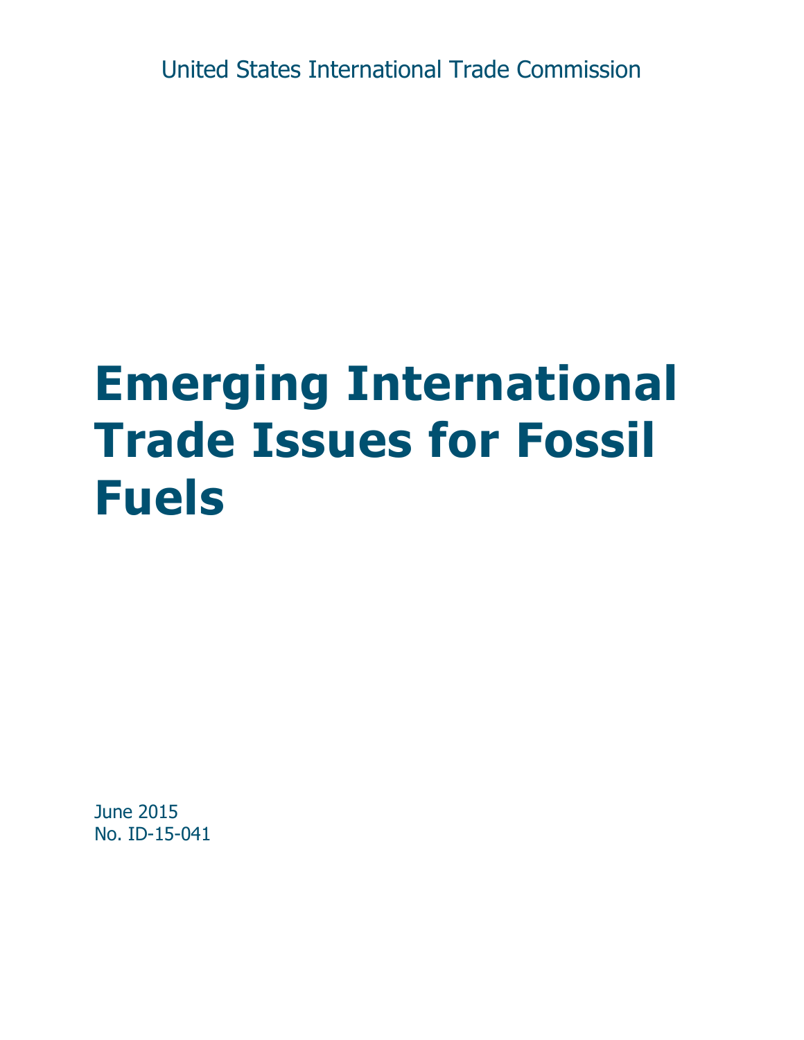United States International Trade Commission

# Emerging International Trade Issues for Fossil Fuels

June 2015
No. ID-15-041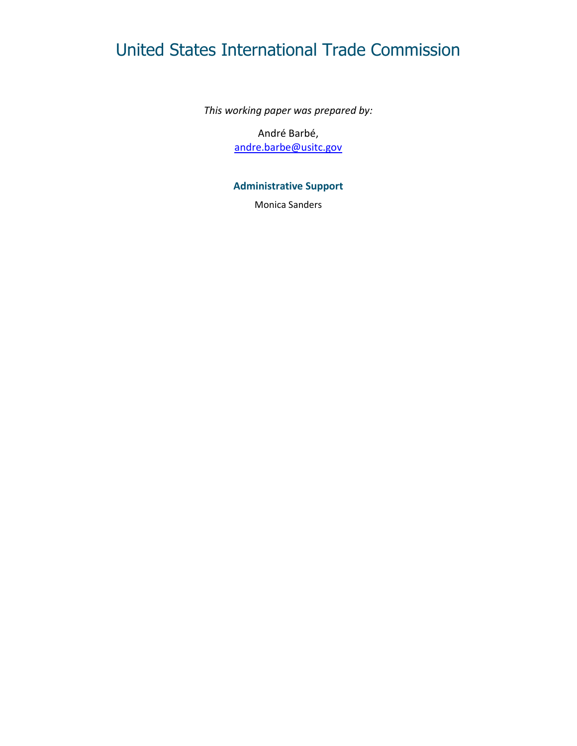# United States International Trade Commission

*This working paper was prepared by:*

André Barbé,
[andre.barbe@usitc.gov](mailto:andre.barbe@usitc.gov)

**Administrative Support**

Monica Sanders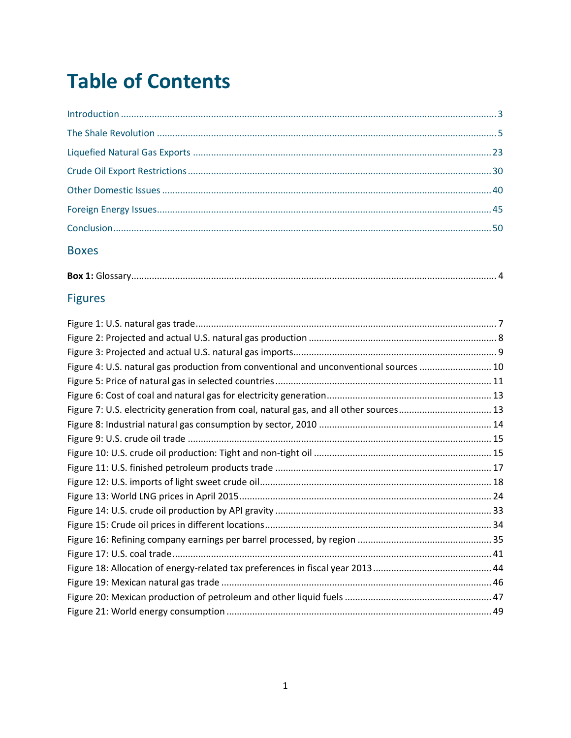# Table of Contents

Introduction ........................................................................................................................ 3
The Shale Revolution ........................................................................................................ 5
Liquefied Natural Gas Exports ........................................................................................ 23
Crude Oil Export Restrictions .......................................................................................... 30
Other Domestic Issues ..................................................................................................... 40
Foreign Energy Issues ...................................................................................................... 45
Conclusion ....................................................................................................................... 50

## Boxes

**Box 1:** Glossary ............................................................................................................. 4

## Figures

Figure 1: U.S. natural gas trade ........................................................................................ 7
Figure 2: Projected and actual U.S. natural gas production ............................................. 8
Figure 3: Projected and actual U.S. natural gas imports .................................................. 9
Figure 4: U.S. natural gas production from conventional and unconventional sources ... 10
Figure 5: Price of natural gas in selected countries ........................................................ 11
Figure 6: Cost of coal and natural gas for electricity generation .................................... 13
Figure 7: U.S. electricity generation from coal, natural gas, and all other sources ......... 13
Figure 8: Industrial natural gas consumption by sector, 2010 ........................................ 14
Figure 9: U.S. crude oil trade .......................................................................................... 15
Figure 10: U.S. crude oil production: Tight and non-tight oil .......................................... 15
Figure 11: U.S. finished petroleum products trade ......................................................... 17
Figure 12: U.S. imports of light sweet crude oil .............................................................. 18
Figure 13: World LNG prices in April 2015 ...................................................................... 24
Figure 14: U.S. crude oil production by API gravity ......................................................... 33
Figure 15: Crude oil prices in different locations ............................................................ 34
Figure 16: Refining company earnings per barrel processed, by region .......................... 35
Figure 17: U.S. coal trade ............................................................................................... 41
Figure 18: Allocation of energy-related tax preferences in fiscal year 2013 ................... 44
Figure 19: Mexican natural gas trade ............................................................................. 46
Figure 20: Mexican production of petroleum and other liquid fuels .............................. 47
Figure 21: World energy consumption ........................................................................... 49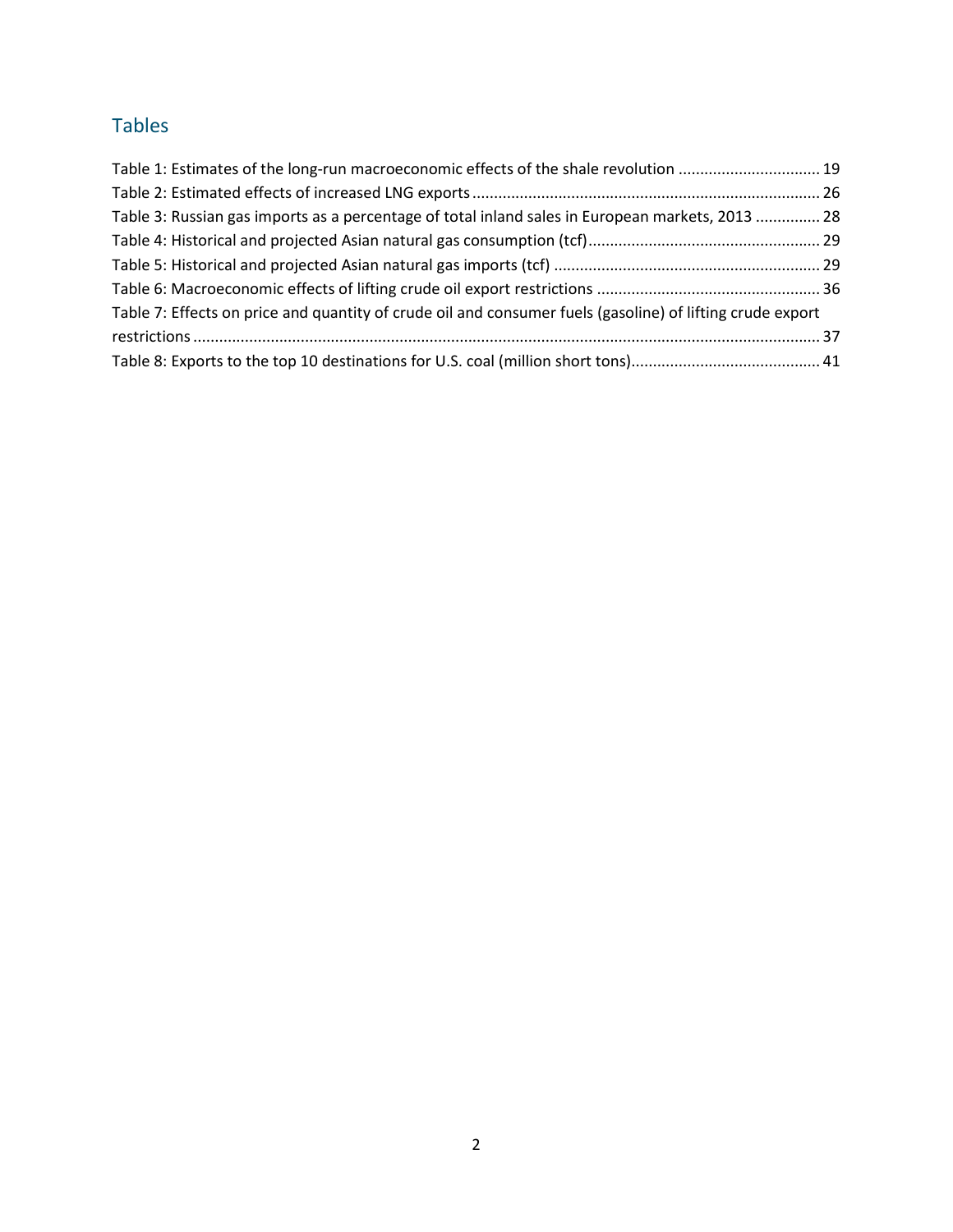## Tables

Table 1: Estimates of the long-run macroeconomic effects of the shale revolution ................................ 19
Table 2: Estimated effects of increased LNG exports ................................................................................ 26
Table 3: Russian gas imports as a percentage of total inland sales in European markets, 2013 ............... 28
Table 4: Historical and projected Asian natural gas consumption (tcf) ..................................................... 29
Table 5: Historical and projected Asian natural gas imports (tcf) ............................................................. 29
Table 6: Macroeconomic effects of lifting crude oil export restrictions .................................................... 36
Table 7: Effects on price and quantity of crude oil and consumer fuels (gasoline) of lifting crude export restrictions ................................................................................................................................................. 37
Table 8: Exports to the top 10 destinations for U.S. coal (million short tons)............................................ 41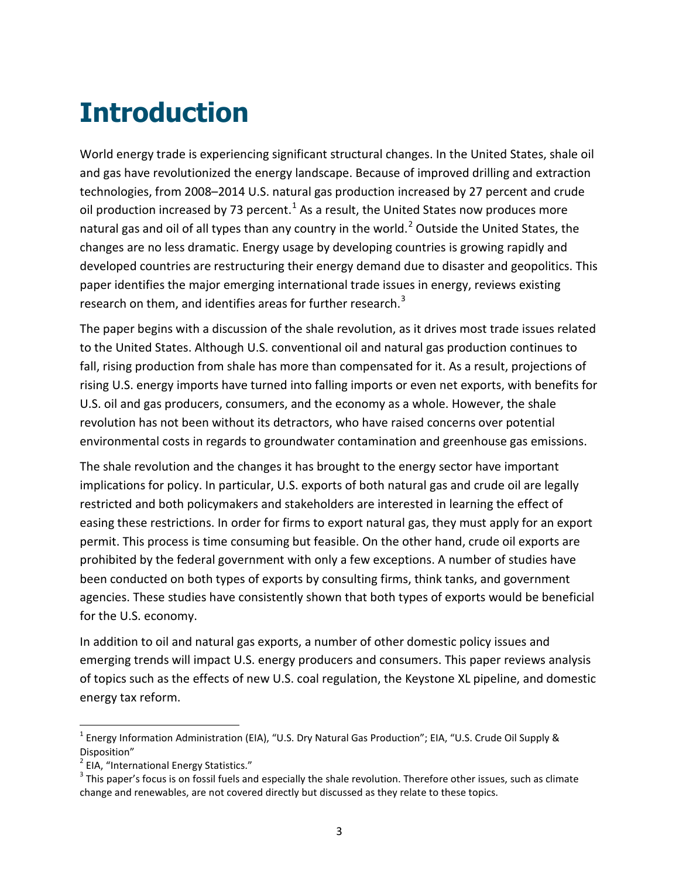# Introduction

World energy trade is experiencing significant structural changes. In the United States, shale oil and gas have revolutionized the energy landscape. Because of improved drilling and extraction technologies, from 2008–2014 U.S. natural gas production increased by 27 percent and crude oil production increased by 73 percent.[1] As a result, the United States now produces more natural gas and oil of all types than any country in the world.[2] Outside the United States, the changes are no less dramatic. Energy usage by developing countries is growing rapidly and developed countries are restructuring their energy demand due to disaster and geopolitics. This paper identifies the major emerging international trade issues in energy, reviews existing research on them, and identifies areas for further research.[3]

The paper begins with a discussion of the shale revolution, as it drives most trade issues related to the United States. Although U.S. conventional oil and natural gas production continues to fall, rising production from shale has more than compensated for it. As a result, projections of rising U.S. energy imports have turned into falling imports or even net exports, with benefits for U.S. oil and gas producers, consumers, and the economy as a whole. However, the shale revolution has not been without its detractors, who have raised concerns over potential environmental costs in regards to groundwater contamination and greenhouse gas emissions.

The shale revolution and the changes it has brought to the energy sector have important implications for policy. In particular, U.S. exports of both natural gas and crude oil are legally restricted and both policymakers and stakeholders are interested in learning the effect of easing these restrictions. In order for firms to export natural gas, they must apply for an export permit. This process is time consuming but feasible. On the other hand, crude oil exports are prohibited by the federal government with only a few exceptions. A number of studies have been conducted on both types of exports by consulting firms, think tanks, and government agencies. These studies have consistently shown that both types of exports would be beneficial for the U.S. economy.

In addition to oil and natural gas exports, a number of other domestic policy issues and emerging trends will impact U.S. energy producers and consumers. This paper reviews analysis of topics such as the effects of new U.S. coal regulation, the Keystone XL pipeline, and domestic energy tax reform.

[1] Energy Information Administration (EIA), "U.S. Dry Natural Gas Production"; EIA, "U.S. Crude Oil Supply & Disposition"

[2] EIA, "International Energy Statistics."

[3] This paper's focus is on fossil fuels and especially the shale revolution. Therefore other issues, such as climate change and renewables, are not covered directly but discussed as they relate to these topics.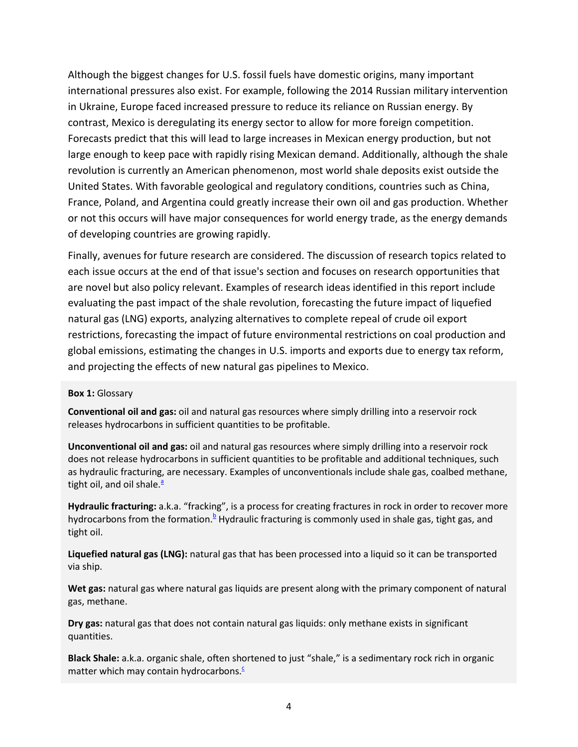Although the biggest changes for U.S. fossil fuels have domestic origins, many important international pressures also exist. For example, following the 2014 Russian military intervention in Ukraine, Europe faced increased pressure to reduce its reliance on Russian energy. By contrast, Mexico is deregulating its energy sector to allow for more foreign competition. Forecasts predict that this will lead to large increases in Mexican energy production, but not large enough to keep pace with rapidly rising Mexican demand. Additionally, although the shale revolution is currently an American phenomenon, most world shale deposits exist outside the United States. With favorable geological and regulatory conditions, countries such as China, France, Poland, and Argentina could greatly increase their own oil and gas production. Whether or not this occurs will have major consequences for world energy trade, as the energy demands of developing countries are growing rapidly.

Finally, avenues for future research are considered. The discussion of research topics related to each issue occurs at the end of that issue's section and focuses on research opportunities that are novel but also policy relevant. Examples of research ideas identified in this report include evaluating the past impact of the shale revolution, forecasting the future impact of liquefied natural gas (LNG) exports, analyzing alternatives to complete repeal of crude oil export restrictions, forecasting the impact of future environmental restrictions on coal production and global emissions, estimating the changes in U.S. imports and exports due to energy tax reform, and projecting the effects of new natural gas pipelines to Mexico.

**Box 1:** Glossary

**Conventional oil and gas:** oil and natural gas resources where simply drilling into a reservoir rock releases hydrocarbons in sufficient quantities to be profitable.

**Unconventional oil and gas:** oil and natural gas resources where simply drilling into a reservoir rock does not release hydrocarbons in sufficient quantities to be profitable and additional techniques, such as hydraulic fracturing, are necessary. Examples of unconventionals include shale gas, coalbed methane, tight oil, and oil shale.[a]

**Hydraulic fracturing:** a.k.a. "fracking", is a process for creating fractures in rock in order to recover more hydrocarbons from the formation.[b] Hydraulic fracturing is commonly used in shale gas, tight gas, and tight oil.

**Liquefied natural gas (LNG):** natural gas that has been processed into a liquid so it can be transported via ship.

**Wet gas:** natural gas where natural gas liquids are present along with the primary component of natural gas, methane.

**Dry gas:** natural gas that does not contain natural gas liquids: only methane exists in significant quantities.

**Black Shale:** a.k.a. organic shale, often shortened to just "shale," is a sedimentary rock rich in organic matter which may contain hydrocarbons.[c]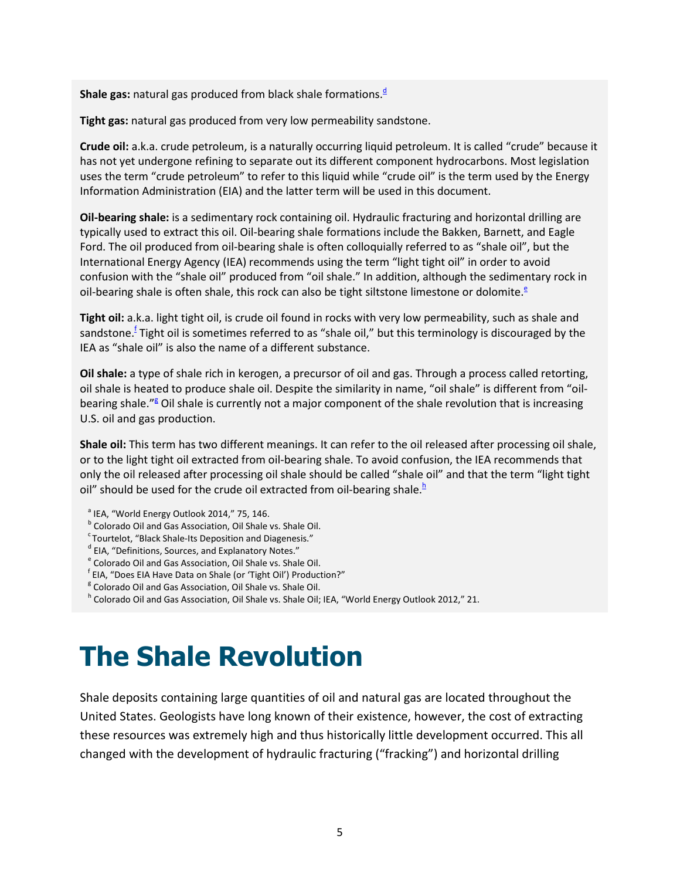**Shale gas:** natural gas produced from black shale formations.[d]

**Tight gas:** natural gas produced from very low permeability sandstone.

**Crude oil:** a.k.a. crude petroleum, is a naturally occurring liquid petroleum. It is called "crude" because it has not yet undergone refining to separate out its different component hydrocarbons. Most legislation uses the term "crude petroleum" to refer to this liquid while "crude oil" is the term used by the Energy Information Administration (EIA) and the latter term will be used in this document.

**Oil-bearing shale:** is a sedimentary rock containing oil. Hydraulic fracturing and horizontal drilling are typically used to extract this oil. Oil-bearing shale formations include the Bakken, Barnett, and Eagle Ford. The oil produced from oil-bearing shale is often colloquially referred to as "shale oil", but the International Energy Agency (IEA) recommends using the term "light tight oil" in order to avoid confusion with the "shale oil" produced from "oil shale." In addition, although the sedimentary rock in oil-bearing shale is often shale, this rock can also be tight siltstone limestone or dolomite.[e]

**Tight oil:** a.k.a. light tight oil, is crude oil found in rocks with very low permeability, such as shale and sandstone.[f] Tight oil is sometimes referred to as "shale oil," but this terminology is discouraged by the IEA as "shale oil" is also the name of a different substance.

**Oil shale:** a type of shale rich in kerogen, a precursor of oil and gas. Through a process called retorting, oil shale is heated to produce shale oil. Despite the similarity in name, "oil shale" is different from "oil-bearing shale."[g] Oil shale is currently not a major component of the shale revolution that is increasing U.S. oil and gas production.

**Shale oil:** This term has two different meanings. It can refer to the oil released after processing oil shale, or to the light tight oil extracted from oil-bearing shale. To avoid confusion, the IEA recommends that only the oil released after processing oil shale should be called "shale oil" and that the term "light tight oil" should be used for the crude oil extracted from oil-bearing shale.[h]

[a] IEA, "World Energy Outlook 2014," 75, 146.
[b] Colorado Oil and Gas Association, Oil Shale vs. Shale Oil.
[c] Tourtelot, "Black Shale-Its Deposition and Diagenesis."
[d] EIA, "Definitions, Sources, and Explanatory Notes."
[e] Colorado Oil and Gas Association, Oil Shale vs. Shale Oil.
[f] EIA, "Does EIA Have Data on Shale (or 'Tight Oil') Production?"
[g] Colorado Oil and Gas Association, Oil Shale vs. Shale Oil.
[h] Colorado Oil and Gas Association, Oil Shale vs. Shale Oil; IEA, "World Energy Outlook 2012," 21.

# The Shale Revolution

Shale deposits containing large quantities of oil and natural gas are located throughout the United States. Geologists have long known of their existence, however, the cost of extracting these resources was extremely high and thus historically little development occurred. This all changed with the development of hydraulic fracturing ("fracking") and horizontal drilling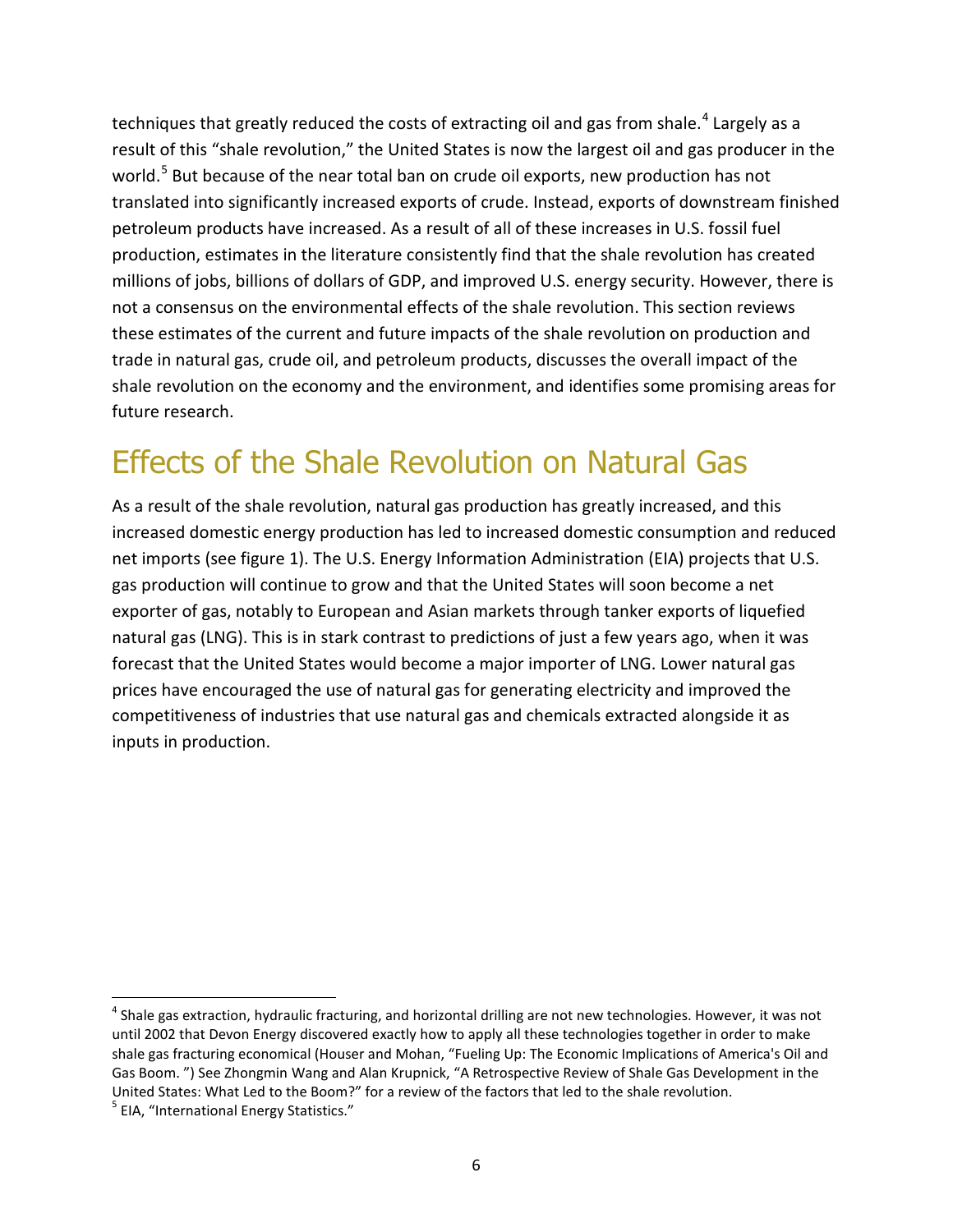techniques that greatly reduced the costs of extracting oil and gas from shale.[4] Largely as a result of this "shale revolution," the United States is now the largest oil and gas producer in the world.[5] But because of the near total ban on crude oil exports, new production has not translated into significantly increased exports of crude. Instead, exports of downstream finished petroleum products have increased. As a result of all of these increases in U.S. fossil fuel production, estimates in the literature consistently find that the shale revolution has created millions of jobs, billions of dollars of GDP, and improved U.S. energy security. However, there is not a consensus on the environmental effects of the shale revolution. This section reviews these estimates of the current and future impacts of the shale revolution on production and trade in natural gas, crude oil, and petroleum products, discusses the overall impact of the shale revolution on the economy and the environment, and identifies some promising areas for future research.

## Effects of the Shale Revolution on Natural Gas

As a result of the shale revolution, natural gas production has greatly increased, and this increased domestic energy production has led to increased domestic consumption and reduced net imports (see figure 1). The U.S. Energy Information Administration (EIA) projects that U.S. gas production will continue to grow and that the United States will soon become a net exporter of gas, notably to European and Asian markets through tanker exports of liquefied natural gas (LNG). This is in stark contrast to predictions of just a few years ago, when it was forecast that the United States would become a major importer of LNG. Lower natural gas prices have encouraged the use of natural gas for generating electricity and improved the competitiveness of industries that use natural gas and chemicals extracted alongside it as inputs in production.

---

[4] Shale gas extraction, hydraulic fracturing, and horizontal drilling are not new technologies. However, it was not until 2002 that Devon Energy discovered exactly how to apply all these technologies together in order to make shale gas fracturing economical (Houser and Mohan, "Fueling Up: The Economic Implications of America's Oil and Gas Boom. ") See Zhongmin Wang and Alan Krupnick, "A Retrospective Review of Shale Gas Development in the United States: What Led to the Boom?" for a review of the factors that led to the shale revolution.

[5] EIA, "International Energy Statistics."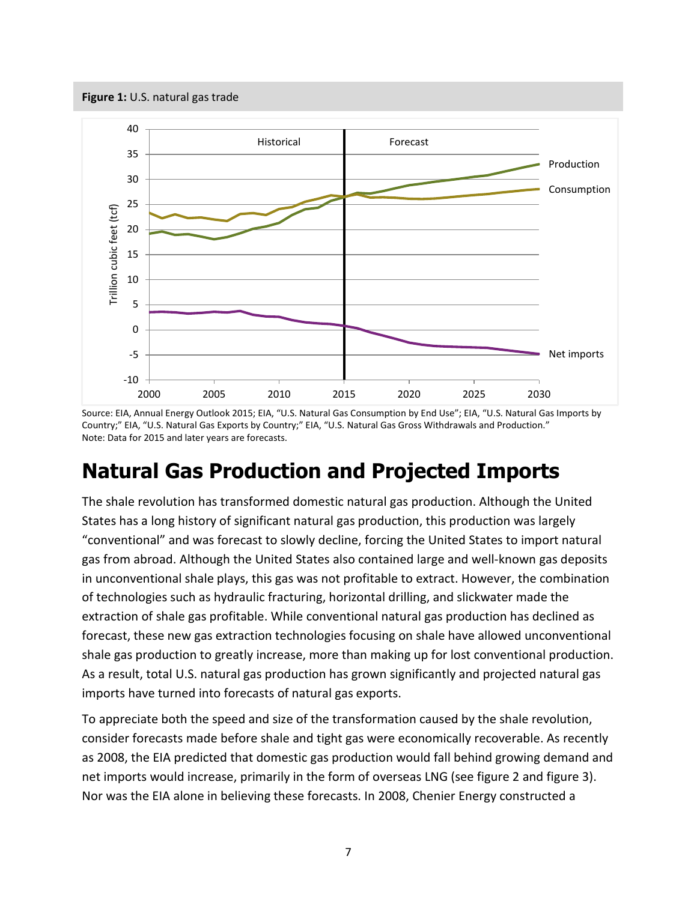**Figure 1:** U.S. natural gas trade

Source: EIA, Annual Energy Outlook 2015; EIA, "U.S. Natural Gas Consumption by End Use"; EIA, "U.S. Natural Gas Imports by Country;" EIA, "U.S. Natural Gas Exports by Country;" EIA, "U.S. Natural Gas Gross Withdrawals and Production."
Note: Data for 2015 and later years are forecasts.

# Natural Gas Production and Projected Imports

The shale revolution has transformed domestic natural gas production. Although the United States has a long history of significant natural gas production, this production was largely "conventional" and was forecast to slowly decline, forcing the United States to import natural gas from abroad. Although the United States also contained large and well-known gas deposits in unconventional shale plays, this gas was not profitable to extract. However, the combination of technologies such as hydraulic fracturing, horizontal drilling, and slickwater made the extraction of shale gas profitable. While conventional natural gas production has declined as forecast, these new gas extraction technologies focusing on shale have allowed unconventional shale gas production to greatly increase, more than making up for lost conventional production. As a result, total U.S. natural gas production has grown significantly and projected natural gas imports have turned into forecasts of natural gas exports.

To appreciate both the speed and size of the transformation caused by the shale revolution, consider forecasts made before shale and tight gas were economically recoverable. As recently as 2008, the EIA predicted that domestic gas production would fall behind growing demand and net imports would increase, primarily in the form of overseas LNG (see figure 2 and figure 3). Nor was the EIA alone in believing these forecasts. In 2008, Chenier Energy constructed a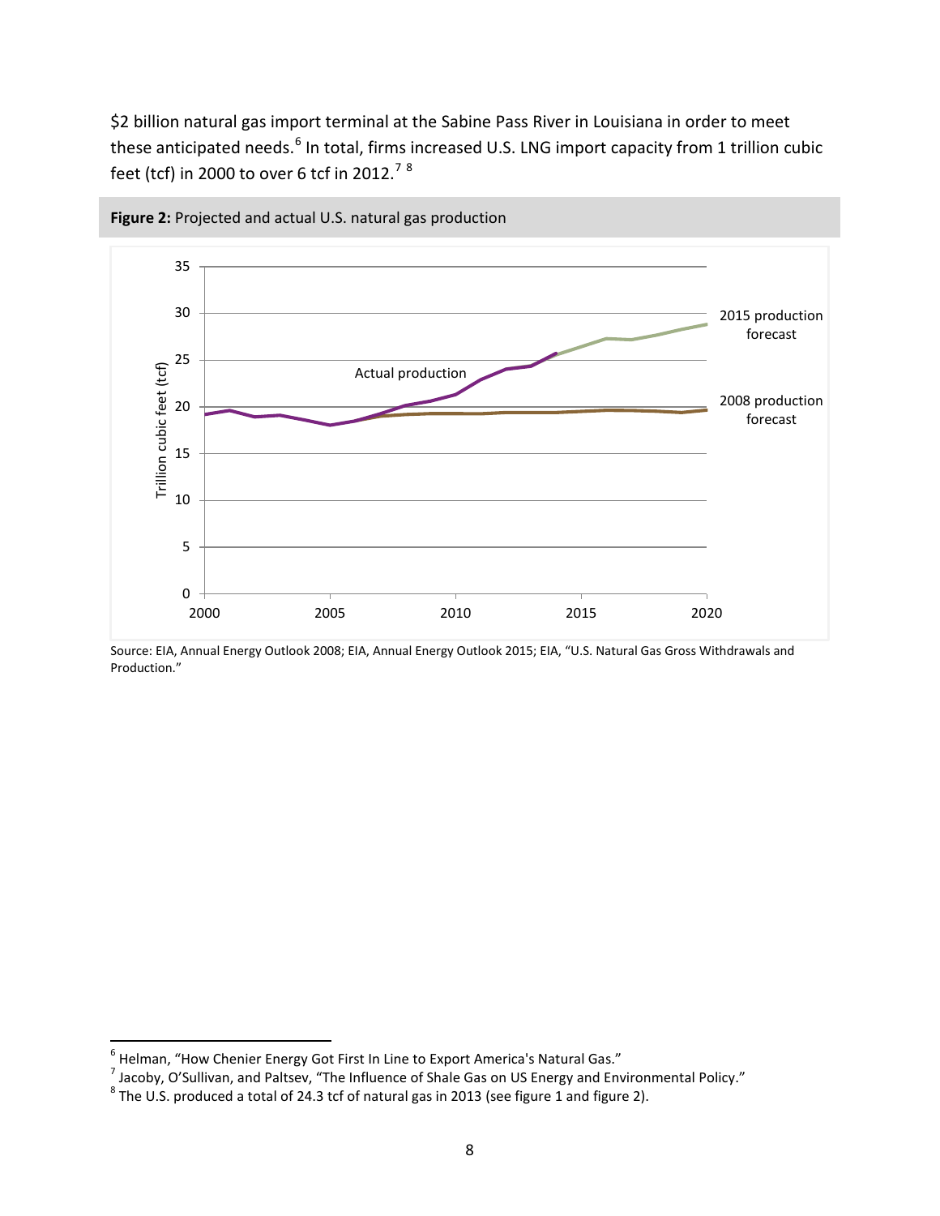$2 billion natural gas import terminal at the Sabine Pass River in Louisiana in order to meet these anticipated needs.[6] In total, firms increased U.S. LNG import capacity from 1 trillion cubic feet (tcf) in 2000 to over 6 tcf in 2012.[7] [8]

**Figure 2:** Projected and actual U.S. natural gas production

Source: EIA, Annual Energy Outlook 2008; EIA, Annual Energy Outlook 2015; EIA, "U.S. Natural Gas Gross Withdrawals and Production."

---

[6] Helman, "How Chenier Energy Got First In Line to Export America's Natural Gas."

[7] Jacoby, O'Sullivan, and Paltsev, "The Influence of Shale Gas on US Energy and Environmental Policy."

[8] The U.S. produced a total of 24.3 tcf of natural gas in 2013 (see figure 1 and figure 2).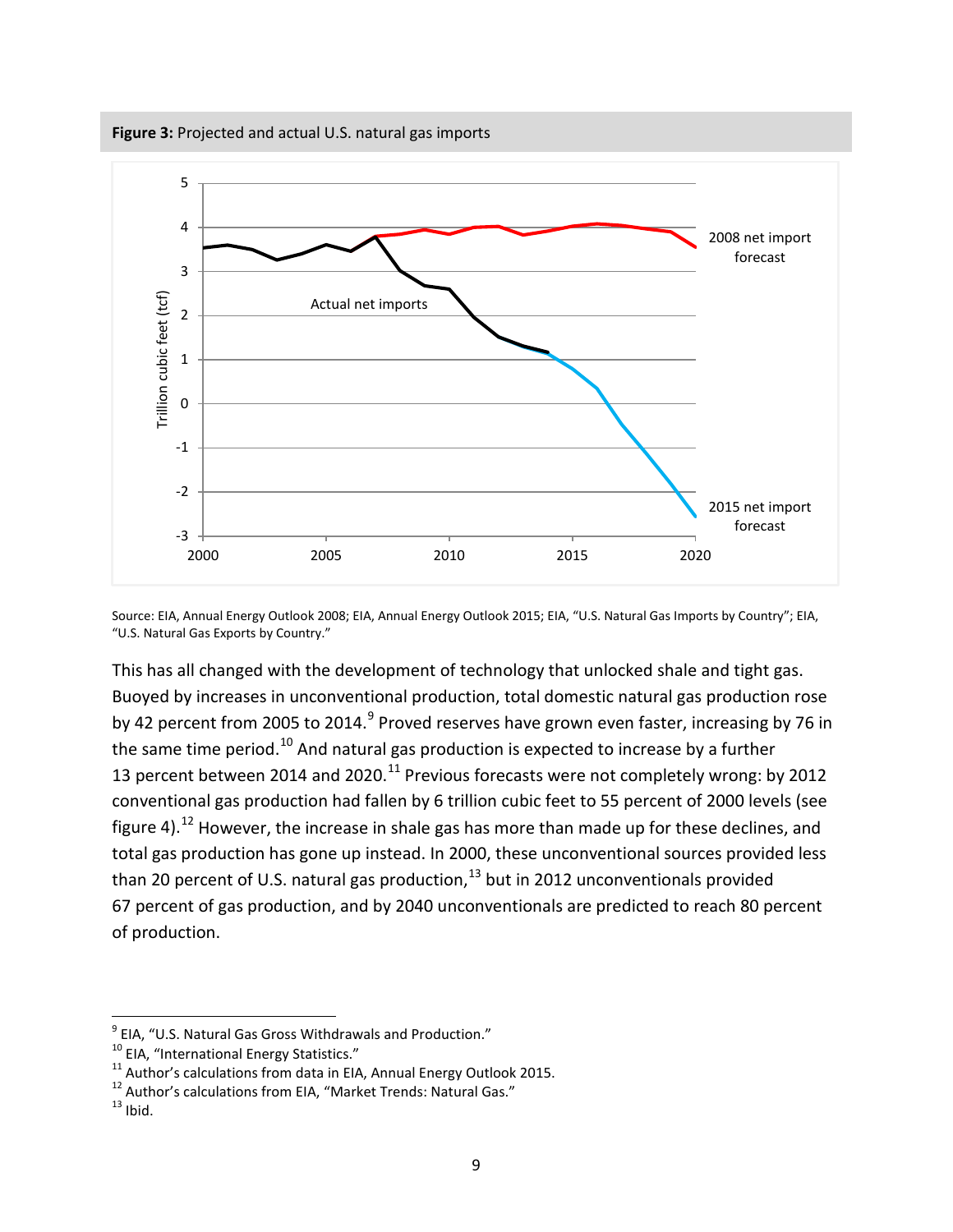**Figure 3:** Projected and actual U.S. natural gas imports

Source: EIA, Annual Energy Outlook 2008; EIA, Annual Energy Outlook 2015; EIA, "U.S. Natural Gas Imports by Country"; EIA, "U.S. Natural Gas Exports by Country."

This has all changed with the development of technology that unlocked shale and tight gas. Buoyed by increases in unconventional production, total domestic natural gas production rose by 42 percent from 2005 to 2014.[9] Proved reserves have grown even faster, increasing by 76 in the same time period.[10] And natural gas production is expected to increase by a further 13 percent between 2014 and 2020.[11] Previous forecasts were not completely wrong: by 2012 conventional gas production had fallen by 6 trillion cubic feet to 55 percent of 2000 levels (see figure 4).[12] However, the increase in shale gas has more than made up for these declines, and total gas production has gone up instead. In 2000, these unconventional sources provided less than 20 percent of U.S. natural gas production,[13] but in 2012 unconventionals provided 67 percent of gas production, and by 2040 unconventionals are predicted to reach 80 percent of production.

---

[9] EIA, "U.S. Natural Gas Gross Withdrawals and Production."
[10] EIA, "International Energy Statistics."
[11] Author's calculations from data in EIA, Annual Energy Outlook 2015.
[12] Author's calculations from EIA, "Market Trends: Natural Gas."
[13] Ibid.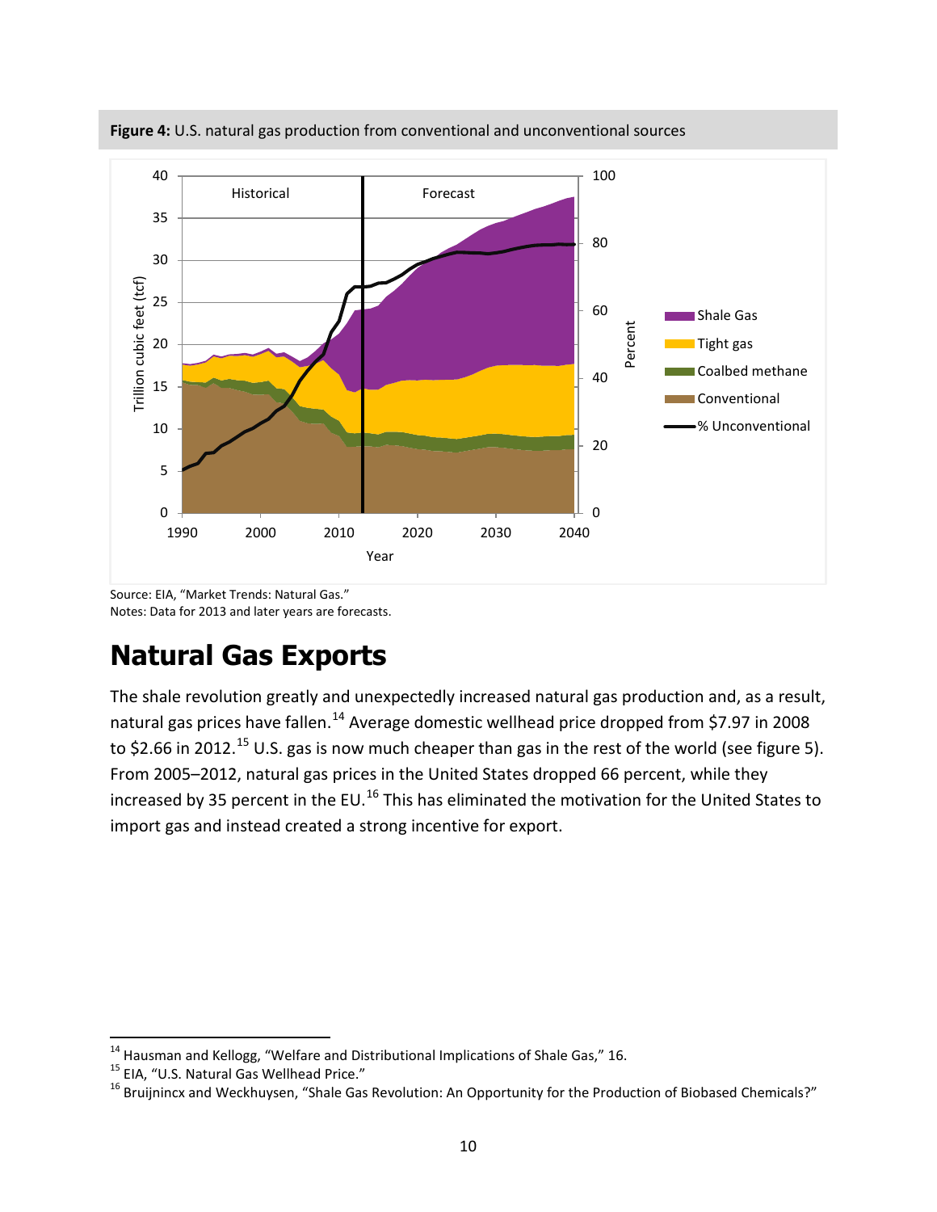**Figure 4:** U.S. natural gas production from conventional and unconventional sources

Source: EIA, "Market Trends: Natural Gas."
Notes: Data for 2013 and later years are forecasts.

# Natural Gas Exports

The shale revolution greatly and unexpectedly increased natural gas production and, as a result, natural gas prices have fallen.[14] Average domestic wellhead price dropped from $7.97 in 2008 to $2.66 in 2012.[15] U.S. gas is now much cheaper than gas in the rest of the world (see figure 5). From 2005–2012, natural gas prices in the United States dropped 66 percent, while they increased by 35 percent in the EU.[16] This has eliminated the motivation for the United States to import gas and instead created a strong incentive for export.

[14] Hausman and Kellogg, "Welfare and Distributional Implications of Shale Gas," 16.
[15] EIA, "U.S. Natural Gas Wellhead Price."
[16] Bruijnincx and Weckhuysen, "Shale Gas Revolution: An Opportunity for the Production of Biobased Chemicals?"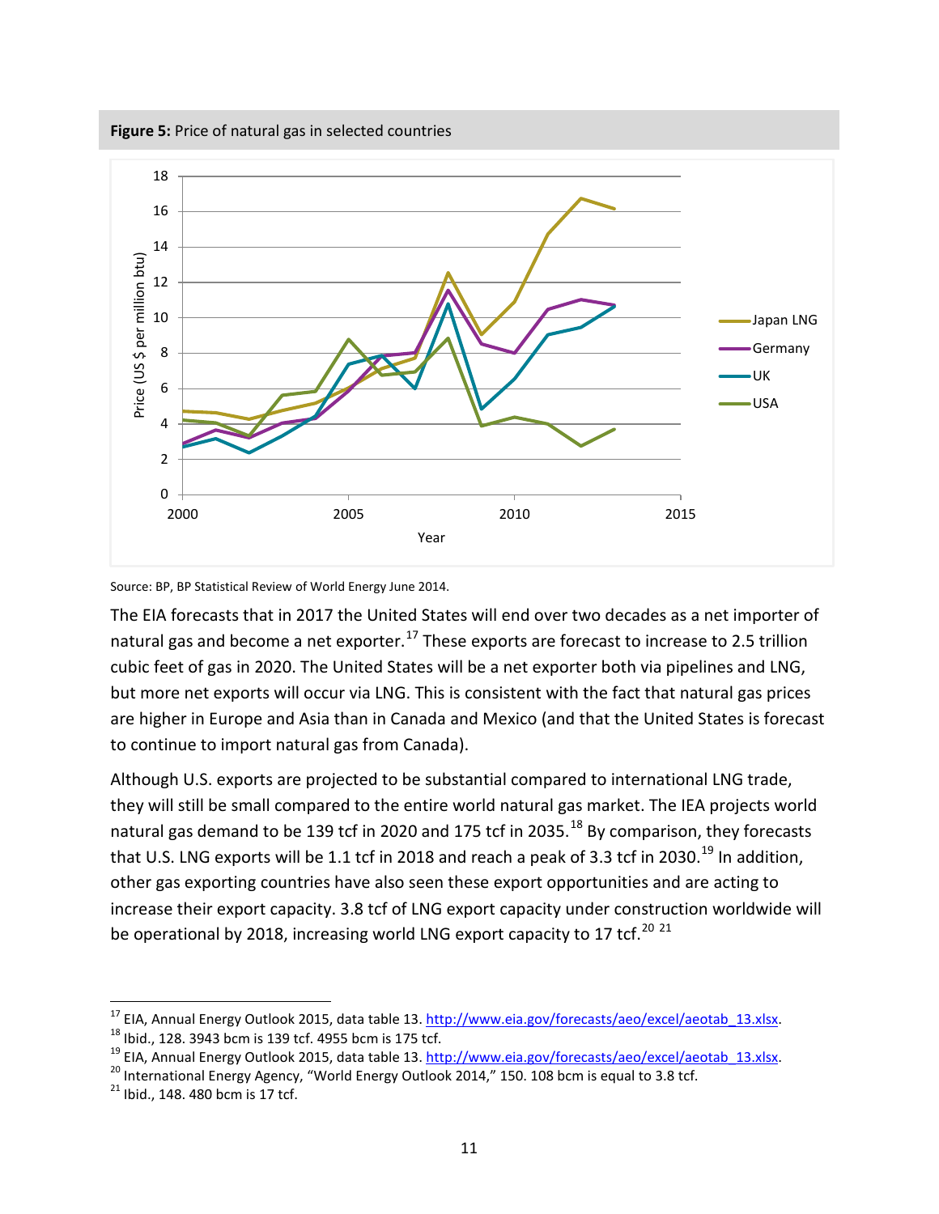**Figure 5:** Price of natural gas in selected countries

Source: BP, BP Statistical Review of World Energy June 2014.

The EIA forecasts that in 2017 the United States will end over two decades as a net importer of natural gas and become a net exporter.[17] These exports are forecast to increase to 2.5 trillion cubic feet of gas in 2020. The United States will be a net exporter both via pipelines and LNG, but more net exports will occur via LNG. This is consistent with the fact that natural gas prices are higher in Europe and Asia than in Canada and Mexico (and that the United States is forecast to continue to import natural gas from Canada).

Although U.S. exports are projected to be substantial compared to international LNG trade, they will still be small compared to the entire world natural gas market. The IEA projects world natural gas demand to be 139 tcf in 2020 and 175 tcf in 2035.[18] By comparison, they forecasts that U.S. LNG exports will be 1.1 tcf in 2018 and reach a peak of 3.3 tcf in 2030.[19] In addition, other gas exporting countries have also seen these export opportunities and are acting to increase their export capacity. 3.8 tcf of LNG export capacity under construction worldwide will be operational by 2018, increasing world LNG export capacity to 17 tcf.[20] [21]

---

[17] EIA, Annual Energy Outlook 2015, data table 13. http://www.eia.gov/forecasts/aeo/excel/aeotab_13.xlsx.

[18] Ibid., 128. 3943 bcm is 139 tcf. 4955 bcm is 175 tcf.

[19] EIA, Annual Energy Outlook 2015, data table 13. http://www.eia.gov/forecasts/aeo/excel/aeotab_13.xlsx.

[20] International Energy Agency, "World Energy Outlook 2014," 150. 108 bcm is equal to 3.8 tcf.

[21] Ibid., 148. 480 bcm is 17 tcf.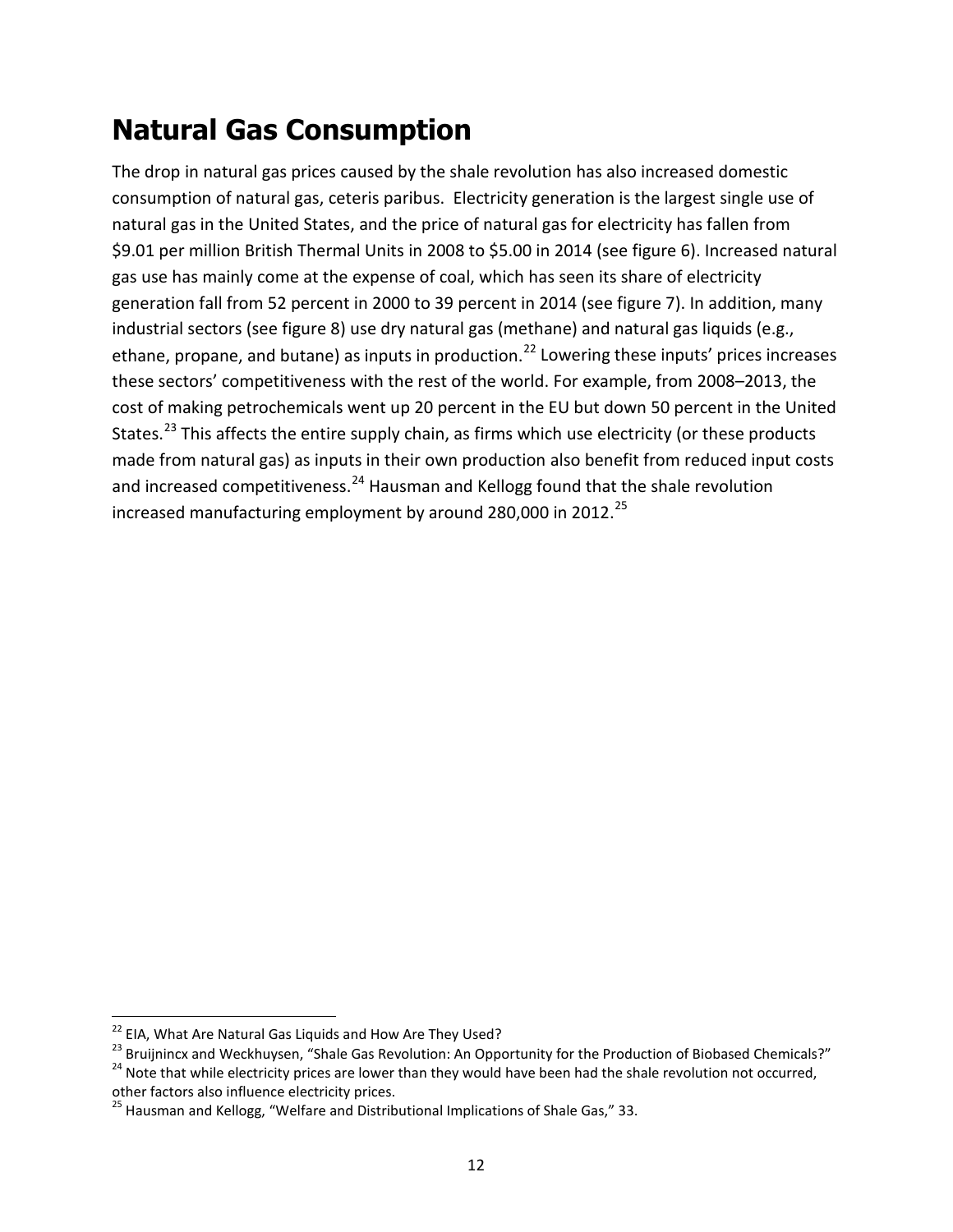# Natural Gas Consumption

The drop in natural gas prices caused by the shale revolution has also increased domestic consumption of natural gas, ceteris paribus. Electricity generation is the largest single use of natural gas in the United States, and the price of natural gas for electricity has fallen from $9.01 per million British Thermal Units in 2008 to $5.00 in 2014 (see figure 6). Increased natural gas use has mainly come at the expense of coal, which has seen its share of electricity generation fall from 52 percent in 2000 to 39 percent in 2014 (see figure 7). In addition, many industrial sectors (see figure 8) use dry natural gas (methane) and natural gas liquids (e.g., ethane, propane, and butane) as inputs in production.[22] Lowering these inputs' prices increases these sectors' competitiveness with the rest of the world. For example, from 2008–2013, the cost of making petrochemicals went up 20 percent in the EU but down 50 percent in the United States.[23] This affects the entire supply chain, as firms which use electricity (or these products made from natural gas) as inputs in their own production also benefit from reduced input costs and increased competitiveness.[24] Hausman and Kellogg found that the shale revolution increased manufacturing employment by around 280,000 in 2012.[25]

[22] EIA, What Are Natural Gas Liquids and How Are They Used?

[23] Bruijnincx and Weckhuysen, "Shale Gas Revolution: An Opportunity for the Production of Biobased Chemicals?"

[24] Note that while electricity prices are lower than they would have been had the shale revolution not occurred, other factors also influence electricity prices.

[25] Hausman and Kellogg, "Welfare and Distributional Implications of Shale Gas," 33.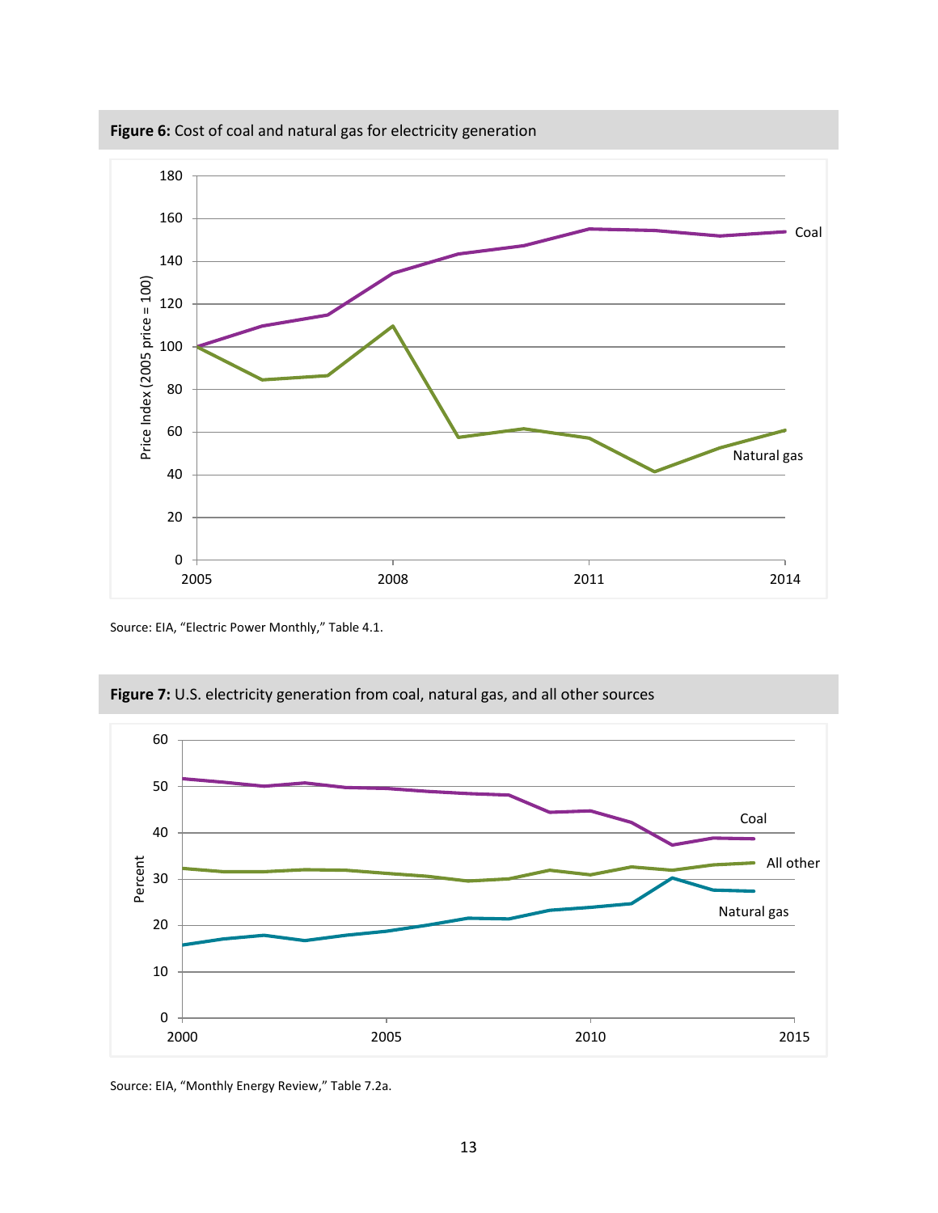**Figure 6:** Cost of coal and natural gas for electricity generation

Source: EIA, "Electric Power Monthly," Table 4.1.

**Figure 7:** U.S. electricity generation from coal, natural gas, and all other sources

Source: EIA, "Monthly Energy Review," Table 7.2a.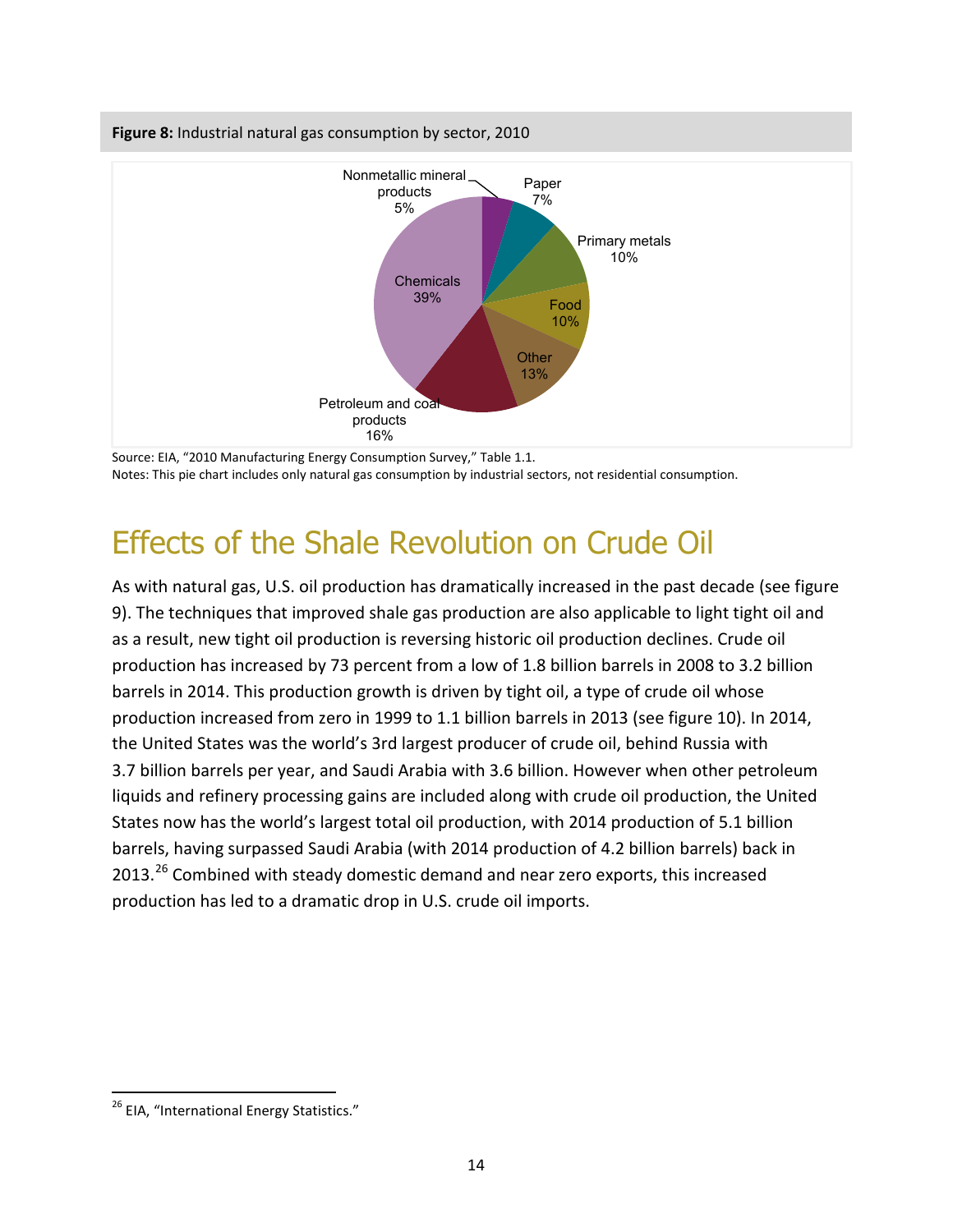**Figure 8:** Industrial natural gas consumption by sector, 2010

Source: EIA, "2010 Manufacturing Energy Consumption Survey," Table 1.1.
Notes: This pie chart includes only natural gas consumption by industrial sectors, not residential consumption.

# Effects of the Shale Revolution on Crude Oil

As with natural gas, U.S. oil production has dramatically increased in the past decade (see figure 9). The techniques that improved shale gas production are also applicable to light tight oil and as a result, new tight oil production is reversing historic oil production declines. Crude oil production has increased by 73 percent from a low of 1.8 billion barrels in 2008 to 3.2 billion barrels in 2014. This production growth is driven by tight oil, a type of crude oil whose production increased from zero in 1999 to 1.1 billion barrels in 2013 (see figure 10). In 2014, the United States was the world's 3rd largest producer of crude oil, behind Russia with 3.7 billion barrels per year, and Saudi Arabia with 3.6 billion. However when other petroleum liquids and refinery processing gains are included along with crude oil production, the United States now has the world's largest total oil production, with 2014 production of 5.1 billion barrels, having surpassed Saudi Arabia (with 2014 production of 4.2 billion barrels) back in 2013.[26] Combined with steady domestic demand and near zero exports, this increased production has led to a dramatic drop in U.S. crude oil imports.

[26] EIA, "International Energy Statistics."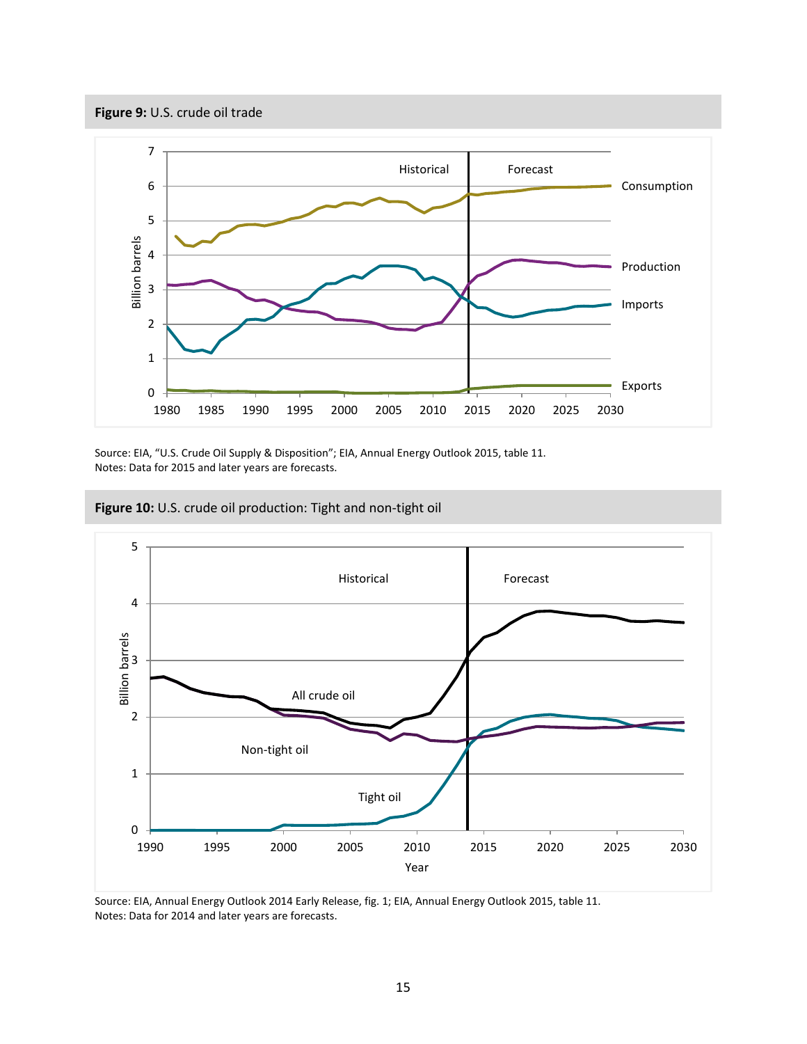**Figure 9:** U.S. crude oil trade

Source: EIA, "U.S. Crude Oil Supply & Disposition"; EIA, Annual Energy Outlook 2015, table 11.
Notes: Data for 2015 and later years are forecasts.

**Figure 10:** U.S. crude oil production: Tight and non-tight oil

Source: EIA, Annual Energy Outlook 2014 Early Release, fig. 1; EIA, Annual Energy Outlook 2015, table 11.
Notes: Data for 2014 and later years are forecasts.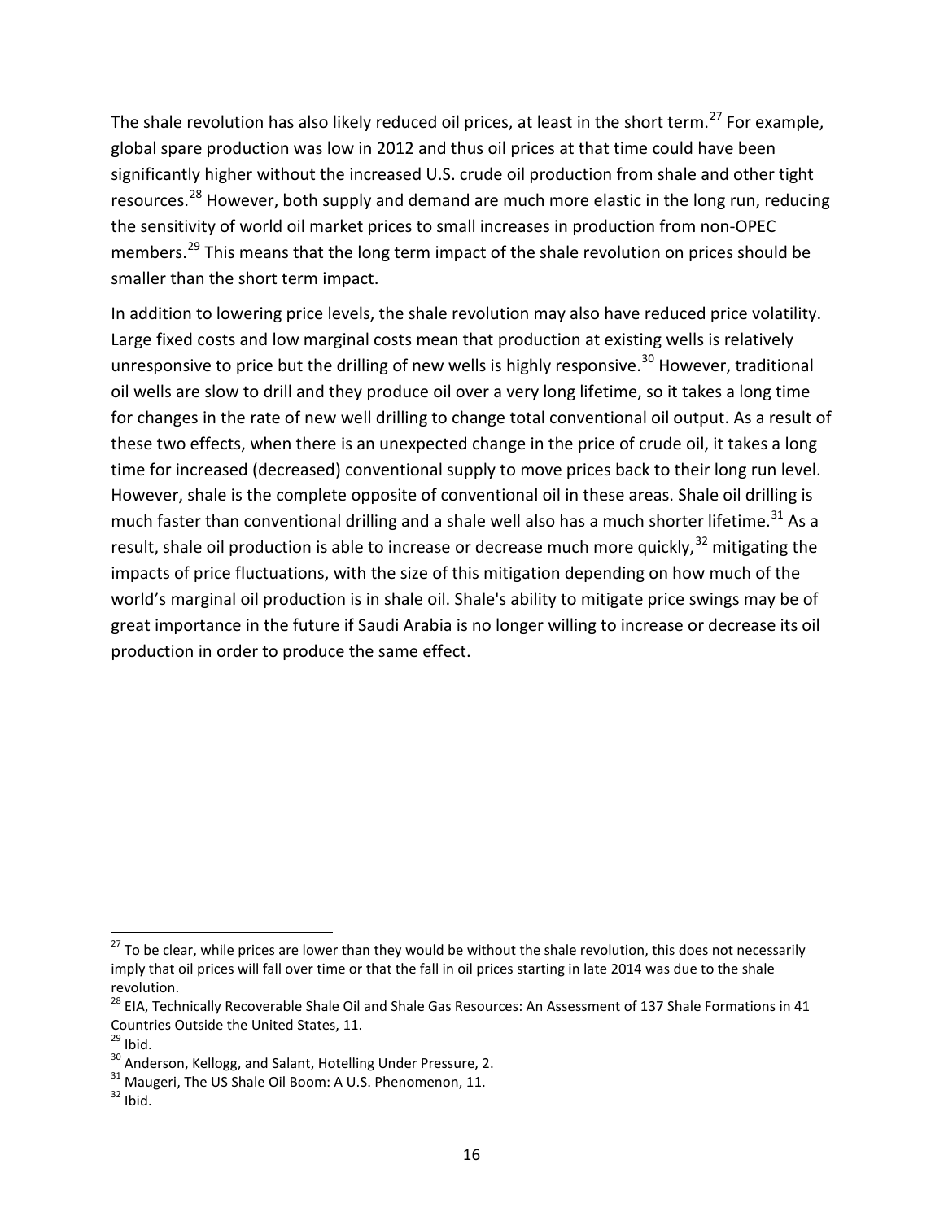The shale revolution has also likely reduced oil prices, at least in the short term.[27] For example, global spare production was low in 2012 and thus oil prices at that time could have been significantly higher without the increased U.S. crude oil production from shale and other tight resources.[28] However, both supply and demand are much more elastic in the long run, reducing the sensitivity of world oil market prices to small increases in production from non-OPEC members.[29] This means that the long term impact of the shale revolution on prices should be smaller than the short term impact.

In addition to lowering price levels, the shale revolution may also have reduced price volatility. Large fixed costs and low marginal costs mean that production at existing wells is relatively unresponsive to price but the drilling of new wells is highly responsive.[30] However, traditional oil wells are slow to drill and they produce oil over a very long lifetime, so it takes a long time for changes in the rate of new well drilling to change total conventional oil output. As a result of these two effects, when there is an unexpected change in the price of crude oil, it takes a long time for increased (decreased) conventional supply to move prices back to their long run level. However, shale is the complete opposite of conventional oil in these areas. Shale oil drilling is much faster than conventional drilling and a shale well also has a much shorter lifetime.[31] As a result, shale oil production is able to increase or decrease much more quickly,[32] mitigating the impacts of price fluctuations, with the size of this mitigation depending on how much of the world's marginal oil production is in shale oil. Shale's ability to mitigate price swings may be of great importance in the future if Saudi Arabia is no longer willing to increase or decrease its oil production in order to produce the same effect.

---

[27] To be clear, while prices are lower than they would be without the shale revolution, this does not necessarily imply that oil prices will fall over time or that the fall in oil prices starting in late 2014 was due to the shale revolution.

[28] EIA, Technically Recoverable Shale Oil and Shale Gas Resources: An Assessment of 137 Shale Formations in 41 Countries Outside the United States, 11.

[29] Ibid.

[30] Anderson, Kellogg, and Salant, Hotelling Under Pressure, 2.

[31] Maugeri, The US Shale Oil Boom: A U.S. Phenomenon, 11.

[32] Ibid.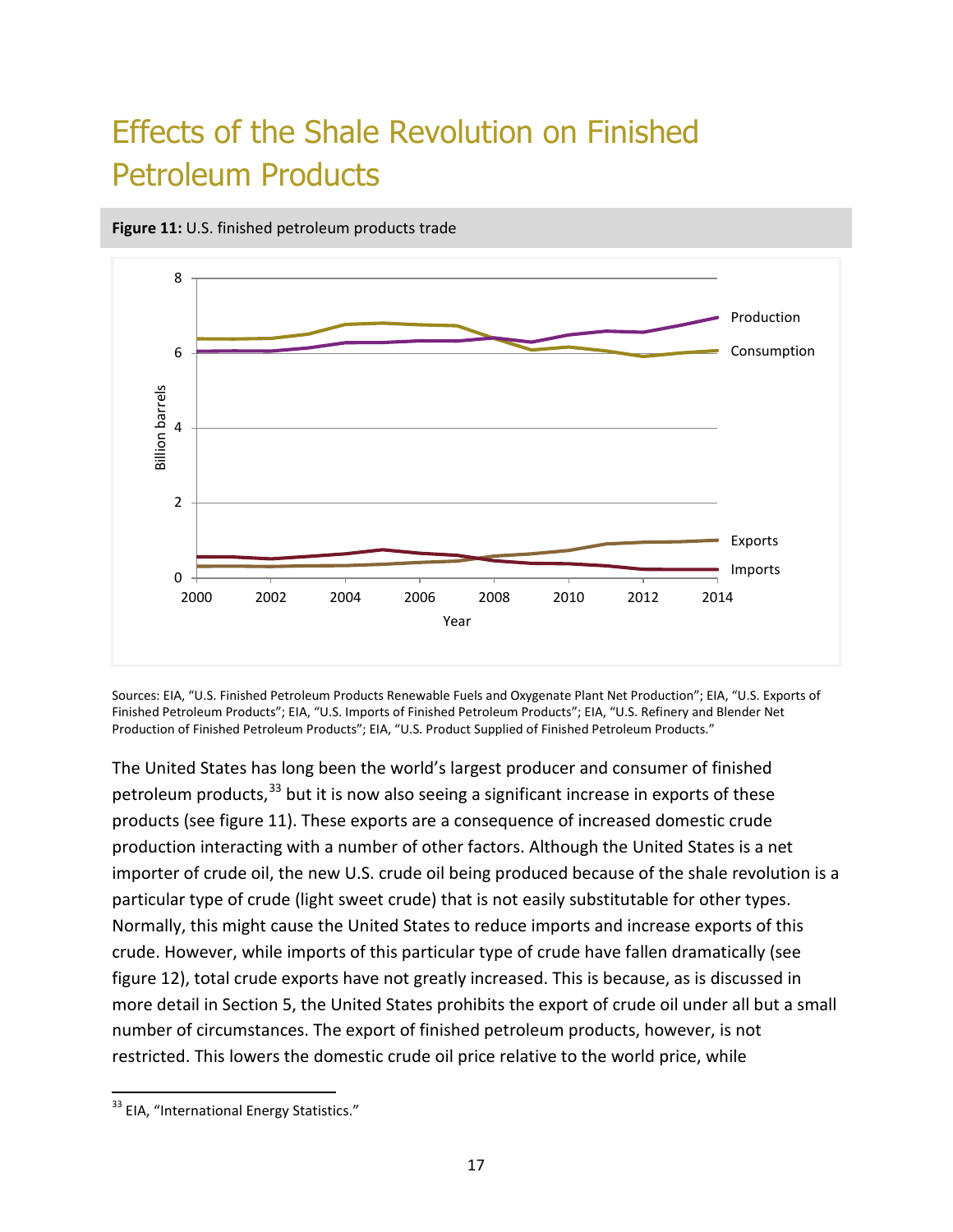# Effects of the Shale Revolution on Finished Petroleum Products

**Figure 11:** U.S. finished petroleum products trade

Sources: EIA, "U.S. Finished Petroleum Products Renewable Fuels and Oxygenate Plant Net Production"; EIA, "U.S. Exports of Finished Petroleum Products"; EIA, "U.S. Imports of Finished Petroleum Products"; EIA, "U.S. Refinery and Blender Net Production of Finished Petroleum Products"; EIA, "U.S. Product Supplied of Finished Petroleum Products."

The United States has long been the world's largest producer and consumer of finished petroleum products,[33] but it is now also seeing a significant increase in exports of these products (see figure 11). These exports are a consequence of increased domestic crude production interacting with a number of other factors. Although the United States is a net importer of crude oil, the new U.S. crude oil being produced because of the shale revolution is a particular type of crude (light sweet crude) that is not easily substitutable for other types. Normally, this might cause the United States to reduce imports and increase exports of this crude. However, while imports of this particular type of crude have fallen dramatically (see figure 12), total crude exports have not greatly increased. This is because, as is discussed in more detail in Section 5, the United States prohibits the export of crude oil under all but a small number of circumstances. The export of finished petroleum products, however, is not restricted. This lowers the domestic crude oil price relative to the world price, while

[33] EIA, "International Energy Statistics."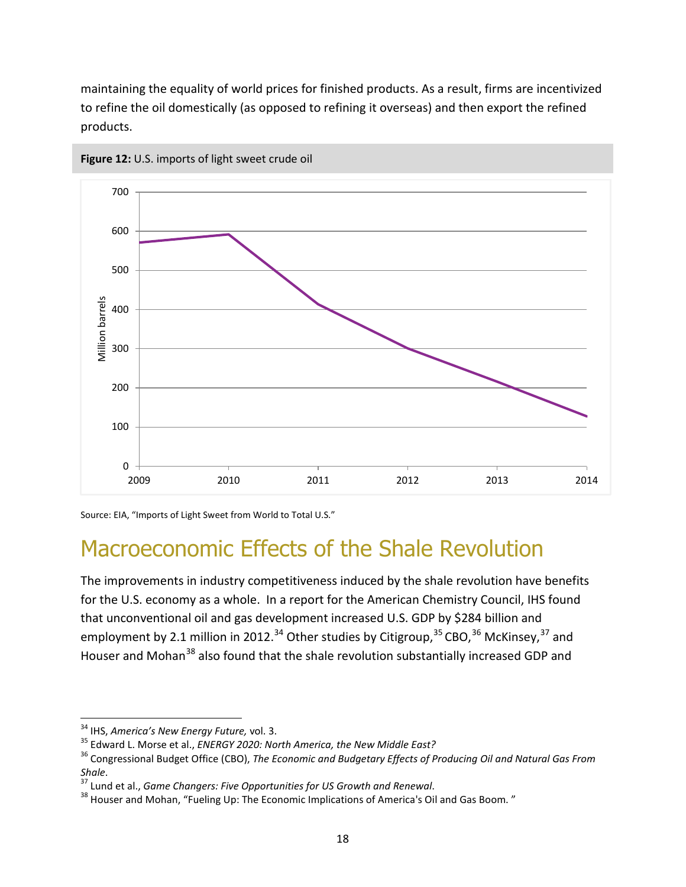maintaining the equality of world prices for finished products. As a result, firms are incentivized to refine the oil domestically (as opposed to refining it overseas) and then export the refined products.

**Figure 12:** U.S. imports of light sweet crude oil

Source: EIA, "Imports of Light Sweet from World to Total U.S."

# Macroeconomic Effects of the Shale Revolution

The improvements in industry competitiveness induced by the shale revolution have benefits for the U.S. economy as a whole. In a report for the American Chemistry Council, IHS found that unconventional oil and gas development increased U.S. GDP by $284 billion and employment by 2.1 million in 2012.[34] Other studies by Citigroup,[35] CBO,[36] McKinsey,[37] and Houser and Mohan[38] also found that the shale revolution substantially increased GDP and

---

[34] IHS, *America's New Energy Future,* vol. 3.

[35] Edward L. Morse et al., *ENERGY 2020: North America, the New Middle East?*

[36] Congressional Budget Office (CBO), *The Economic and Budgetary Effects of Producing Oil and Natural Gas From Shale*.

[37] Lund et al., *Game Changers: Five Opportunities for US Growth and Renewal.*

[38] Houser and Mohan, "Fueling Up: The Economic Implications of America's Oil and Gas Boom. "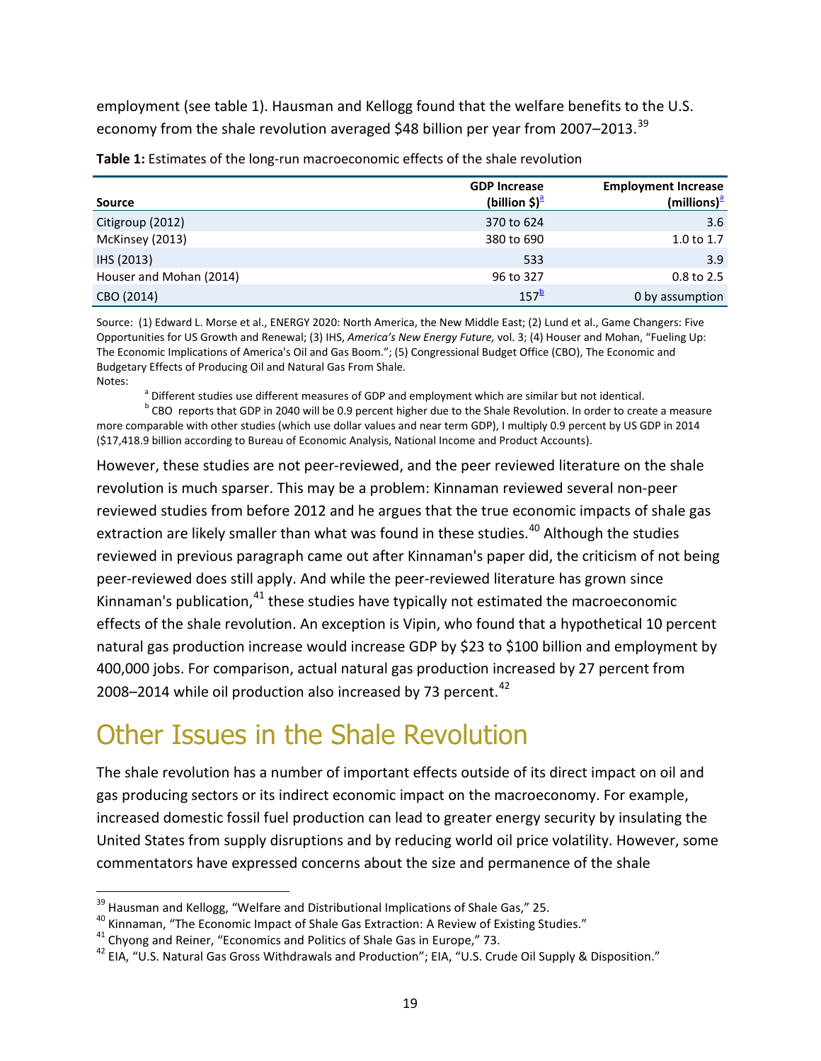employment (see table 1). Hausman and Kellogg found that the welfare benefits to the U.S. economy from the shale revolution averaged $48 billion per year from 2007–2013.[39]

**Table 1:** Estimates of the long-run macroeconomic effects of the shale revolution

| Source | GDP Increase (billion $)[a] | Employment Increase (millions)[a] |
|---|---|---|
| Citigroup (2012) | 370 to 624 | 3.6 |
| McKinsey (2013) | 380 to 690 | 1.0 to 1.7 |
| IHS (2013) | 533 | 3.9 |
| Houser and Mohan (2014) | 96 to 327 | 0.8 to 2.5 |
| CBO (2014) | 157[b] | 0 by assumption |

Source: (1) Edward L. Morse et al., ENERGY 2020: North America, the New Middle East; (2) Lund et al., Game Changers: Five Opportunities for US Growth and Renewal; (3) IHS, *America's New Energy Future,* vol. 3; (4) Houser and Mohan, "Fueling Up: The Economic Implications of America's Oil and Gas Boom."; (5) Congressional Budget Office (CBO), The Economic and Budgetary Effects of Producing Oil and Natural Gas From Shale.

Notes:

[a] Different studies use different measures of GDP and employment which are similar but not identical.

[b] CBO reports that GDP in 2040 will be 0.9 percent higher due to the Shale Revolution. In order to create a measure more comparable with other studies (which use dollar values and near term GDP), I multiply 0.9 percent by US GDP in 2014 ($17,418.9 billion according to Bureau of Economic Analysis, National Income and Product Accounts).

However, these studies are not peer-reviewed, and the peer reviewed literature on the shale revolution is much sparser. This may be a problem: Kinnaman reviewed several non-peer reviewed studies from before 2012 and he argues that the true economic impacts of shale gas extraction are likely smaller than what was found in these studies.[40] Although the studies reviewed in previous paragraph came out after Kinnaman's paper did, the criticism of not being peer-reviewed does still apply. And while the peer-reviewed literature has grown since Kinnaman's publication,[41] these studies have typically not estimated the macroeconomic effects of the shale revolution. An exception is Vipin, who found that a hypothetical 10 percent natural gas production increase would increase GDP by $23 to $100 billion and employment by 400,000 jobs. For comparison, actual natural gas production increased by 27 percent from 2008–2014 while oil production also increased by 73 percent.[42]

# Other Issues in the Shale Revolution

The shale revolution has a number of important effects outside of its direct impact on oil and gas producing sectors or its indirect economic impact on the macroeconomy. For example, increased domestic fossil fuel production can lead to greater energy security by insulating the United States from supply disruptions and by reducing world oil price volatility. However, some commentators have expressed concerns about the size and permanence of the shale

[39] Hausman and Kellogg, "Welfare and Distributional Implications of Shale Gas," 25.

[40] Kinnaman, "The Economic Impact of Shale Gas Extraction: A Review of Existing Studies."

[41] Chyong and Reiner, "Economics and Politics of Shale Gas in Europe," 73.

[42] EIA, "U.S. Natural Gas Gross Withdrawals and Production"; EIA, "U.S. Crude Oil Supply & Disposition."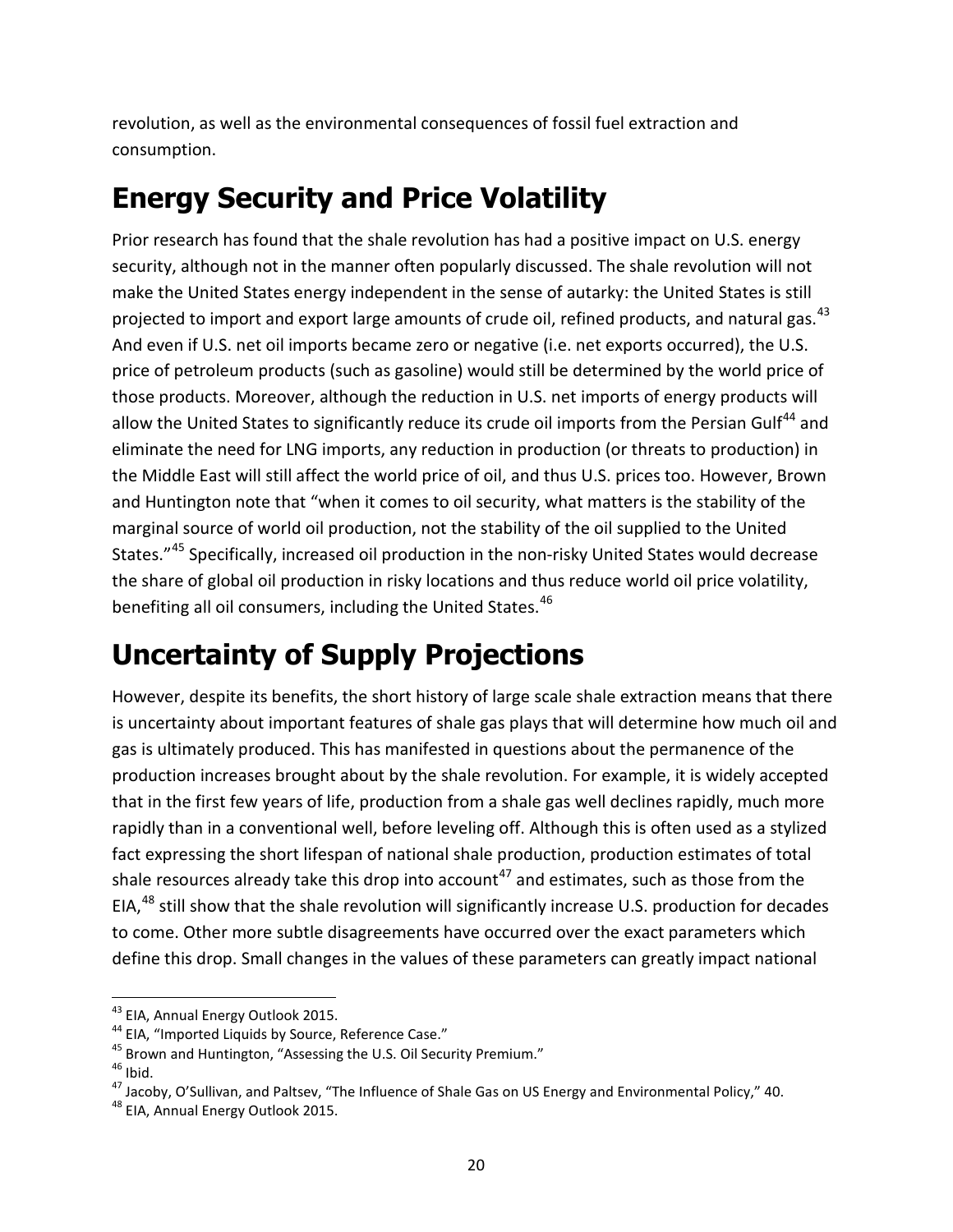revolution, as well as the environmental consequences of fossil fuel extraction and consumption.

# Energy Security and Price Volatility

Prior research has found that the shale revolution has had a positive impact on U.S. energy security, although not in the manner often popularly discussed. The shale revolution will not make the United States energy independent in the sense of autarky: the United States is still projected to import and export large amounts of crude oil, refined products, and natural gas.[43] And even if U.S. net oil imports became zero or negative (i.e. net exports occurred), the U.S. price of petroleum products (such as gasoline) would still be determined by the world price of those products. Moreover, although the reduction in U.S. net imports of energy products will allow the United States to significantly reduce its crude oil imports from the Persian Gulf[44] and eliminate the need for LNG imports, any reduction in production (or threats to production) in the Middle East will still affect the world price of oil, and thus U.S. prices too. However, Brown and Huntington note that "when it comes to oil security, what matters is the stability of the marginal source of world oil production, not the stability of the oil supplied to the United States."[45] Specifically, increased oil production in the non-risky United States would decrease the share of global oil production in risky locations and thus reduce world oil price volatility, benefiting all oil consumers, including the United States.[46]

# Uncertainty of Supply Projections

However, despite its benefits, the short history of large scale shale extraction means that there is uncertainty about important features of shale gas plays that will determine how much oil and gas is ultimately produced. This has manifested in questions about the permanence of the production increases brought about by the shale revolution. For example, it is widely accepted that in the first few years of life, production from a shale gas well declines rapidly, much more rapidly than in a conventional well, before leveling off. Although this is often used as a stylized fact expressing the short lifespan of national shale production, production estimates of total shale resources already take this drop into account[47] and estimates, such as those from the EIA,[48] still show that the shale revolution will significantly increase U.S. production for decades to come. Other more subtle disagreements have occurred over the exact parameters which define this drop. Small changes in the values of these parameters can greatly impact national

[43] EIA, Annual Energy Outlook 2015.
[44] EIA, "Imported Liquids by Source, Reference Case."
[45] Brown and Huntington, "Assessing the U.S. Oil Security Premium."
[46] Ibid.
[47] Jacoby, O'Sullivan, and Paltsev, "The Influence of Shale Gas on US Energy and Environmental Policy," 40.
[48] EIA, Annual Energy Outlook 2015.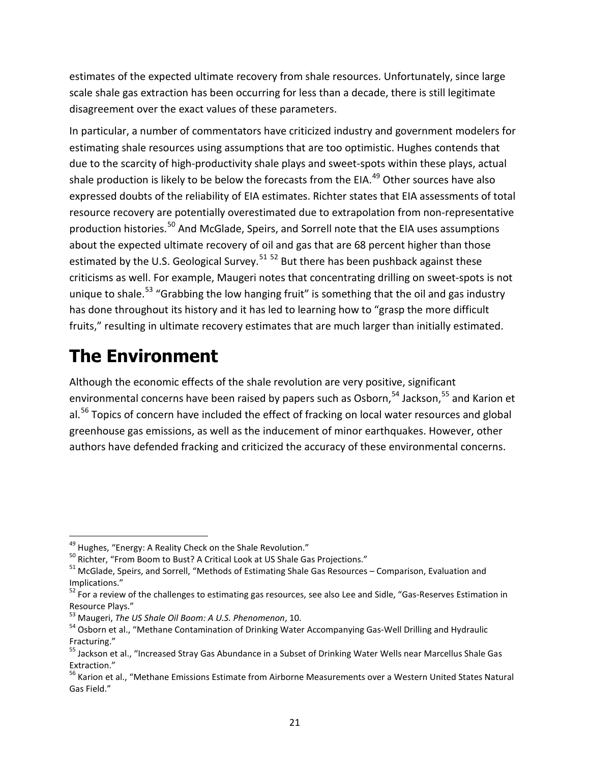estimates of the expected ultimate recovery from shale resources. Unfortunately, since large scale shale gas extraction has been occurring for less than a decade, there is still legitimate disagreement over the exact values of these parameters.

In particular, a number of commentators have criticized industry and government modelers for estimating shale resources using assumptions that are too optimistic. Hughes contends that due to the scarcity of high-productivity shale plays and sweet-spots within these plays, actual shale production is likely to be below the forecasts from the EIA.[49] Other sources have also expressed doubts of the reliability of EIA estimates. Richter states that EIA assessments of total resource recovery are potentially overestimated due to extrapolation from non-representative production histories.[50] And McGlade, Speirs, and Sorrell note that the EIA uses assumptions about the expected ultimate recovery of oil and gas that are 68 percent higher than those estimated by the U.S. Geological Survey.[51] [52] But there has been pushback against these criticisms as well. For example, Maugeri notes that concentrating drilling on sweet-spots is not unique to shale.[53] "Grabbing the low hanging fruit" is something that the oil and gas industry has done throughout its history and it has led to learning how to "grasp the more difficult fruits," resulting in ultimate recovery estimates that are much larger than initially estimated.

# The Environment

Although the economic effects of the shale revolution are very positive, significant environmental concerns have been raised by papers such as Osborn,[54] Jackson,[55] and Karion et al.[56] Topics of concern have included the effect of fracking on local water resources and global greenhouse gas emissions, as well as the inducement of minor earthquakes. However, other authors have defended fracking and criticized the accuracy of these environmental concerns.

---

[49] Hughes, "Energy: A Reality Check on the Shale Revolution."

[50] Richter, "From Boom to Bust? A Critical Look at US Shale Gas Projections."

[51] McGlade, Speirs, and Sorrell, "Methods of Estimating Shale Gas Resources – Comparison, Evaluation and Implications."

[52] For a review of the challenges to estimating gas resources, see also Lee and Sidle, "Gas-Reserves Estimation in Resource Plays."

[53] Maugeri, *The US Shale Oil Boom: A U.S. Phenomenon*, 10.

[54] Osborn et al., "Methane Contamination of Drinking Water Accompanying Gas-Well Drilling and Hydraulic Fracturing."

[55] Jackson et al., "Increased Stray Gas Abundance in a Subset of Drinking Water Wells near Marcellus Shale Gas Extraction."

[56] Karion et al., "Methane Emissions Estimate from Airborne Measurements over a Western United States Natural Gas Field."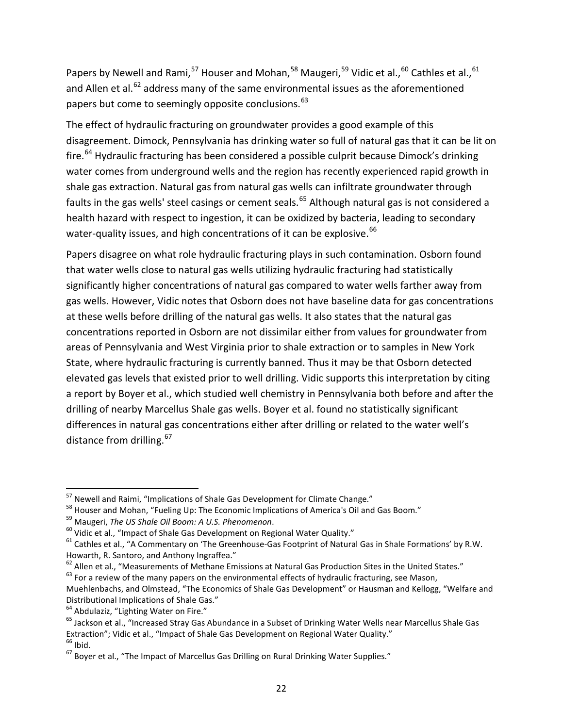Papers by Newell and Rami,[57] Houser and Mohan,[58] Maugeri,[59] Vidic et al.,[60] Cathles et al.,[61] and Allen et al.[62] address many of the same environmental issues as the aforementioned papers but come to seemingly opposite conclusions.[63]

The effect of hydraulic fracturing on groundwater provides a good example of this disagreement. Dimock, Pennsylvania has drinking water so full of natural gas that it can be lit on fire.[64] Hydraulic fracturing has been considered a possible culprit because Dimock's drinking water comes from underground wells and the region has recently experienced rapid growth in shale gas extraction. Natural gas from natural gas wells can infiltrate groundwater through faults in the gas wells' steel casings or cement seals.[65] Although natural gas is not considered a health hazard with respect to ingestion, it can be oxidized by bacteria, leading to secondary water-quality issues, and high concentrations of it can be explosive.[66]

Papers disagree on what role hydraulic fracturing plays in such contamination. Osborn found that water wells close to natural gas wells utilizing hydraulic fracturing had statistically significantly higher concentrations of natural gas compared to water wells farther away from gas wells. However, Vidic notes that Osborn does not have baseline data for gas concentrations at these wells before drilling of the natural gas wells. It also states that the natural gas concentrations reported in Osborn are not dissimilar either from values for groundwater from areas of Pennsylvania and West Virginia prior to shale extraction or to samples in New York State, where hydraulic fracturing is currently banned. Thus it may be that Osborn detected elevated gas levels that existed prior to well drilling. Vidic supports this interpretation by citing a report by Boyer et al., which studied well chemistry in Pennsylvania both before and after the drilling of nearby Marcellus Shale gas wells. Boyer et al. found no statistically significant differences in natural gas concentrations either after drilling or related to the water well's distance from drilling.[67]

---

[57] Newell and Raimi, "Implications of Shale Gas Development for Climate Change."

[58] Houser and Mohan, "Fueling Up: The Economic Implications of America's Oil and Gas Boom."

[59] Maugeri, *The US Shale Oil Boom: A U.S. Phenomenon*.

[60] Vidic et al., "Impact of Shale Gas Development on Regional Water Quality."

[61] Cathles et al., "A Commentary on 'The Greenhouse-Gas Footprint of Natural Gas in Shale Formations' by R.W. Howarth, R. Santoro, and Anthony Ingraffea."

[62] Allen et al., "Measurements of Methane Emissions at Natural Gas Production Sites in the United States."

[63] For a review of the many papers on the environmental effects of hydraulic fracturing, see Mason, Muehlenbachs, and Olmstead, "The Economics of Shale Gas Development" or Hausman and Kellogg, "Welfare and Distributional Implications of Shale Gas."

[64] Abdulaziz, "Lighting Water on Fire."

[65] Jackson et al., "Increased Stray Gas Abundance in a Subset of Drinking Water Wells near Marcellus Shale Gas Extraction"; Vidic et al., "Impact of Shale Gas Development on Regional Water Quality."

[66] Ibid.

[67] Boyer et al., "The Impact of Marcellus Gas Drilling on Rural Drinking Water Supplies."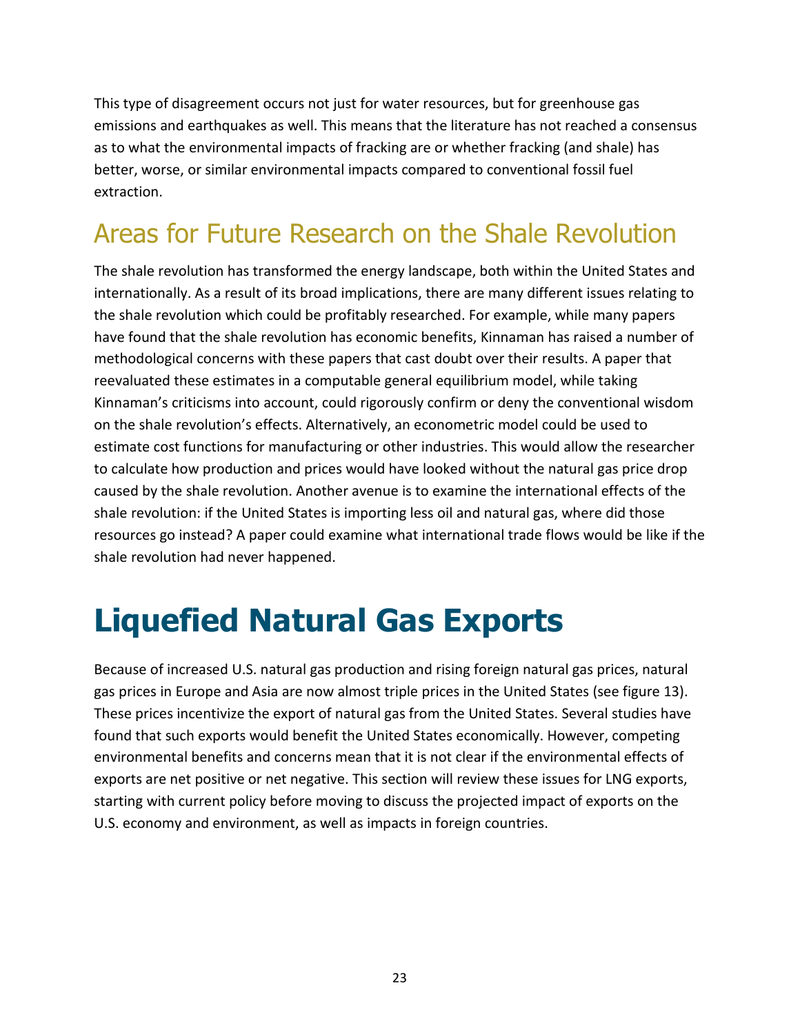This type of disagreement occurs not just for water resources, but for greenhouse gas emissions and earthquakes as well. This means that the literature has not reached a consensus as to what the environmental impacts of fracking are or whether fracking (and shale) has better, worse, or similar environmental impacts compared to conventional fossil fuel extraction.

## Areas for Future Research on the Shale Revolution

The shale revolution has transformed the energy landscape, both within the United States and internationally. As a result of its broad implications, there are many different issues relating to the shale revolution which could be profitably researched. For example, while many papers have found that the shale revolution has economic benefits, Kinnaman has raised a number of methodological concerns with these papers that cast doubt over their results. A paper that reevaluated these estimates in a computable general equilibrium model, while taking Kinnaman's criticisms into account, could rigorously confirm or deny the conventional wisdom on the shale revolution's effects. Alternatively, an econometric model could be used to estimate cost functions for manufacturing or other industries. This would allow the researcher to calculate how production and prices would have looked without the natural gas price drop caused by the shale revolution. Another avenue is to examine the international effects of the shale revolution: if the United States is importing less oil and natural gas, where did those resources go instead? A paper could examine what international trade flows would be like if the shale revolution had never happened.

# Liquefied Natural Gas Exports

Because of increased U.S. natural gas production and rising foreign natural gas prices, natural gas prices in Europe and Asia are now almost triple prices in the United States (see figure 13). These prices incentivize the export of natural gas from the United States. Several studies have found that such exports would benefit the United States economically. However, competing environmental benefits and concerns mean that it is not clear if the environmental effects of exports are net positive or net negative. This section will review these issues for LNG exports, starting with current policy before moving to discuss the projected impact of exports on the U.S. economy and environment, as well as impacts in foreign countries.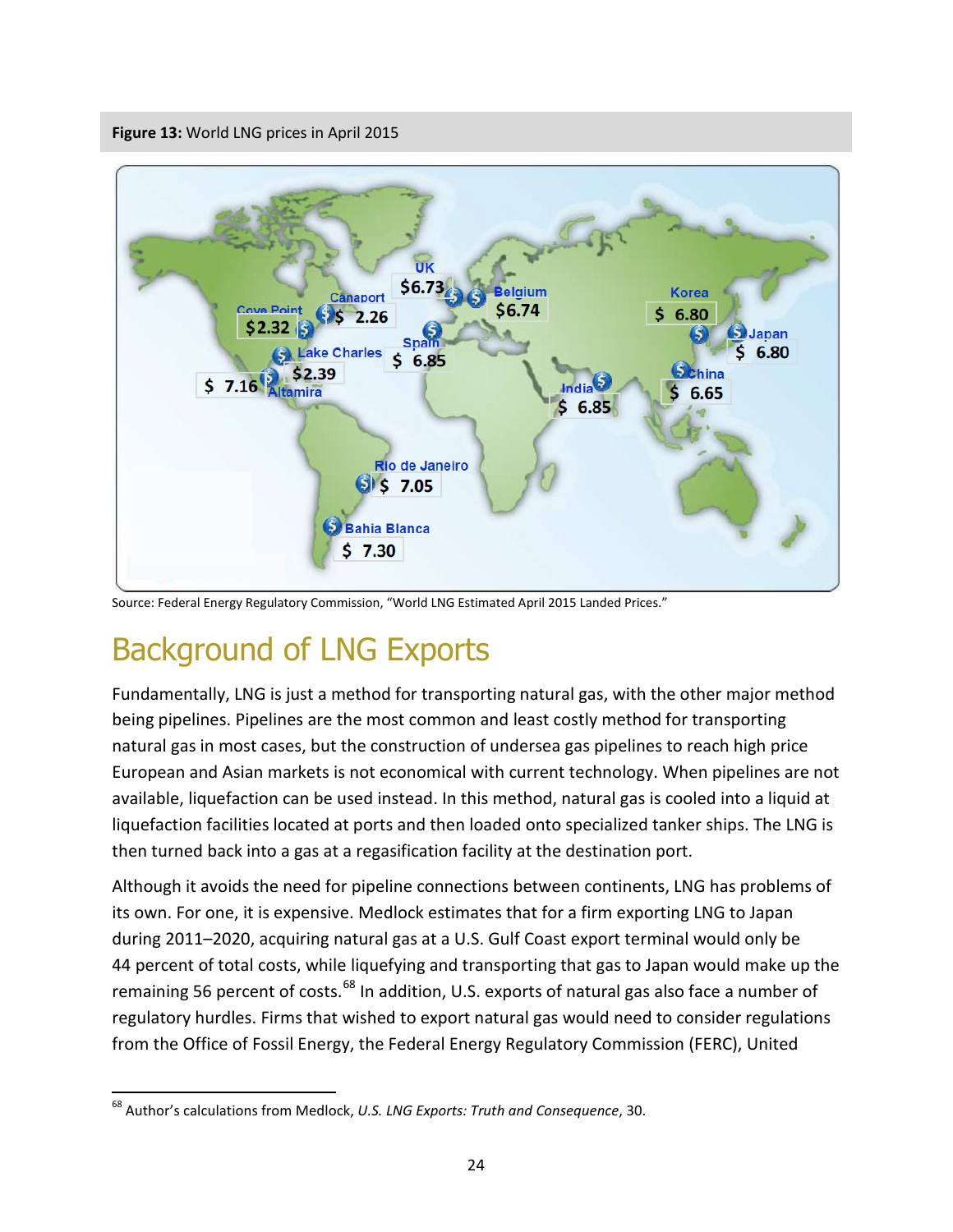**Figure 13:** World LNG prices in April 2015

Source: Federal Energy Regulatory Commission, "World LNG Estimated April 2015 Landed Prices."

# Background of LNG Exports

Fundamentally, LNG is just a method for transporting natural gas, with the other major method being pipelines. Pipelines are the most common and least costly method for transporting natural gas in most cases, but the construction of undersea gas pipelines to reach high price European and Asian markets is not economical with current technology. When pipelines are not available, liquefaction can be used instead. In this method, natural gas is cooled into a liquid at liquefaction facilities located at ports and then loaded onto specialized tanker ships. The LNG is then turned back into a gas at a regasification facility at the destination port.

Although it avoids the need for pipeline connections between continents, LNG has problems of its own. For one, it is expensive. Medlock estimates that for a firm exporting LNG to Japan during 2011–2020, acquiring natural gas at a U.S. Gulf Coast export terminal would only be 44 percent of total costs, while liquefying and transporting that gas to Japan would make up the remaining 56 percent of costs.[68] In addition, U.S. exports of natural gas also face a number of regulatory hurdles. Firms that wished to export natural gas would need to consider regulations from the Office of Fossil Energy, the Federal Energy Regulatory Commission (FERC), United

[68] Author's calculations from Medlock, *U.S. LNG Exports: Truth and Consequence*, 30.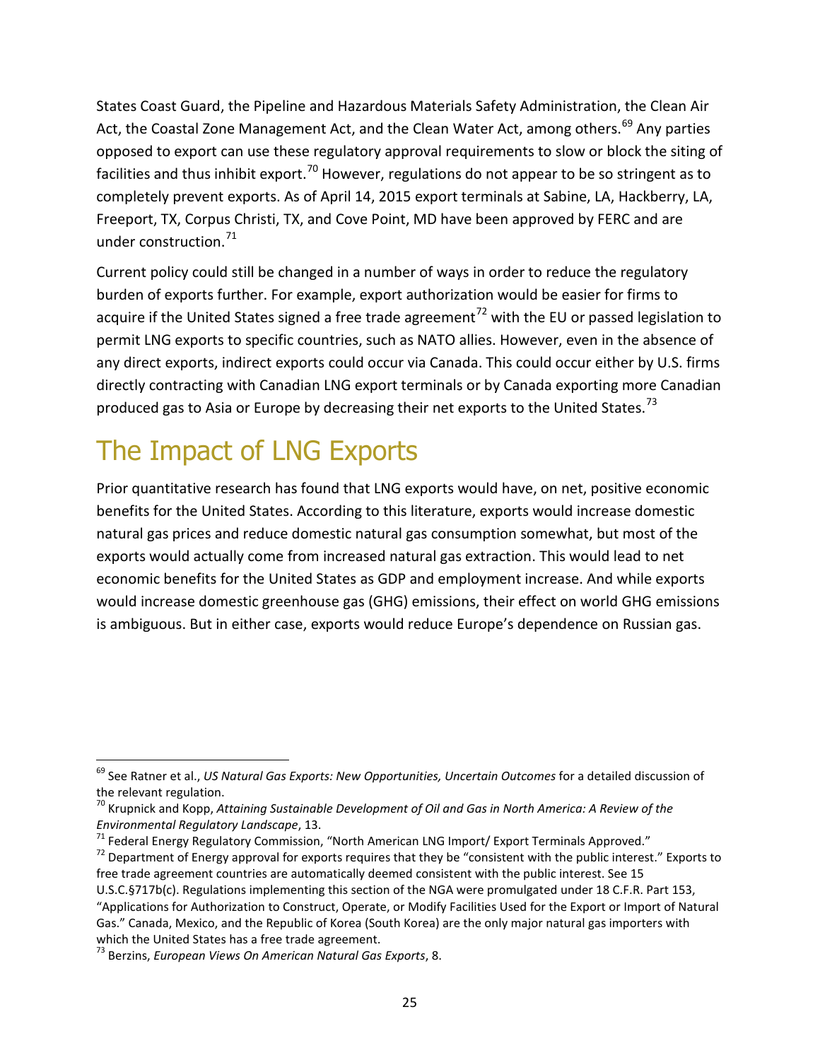States Coast Guard, the Pipeline and Hazardous Materials Safety Administration, the Clean Air Act, the Coastal Zone Management Act, and the Clean Water Act, among others.[69] Any parties opposed to export can use these regulatory approval requirements to slow or block the siting of facilities and thus inhibit export.[70] However, regulations do not appear to be so stringent as to completely prevent exports. As of April 14, 2015 export terminals at Sabine, LA, Hackberry, LA, Freeport, TX, Corpus Christi, TX, and Cove Point, MD have been approved by FERC and are under construction.[71]

Current policy could still be changed in a number of ways in order to reduce the regulatory burden of exports further. For example, export authorization would be easier for firms to acquire if the United States signed a free trade agreement[72] with the EU or passed legislation to permit LNG exports to specific countries, such as NATO allies. However, even in the absence of any direct exports, indirect exports could occur via Canada. This could occur either by U.S. firms directly contracting with Canadian LNG export terminals or by Canada exporting more Canadian produced gas to Asia or Europe by decreasing their net exports to the United States.[73]

# The Impact of LNG Exports

Prior quantitative research has found that LNG exports would have, on net, positive economic benefits for the United States. According to this literature, exports would increase domestic natural gas prices and reduce domestic natural gas consumption somewhat, but most of the exports would actually come from increased natural gas extraction. This would lead to net economic benefits for the United States as GDP and employment increase. And while exports would increase domestic greenhouse gas (GHG) emissions, their effect on world GHG emissions is ambiguous. But in either case, exports would reduce Europe's dependence on Russian gas.

---

[69] See Ratner et al., *US Natural Gas Exports: New Opportunities, Uncertain Outcomes* for a detailed discussion of the relevant regulation.

[70] Krupnick and Kopp, *Attaining Sustainable Development of Oil and Gas in North America: A Review of the Environmental Regulatory Landscape*, 13.

[71] Federal Energy Regulatory Commission, "North American LNG Import/ Export Terminals Approved."

[72] Department of Energy approval for exports requires that they be "consistent with the public interest." Exports to free trade agreement countries are automatically deemed consistent with the public interest. See 15 U.S.C.§717b(c). Regulations implementing this section of the NGA were promulgated under 18 C.F.R. Part 153, "Applications for Authorization to Construct, Operate, or Modify Facilities Used for the Export or Import of Natural Gas." Canada, Mexico, and the Republic of Korea (South Korea) are the only major natural gas importers with which the United States has a free trade agreement.

[73] Berzins, *European Views On American Natural Gas Exports*, 8.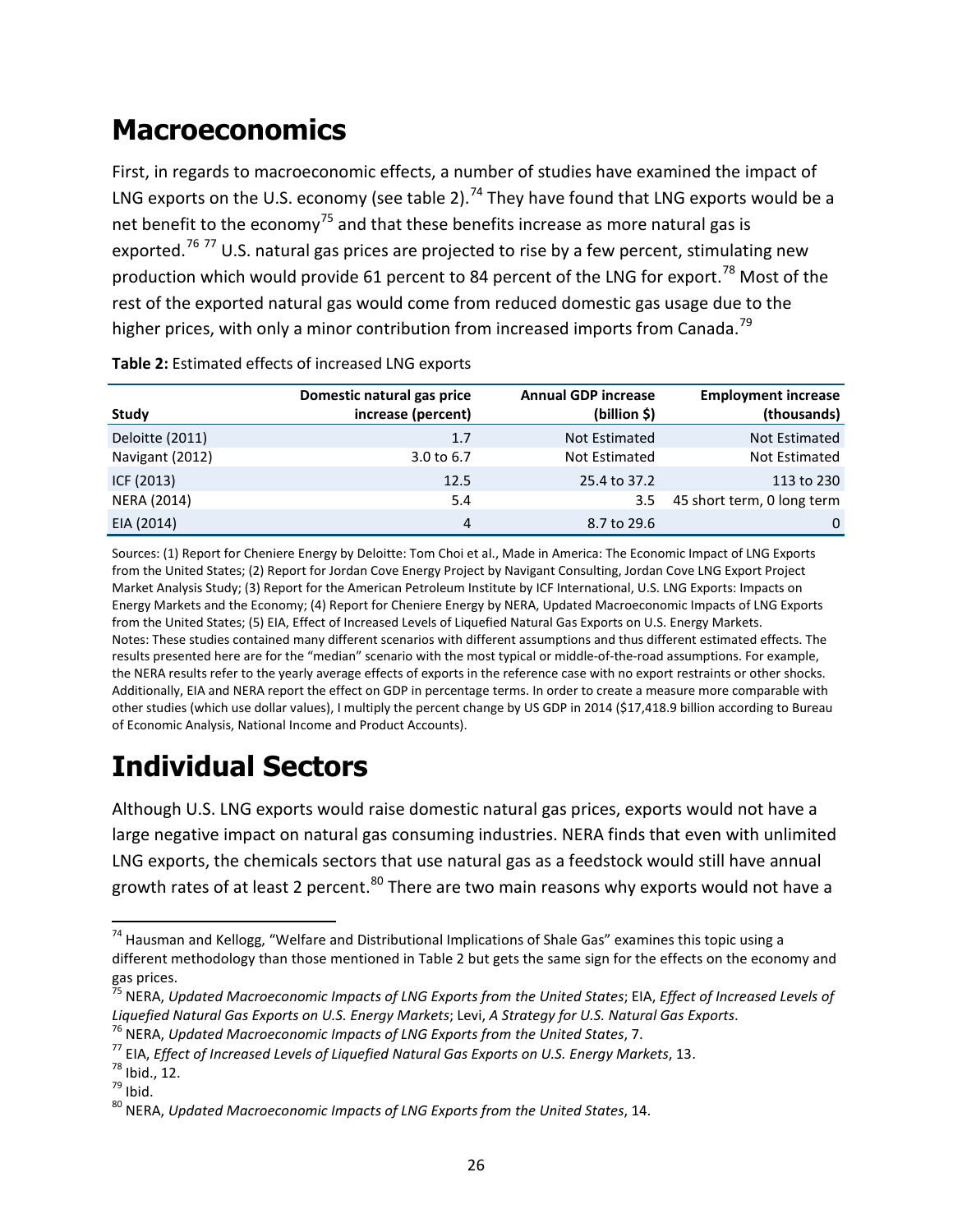# Macroeconomics

First, in regards to macroeconomic effects, a number of studies have examined the impact of LNG exports on the U.S. economy (see table 2).[74] They have found that LNG exports would be a net benefit to the economy[75] and that these benefits increase as more natural gas is exported.[76] [77] U.S. natural gas prices are projected to rise by a few percent, stimulating new production which would provide 61 percent to 84 percent of the LNG for export.[78] Most of the rest of the exported natural gas would come from reduced domestic gas usage due to the higher prices, with only a minor contribution from increased imports from Canada.[79]

**Table 2:** Estimated effects of increased LNG exports

| Study | Domestic natural gas price increase (percent) | Annual GDP increase (billion $) | Employment increase (thousands) |
|---|---|---|---|
| Deloitte (2011) | 1.7 | Not Estimated | Not Estimated |
| Navigant (2012) | 3.0 to 6.7 | Not Estimated | Not Estimated |
| ICF (2013) | 12.5 | 25.4 to 37.2 | 113 to 230 |
| NERA (2014) | 5.4 | 3.5 | 45 short term, 0 long term |
| EIA (2014) | 4 | 8.7 to 29.6 | 0 |

Sources: (1) Report for Cheniere Energy by Deloitte: Tom Choi et al., Made in America: The Economic Impact of LNG Exports from the United States; (2) Report for Jordan Cove Energy Project by Navigant Consulting, Jordan Cove LNG Export Project Market Analysis Study; (3) Report for the American Petroleum Institute by ICF International, U.S. LNG Exports: Impacts on Energy Markets and the Economy; (4) Report for Cheniere Energy by NERA, Updated Macroeconomic Impacts of LNG Exports from the United States; (5) EIA, Effect of Increased Levels of Liquefied Natural Gas Exports on U.S. Energy Markets.
Notes: These studies contained many different scenarios with different assumptions and thus different estimated effects. The results presented here are for the "median" scenario with the most typical or middle-of-the-road assumptions. For example, the NERA results refer to the yearly average effects of exports in the reference case with no export restraints or other shocks. Additionally, EIA and NERA report the effect on GDP in percentage terms. In order to create a measure more comparable with other studies (which use dollar values), I multiply the percent change by US GDP in 2014 ($17,418.9 billion according to Bureau of Economic Analysis, National Income and Product Accounts).

# Individual Sectors

Although U.S. LNG exports would raise domestic natural gas prices, exports would not have a large negative impact on natural gas consuming industries. NERA finds that even with unlimited LNG exports, the chemicals sectors that use natural gas as a feedstock would still have annual growth rates of at least 2 percent.[80] There are two main reasons why exports would not have a

---

[74] Hausman and Kellogg, "Welfare and Distributional Implications of Shale Gas" examines this topic using a different methodology than those mentioned in Table 2 but gets the same sign for the effects on the economy and gas prices.

[75] NERA, *Updated Macroeconomic Impacts of LNG Exports from the United States*; EIA, *Effect of Increased Levels of Liquefied Natural Gas Exports on U.S. Energy Markets*; Levi, *A Strategy for U.S. Natural Gas Exports*.

[76] NERA, *Updated Macroeconomic Impacts of LNG Exports from the United States*, 7.

[77] EIA, *Effect of Increased Levels of Liquefied Natural Gas Exports on U.S. Energy Markets*, 13.

[78] Ibid., 12.

[79] Ibid.

[80] NERA, *Updated Macroeconomic Impacts of LNG Exports from the United States*, 14.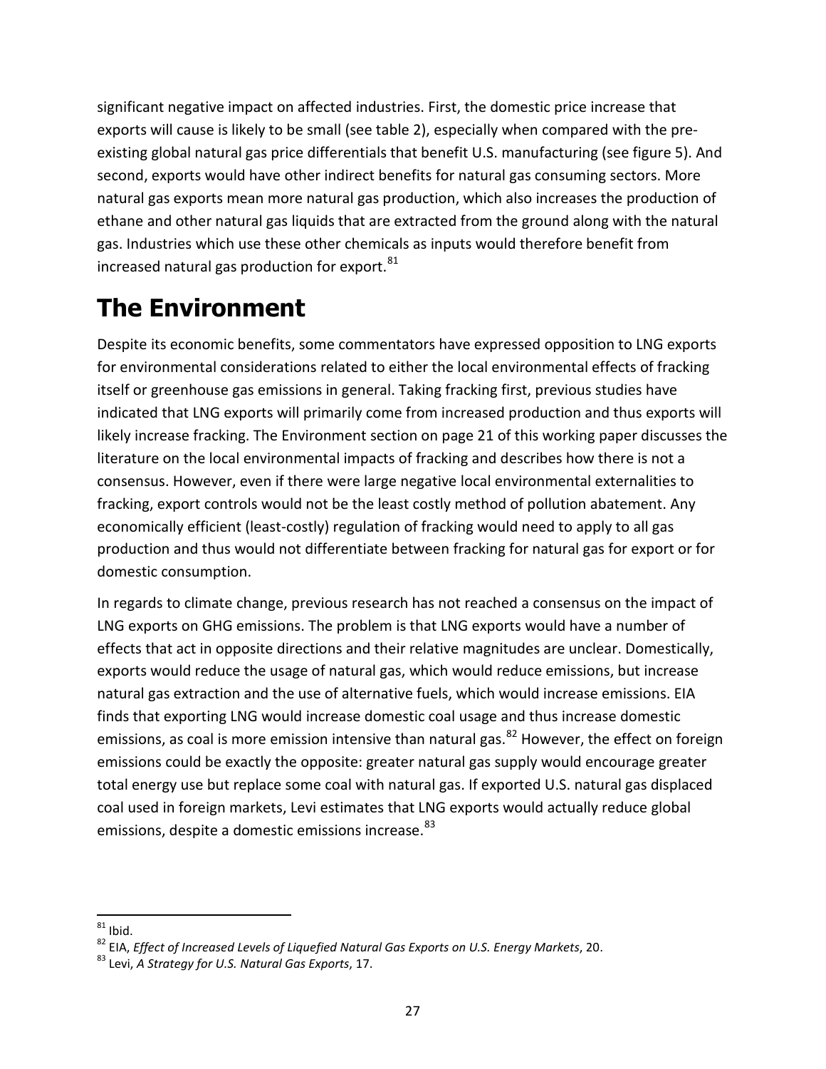significant negative impact on affected industries. First, the domestic price increase that exports will cause is likely to be small (see table 2), especially when compared with the pre-existing global natural gas price differentials that benefit U.S. manufacturing (see figure 5). And second, exports would have other indirect benefits for natural gas consuming sectors. More natural gas exports mean more natural gas production, which also increases the production of ethane and other natural gas liquids that are extracted from the ground along with the natural gas. Industries which use these other chemicals as inputs would therefore benefit from increased natural gas production for export.[81]

# The Environment

Despite its economic benefits, some commentators have expressed opposition to LNG exports for environmental considerations related to either the local environmental effects of fracking itself or greenhouse gas emissions in general. Taking fracking first, previous studies have indicated that LNG exports will primarily come from increased production and thus exports will likely increase fracking. The Environment section on page 21 of this working paper discusses the literature on the local environmental impacts of fracking and describes how there is not a consensus. However, even if there were large negative local environmental externalities to fracking, export controls would not be the least costly method of pollution abatement. Any economically efficient (least-costly) regulation of fracking would need to apply to all gas production and thus would not differentiate between fracking for natural gas for export or for domestic consumption.

In regards to climate change, previous research has not reached a consensus on the impact of LNG exports on GHG emissions. The problem is that LNG exports would have a number of effects that act in opposite directions and their relative magnitudes are unclear. Domestically, exports would reduce the usage of natural gas, which would reduce emissions, but increase natural gas extraction and the use of alternative fuels, which would increase emissions. EIA finds that exporting LNG would increase domestic coal usage and thus increase domestic emissions, as coal is more emission intensive than natural gas.[82] However, the effect on foreign emissions could be exactly the opposite: greater natural gas supply would encourage greater total energy use but replace some coal with natural gas. If exported U.S. natural gas displaced coal used in foreign markets, Levi estimates that LNG exports would actually reduce global emissions, despite a domestic emissions increase.[83]

---

[81] Ibid.

[82] EIA, *Effect of Increased Levels of Liquefied Natural Gas Exports on U.S. Energy Markets*, 20.

[83] Levi, *A Strategy for U.S. Natural Gas Exports*, 17.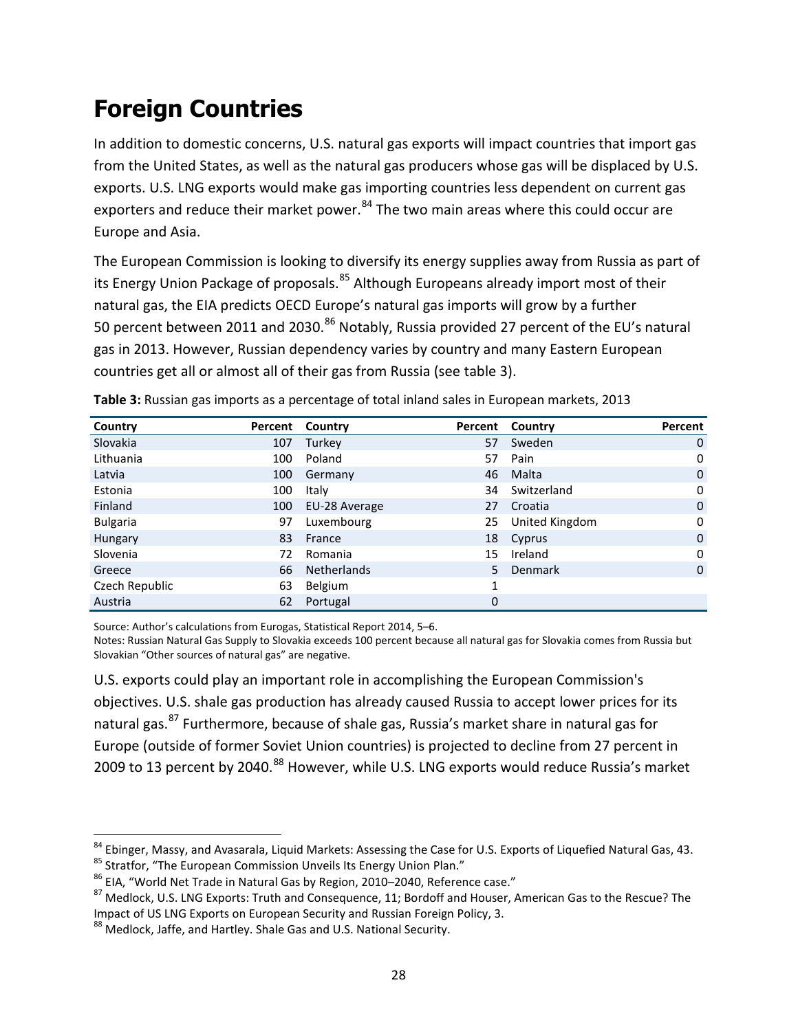# Foreign Countries

In addition to domestic concerns, U.S. natural gas exports will impact countries that import gas from the United States, as well as the natural gas producers whose gas will be displaced by U.S. exports. U.S. LNG exports would make gas importing countries less dependent on current gas exporters and reduce their market power.[84] The two main areas where this could occur are Europe and Asia.

The European Commission is looking to diversify its energy supplies away from Russia as part of its Energy Union Package of proposals.[85] Although Europeans already import most of their natural gas, the EIA predicts OECD Europe's natural gas imports will grow by a further 50 percent between 2011 and 2030.[86] Notably, Russia provided 27 percent of the EU's natural gas in 2013. However, Russian dependency varies by country and many Eastern European countries get all or almost all of their gas from Russia (see table 3).

**Table 3:** Russian gas imports as a percentage of total inland sales in European markets, 2013

| Country | Percent | Country | Percent | Country | Percent |
|---|---|---|---|---|---|
| Slovakia | 107 | Turkey | 57 | Sweden | 0 |
| Lithuania | 100 | Poland | 57 | Pain | 0 |
| Latvia | 100 | Germany | 46 | Malta | 0 |
| Estonia | 100 | Italy | 34 | Switzerland | 0 |
| Finland | 100 | EU-28 Average | 27 | Croatia | 0 |
| Bulgaria | 97 | Luxembourg | 25 | United Kingdom | 0 |
| Hungary | 83 | France | 18 | Cyprus | 0 |
| Slovenia | 72 | Romania | 15 | Ireland | 0 |
| Greece | 66 | Netherlands | 5 | Denmark | 0 |
| Czech Republic | 63 | Belgium | 1 | | |
| Austria | 62 | Portugal | 0 | | |

Source: Author's calculations from Eurogas, Statistical Report 2014, 5–6.
Notes: Russian Natural Gas Supply to Slovakia exceeds 100 percent because all natural gas for Slovakia comes from Russia but Slovakian "Other sources of natural gas" are negative.

U.S. exports could play an important role in accomplishing the European Commission's objectives. U.S. shale gas production has already caused Russia to accept lower prices for its natural gas.[87] Furthermore, because of shale gas, Russia's market share in natural gas for Europe (outside of former Soviet Union countries) is projected to decline from 27 percent in 2009 to 13 percent by 2040.[88] However, while U.S. LNG exports would reduce Russia's market

[84] Ebinger, Massy, and Avasarala, Liquid Markets: Assessing the Case for U.S. Exports of Liquefied Natural Gas, 43.
[85] Stratfor, "The European Commission Unveils Its Energy Union Plan."
[86] EIA, "World Net Trade in Natural Gas by Region, 2010–2040, Reference case."
[87] Medlock, U.S. LNG Exports: Truth and Consequence, 11; Bordoff and Houser, American Gas to the Rescue? The Impact of US LNG Exports on European Security and Russian Foreign Policy, 3.
[88] Medlock, Jaffe, and Hartley. Shale Gas and U.S. National Security.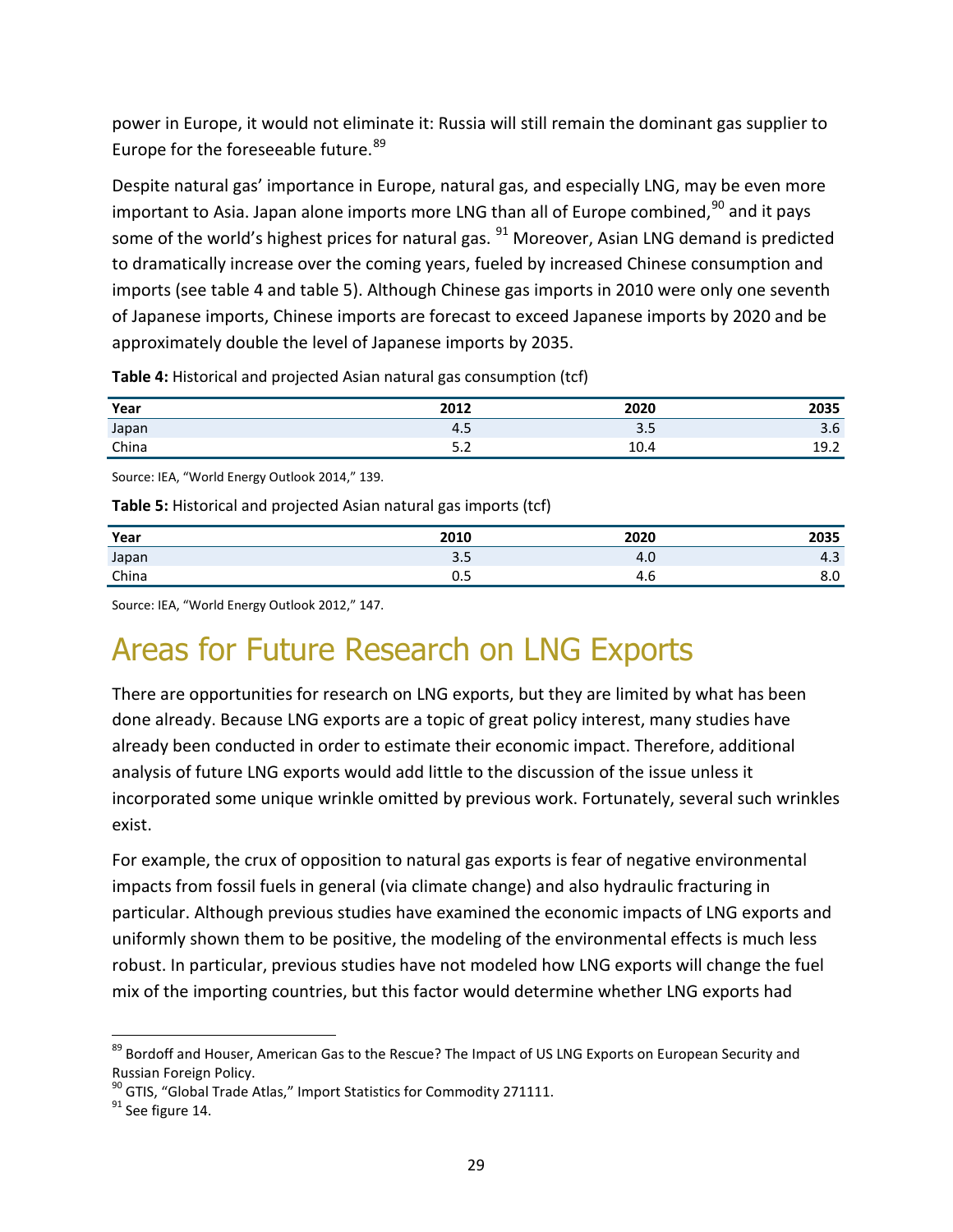power in Europe, it would not eliminate it: Russia will still remain the dominant gas supplier to Europe for the foreseeable future.[89]

Despite natural gas' importance in Europe, natural gas, and especially LNG, may be even more important to Asia. Japan alone imports more LNG than all of Europe combined,[90] and it pays some of the world's highest prices for natural gas.[91] Moreover, Asian LNG demand is predicted to dramatically increase over the coming years, fueled by increased Chinese consumption and imports (see table 4 and table 5). Although Chinese gas imports in 2010 were only one seventh of Japanese imports, Chinese imports are forecast to exceed Japanese imports by 2020 and be approximately double the level of Japanese imports by 2035.

**Table 4:** Historical and projected Asian natural gas consumption (tcf)

| Year | 2012 | 2020 | 2035 |
|---|---|---|---|
| Japan | 4.5 | 3.5 | 3.6 |
| China | 5.2 | 10.4 | 19.2 |

Source: IEA, "World Energy Outlook 2014," 139.

**Table 5:** Historical and projected Asian natural gas imports (tcf)

| Year | 2010 | 2020 | 2035 |
|---|---|---|---|
| Japan | 3.5 | 4.0 | 4.3 |
| China | 0.5 | 4.6 | 8.0 |

Source: IEA, "World Energy Outlook 2012," 147.

# Areas for Future Research on LNG Exports

There are opportunities for research on LNG exports, but they are limited by what has been done already. Because LNG exports are a topic of great policy interest, many studies have already been conducted in order to estimate their economic impact. Therefore, additional analysis of future LNG exports would add little to the discussion of the issue unless it incorporated some unique wrinkle omitted by previous work. Fortunately, several such wrinkles exist.

For example, the crux of opposition to natural gas exports is fear of negative environmental impacts from fossil fuels in general (via climate change) and also hydraulic fracturing in particular. Although previous studies have examined the economic impacts of LNG exports and uniformly shown them to be positive, the modeling of the environmental effects is much less robust. In particular, previous studies have not modeled how LNG exports will change the fuel mix of the importing countries, but this factor would determine whether LNG exports had

[89] Bordoff and Houser, American Gas to the Rescue? The Impact of US LNG Exports on European Security and Russian Foreign Policy.

[90] GTIS, "Global Trade Atlas," Import Statistics for Commodity 271111.

[91] See figure 14.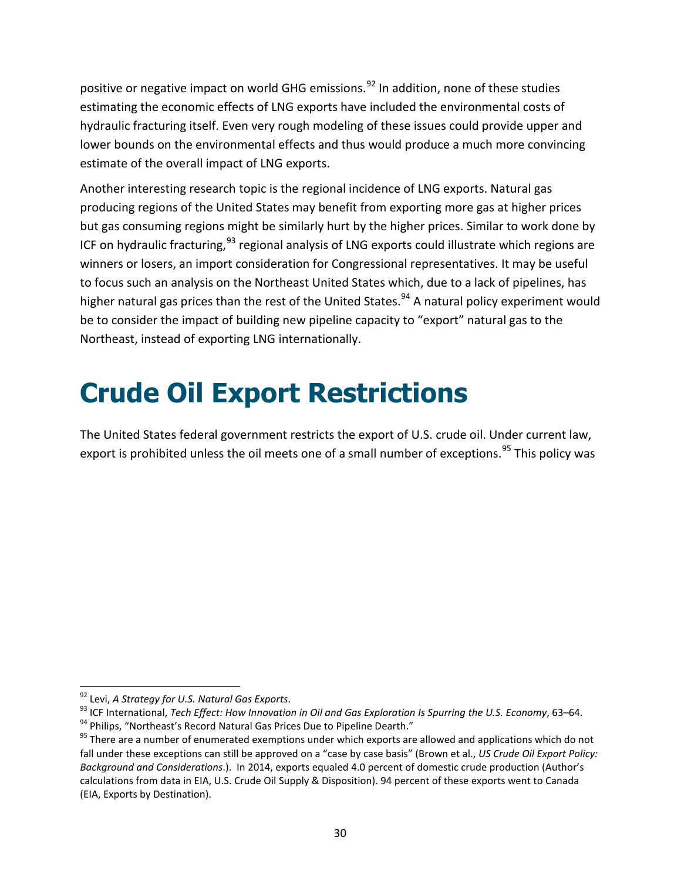positive or negative impact on world GHG emissions.[92] In addition, none of these studies estimating the economic effects of LNG exports have included the environmental costs of hydraulic fracturing itself. Even very rough modeling of these issues could provide upper and lower bounds on the environmental effects and thus would produce a much more convincing estimate of the overall impact of LNG exports.

Another interesting research topic is the regional incidence of LNG exports. Natural gas producing regions of the United States may benefit from exporting more gas at higher prices but gas consuming regions might be similarly hurt by the higher prices. Similar to work done by ICF on hydraulic fracturing,[93] regional analysis of LNG exports could illustrate which regions are winners or losers, an import consideration for Congressional representatives. It may be useful to focus such an analysis on the Northeast United States which, due to a lack of pipelines, has higher natural gas prices than the rest of the United States.[94] A natural policy experiment would be to consider the impact of building new pipeline capacity to "export" natural gas to the Northeast, instead of exporting LNG internationally.

# Crude Oil Export Restrictions

The United States federal government restricts the export of U.S. crude oil. Under current law, export is prohibited unless the oil meets one of a small number of exceptions.[95] This policy was

---

[92] Levi, *A Strategy for U.S. Natural Gas Exports*.

[93] ICF International, *Tech Effect: How Innovation in Oil and Gas Exploration Is Spurring the U.S. Economy*, 63–64.

[94] Philips, "Northeast's Record Natural Gas Prices Due to Pipeline Dearth."

[95] There are a number of enumerated exemptions under which exports are allowed and applications which do not fall under these exceptions can still be approved on a "case by case basis" (Brown et al., *US Crude Oil Export Policy: Background and Considerations*.). In 2014, exports equaled 4.0 percent of domestic crude production (Author's calculations from data in EIA, U.S. Crude Oil Supply & Disposition). 94 percent of these exports went to Canada (EIA, Exports by Destination).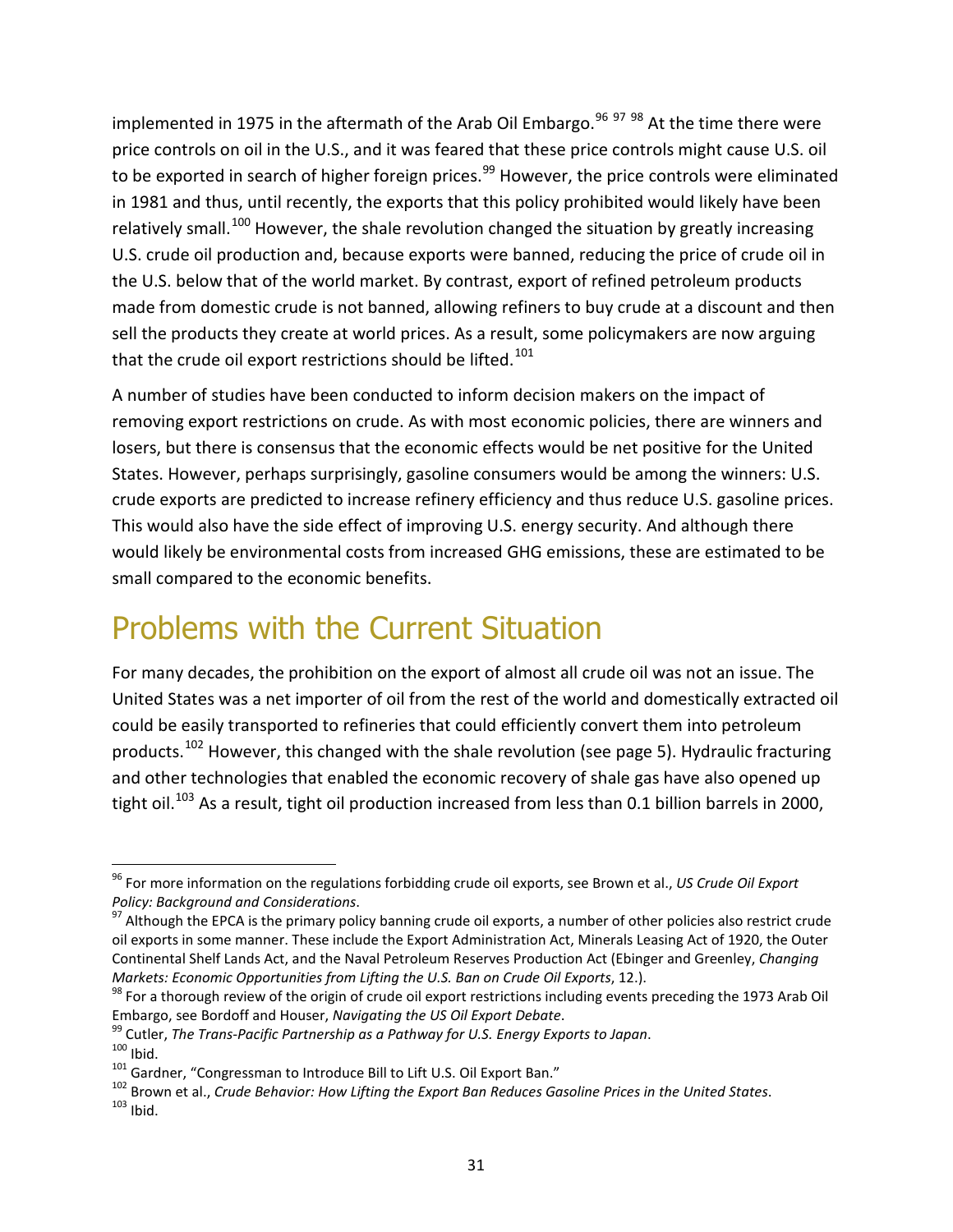implemented in 1975 in the aftermath of the Arab Oil Embargo.[96] [97] [98] At the time there were price controls on oil in the U.S., and it was feared that these price controls might cause U.S. oil to be exported in search of higher foreign prices.[99] However, the price controls were eliminated in 1981 and thus, until recently, the exports that this policy prohibited would likely have been relatively small.[100] However, the shale revolution changed the situation by greatly increasing U.S. crude oil production and, because exports were banned, reducing the price of crude oil in the U.S. below that of the world market. By contrast, export of refined petroleum products made from domestic crude is not banned, allowing refiners to buy crude at a discount and then sell the products they create at world prices. As a result, some policymakers are now arguing that the crude oil export restrictions should be lifted.[101]

A number of studies have been conducted to inform decision makers on the impact of removing export restrictions on crude. As with most economic policies, there are winners and losers, but there is consensus that the economic effects would be net positive for the United States. However, perhaps surprisingly, gasoline consumers would be among the winners: U.S. crude exports are predicted to increase refinery efficiency and thus reduce U.S. gasoline prices. This would also have the side effect of improving U.S. energy security. And although there would likely be environmental costs from increased GHG emissions, these are estimated to be small compared to the economic benefits.

# Problems with the Current Situation

For many decades, the prohibition on the export of almost all crude oil was not an issue. The United States was a net importer of oil from the rest of the world and domestically extracted oil could be easily transported to refineries that could efficiently convert them into petroleum products.[102] However, this changed with the shale revolution (see page 5). Hydraulic fracturing and other technologies that enabled the economic recovery of shale gas have also opened up tight oil.[103] As a result, tight oil production increased from less than 0.1 billion barrels in 2000,

---

[96] For more information on the regulations forbidding crude oil exports, see Brown et al., *US Crude Oil Export Policy: Background and Considerations*.

[97] Although the EPCA is the primary policy banning crude oil exports, a number of other policies also restrict crude oil exports in some manner. These include the Export Administration Act, Minerals Leasing Act of 1920, the Outer Continental Shelf Lands Act, and the Naval Petroleum Reserves Production Act (Ebinger and Greenley, *Changing Markets: Economic Opportunities from Lifting the U.S. Ban on Crude Oil Exports*, 12.).

[98] For a thorough review of the origin of crude oil export restrictions including events preceding the 1973 Arab Oil Embargo, see Bordoff and Houser, *Navigating the US Oil Export Debate*.

[99] Cutler, *The Trans-Pacific Partnership as a Pathway for U.S. Energy Exports to Japan*.

[100] Ibid.

[101] Gardner, "Congressman to Introduce Bill to Lift U.S. Oil Export Ban."

[102] Brown et al., *Crude Behavior: How Lifting the Export Ban Reduces Gasoline Prices in the United States*.

[103] Ibid.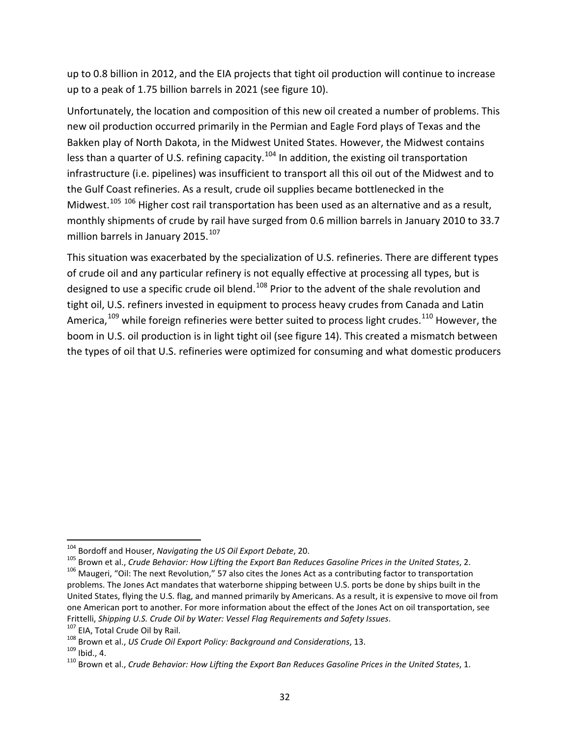up to 0.8 billion in 2012, and the EIA projects that tight oil production will continue to increase up to a peak of 1.75 billion barrels in 2021 (see figure 10).

Unfortunately, the location and composition of this new oil created a number of problems. This new oil production occurred primarily in the Permian and Eagle Ford plays of Texas and the Bakken play of North Dakota, in the Midwest United States. However, the Midwest contains less than a quarter of U.S. refining capacity.[104] In addition, the existing oil transportation infrastructure (i.e. pipelines) was insufficient to transport all this oil out of the Midwest and to the Gulf Coast refineries. As a result, crude oil supplies became bottlenecked in the Midwest.[105] [106] Higher cost rail transportation has been used as an alternative and as a result, monthly shipments of crude by rail have surged from 0.6 million barrels in January 2010 to 33.7 million barrels in January 2015.[107]

This situation was exacerbated by the specialization of U.S. refineries. There are different types of crude oil and any particular refinery is not equally effective at processing all types, but is designed to use a specific crude oil blend.[108] Prior to the advent of the shale revolution and tight oil, U.S. refiners invested in equipment to process heavy crudes from Canada and Latin America,[109] while foreign refineries were better suited to process light crudes.[110] However, the boom in U.S. oil production is in light tight oil (see figure 14). This created a mismatch between the types of oil that U.S. refineries were optimized for consuming and what domestic producers

---

[104] Bordoff and Houser, *Navigating the US Oil Export Debate*, 20.

[105] Brown et al., *Crude Behavior: How Lifting the Export Ban Reduces Gasoline Prices in the United States*, 2.

[106] Maugeri, "Oil: The next Revolution," 57 also cites the Jones Act as a contributing factor to transportation problems. The Jones Act mandates that waterborne shipping between U.S. ports be done by ships built in the United States, flying the U.S. flag, and manned primarily by Americans. As a result, it is expensive to move oil from one American port to another. For more information about the effect of the Jones Act on oil transportation, see Frittelli, *Shipping U.S. Crude Oil by Water: Vessel Flag Requirements and Safety Issues*.

[107] EIA, Total Crude Oil by Rail.

[108] Brown et al., *US Crude Oil Export Policy: Background and Considerations*, 13.

[109] Ibid., 4.

[110] Brown et al., *Crude Behavior: How Lifting the Export Ban Reduces Gasoline Prices in the United States*, 1.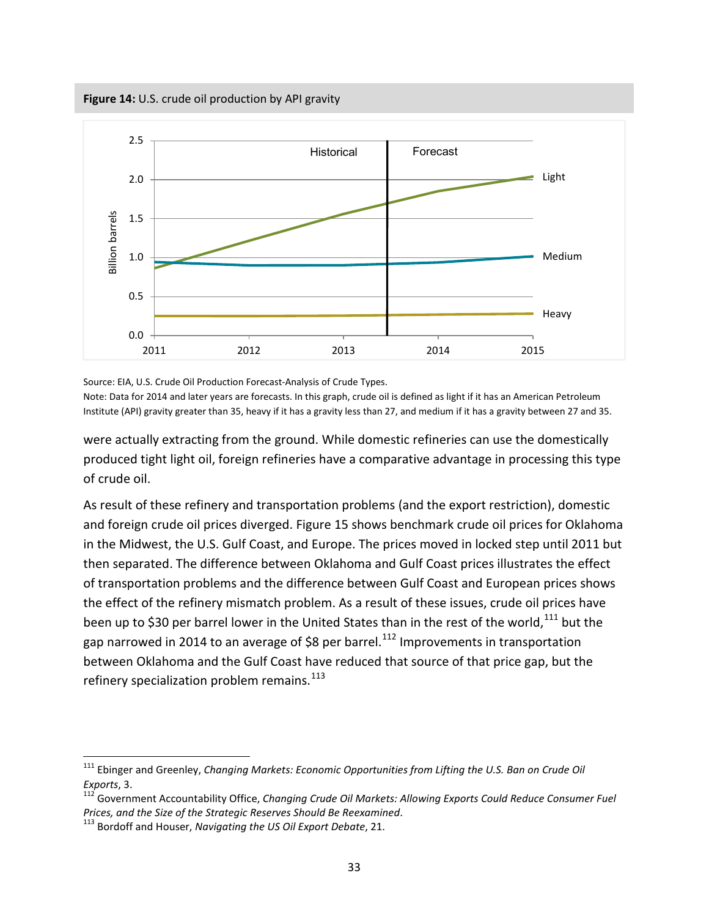**Figure 14:** U.S. crude oil production by API gravity

Source: EIA, U.S. Crude Oil Production Forecast-Analysis of Crude Types.

Note: Data for 2014 and later years are forecasts. In this graph, crude oil is defined as light if it has an American Petroleum Institute (API) gravity greater than 35, heavy if it has a gravity less than 27, and medium if it has a gravity between 27 and 35.

were actually extracting from the ground. While domestic refineries can use the domestically produced tight light oil, foreign refineries have a comparative advantage in processing this type of crude oil.

As result of these refinery and transportation problems (and the export restriction), domestic and foreign crude oil prices diverged. Figure 15 shows benchmark crude oil prices for Oklahoma in the Midwest, the U.S. Gulf Coast, and Europe. The prices moved in locked step until 2011 but then separated. The difference between Oklahoma and Gulf Coast prices illustrates the effect of transportation problems and the difference between Gulf Coast and European prices shows the effect of the refinery mismatch problem. As a result of these issues, crude oil prices have been up to $30 per barrel lower in the United States than in the rest of the world,[111] but the gap narrowed in 2014 to an average of $8 per barrel.[112] Improvements in transportation between Oklahoma and the Gulf Coast have reduced that source of that price gap, but the refinery specialization problem remains.[113]

---

[111] Ebinger and Greenley, *Changing Markets: Economic Opportunities from Lifting the U.S. Ban on Crude Oil Exports*, 3.

[112] Government Accountability Office, *Changing Crude Oil Markets: Allowing Exports Could Reduce Consumer Fuel Prices, and the Size of the Strategic Reserves Should Be Reexamined*.

[113] Bordoff and Houser, *Navigating the US Oil Export Debate*, 21.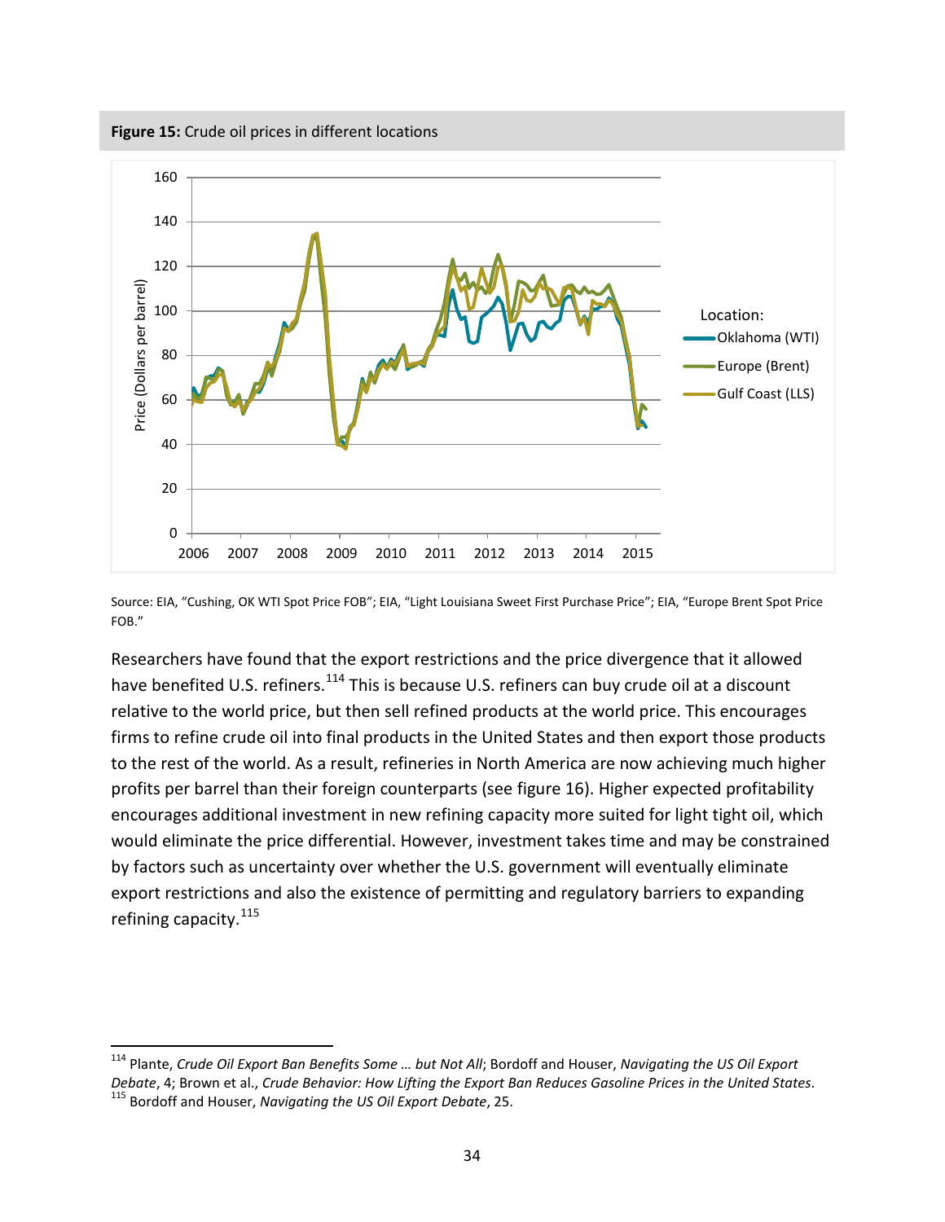**Figure 15:** Crude oil prices in different locations

Source: EIA, "Cushing, OK WTI Spot Price FOB"; EIA, "Light Louisiana Sweet First Purchase Price"; EIA, "Europe Brent Spot Price FOB."

Researchers have found that the export restrictions and the price divergence that it allowed have benefited U.S. refiners.[114] This is because U.S. refiners can buy crude oil at a discount relative to the world price, but then sell refined products at the world price. This encourages firms to refine crude oil into final products in the United States and then export those products to the rest of the world. As a result, refineries in North America are now achieving much higher profits per barrel than their foreign counterparts (see figure 16). Higher expected profitability encourages additional investment in new refining capacity more suited for light tight oil, which would eliminate the price differential. However, investment takes time and may be constrained by factors such as uncertainty over whether the U.S. government will eventually eliminate export restrictions and also the existence of permitting and regulatory barriers to expanding refining capacity.[115]

---

[114] Plante, *Crude Oil Export Ban Benefits Some … but Not All*; Bordoff and Houser, *Navigating the US Oil Export Debate*, 4; Brown et al., *Crude Behavior: How Lifting the Export Ban Reduces Gasoline Prices in the United States*.

[115] Bordoff and Houser, *Navigating the US Oil Export Debate*, 25.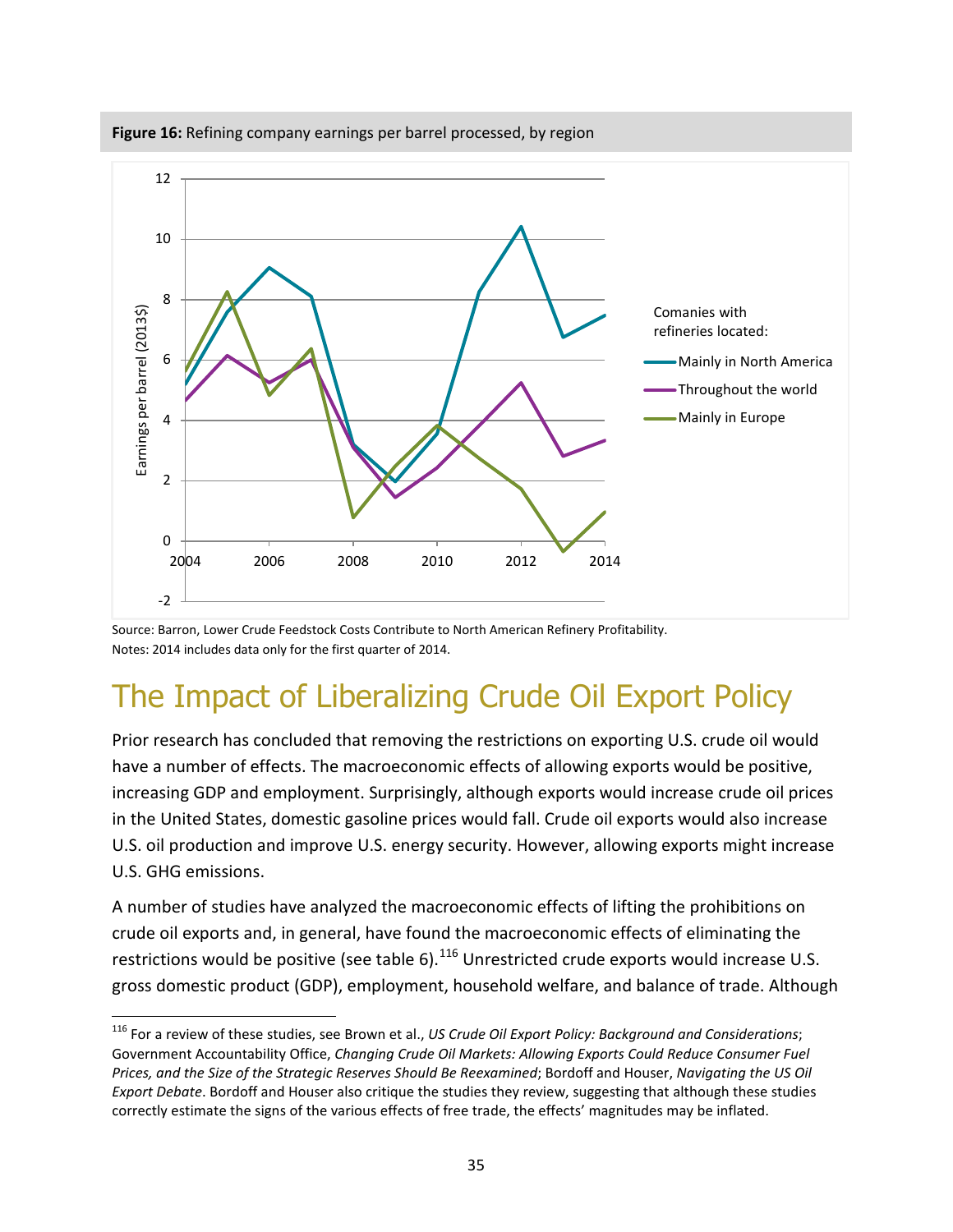**Figure 16:** Refining company earnings per barrel processed, by region

Source: Barron, Lower Crude Feedstock Costs Contribute to North American Refinery Profitability.
Notes: 2014 includes data only for the first quarter of 2014.

## The Impact of Liberalizing Crude Oil Export Policy

Prior research has concluded that removing the restrictions on exporting U.S. crude oil would have a number of effects. The macroeconomic effects of allowing exports would be positive, increasing GDP and employment. Surprisingly, although exports would increase crude oil prices in the United States, domestic gasoline prices would fall. Crude oil exports would also increase U.S. oil production and improve U.S. energy security. However, allowing exports might increase U.S. GHG emissions.

A number of studies have analyzed the macroeconomic effects of lifting the prohibitions on crude oil exports and, in general, have found the macroeconomic effects of eliminating the restrictions would be positive (see table 6).[116] Unrestricted crude exports would increase U.S. gross domestic product (GDP), employment, household welfare, and balance of trade. Although

[116] For a review of these studies, see Brown et al., *US Crude Oil Export Policy: Background and Considerations*; Government Accountability Office, *Changing Crude Oil Markets: Allowing Exports Could Reduce Consumer Fuel Prices, and the Size of the Strategic Reserves Should Be Reexamined*; Bordoff and Houser, *Navigating the US Oil Export Debate*. Bordoff and Houser also critique the studies they review, suggesting that although these studies correctly estimate the signs of the various effects of free trade, the effects' magnitudes may be inflated.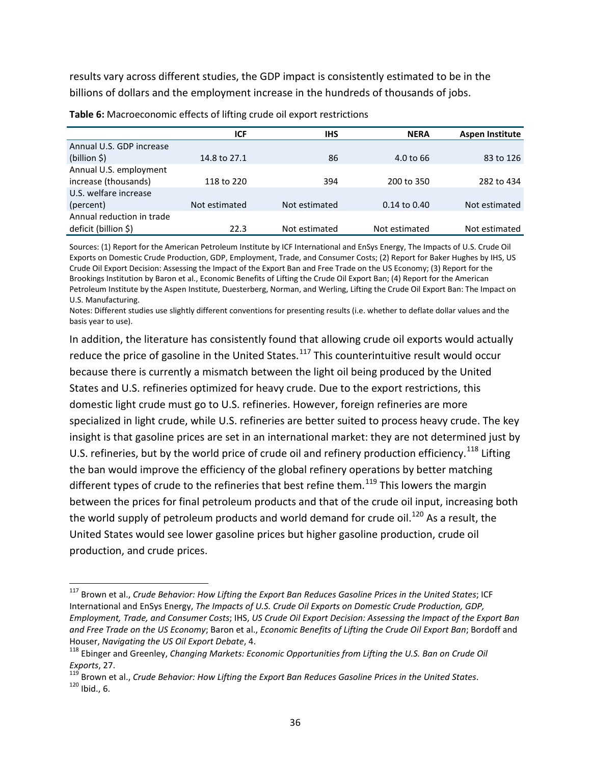results vary across different studies, the GDP impact is consistently estimated to be in the billions of dollars and the employment increase in the hundreds of thousands of jobs.

**Table 6:** Macroeconomic effects of lifting crude oil export restrictions

| | ICF | IHS | NERA | Aspen Institute |
|---|---|---|---|---|
| Annual U.S. GDP increase (billion $) | 14.8 to 27.1 | 86 | 4.0 to 66 | 83 to 126 |
| Annual U.S. employment increase (thousands) | 118 to 220 | 394 | 200 to 350 | 282 to 434 |
| U.S. welfare increase (percent) | Not estimated | Not estimated | 0.14 to 0.40 | Not estimated |
| Annual reduction in trade deficit (billion $) | 22.3 | Not estimated | Not estimated | Not estimated |

Sources: (1) Report for the American Petroleum Institute by ICF International and EnSys Energy, The Impacts of U.S. Crude Oil Exports on Domestic Crude Production, GDP, Employment, Trade, and Consumer Costs; (2) Report for Baker Hughes by IHS, US Crude Oil Export Decision: Assessing the Impact of the Export Ban and Free Trade on the US Economy; (3) Report for the Brookings Institution by Baron et al., Economic Benefits of Lifting the Crude Oil Export Ban; (4) Report for the American Petroleum Institute by the Aspen Institute, Duesterberg, Norman, and Werling, Lifting the Crude Oil Export Ban: The Impact on U.S. Manufacturing.

Notes: Different studies use slightly different conventions for presenting results (i.e. whether to deflate dollar values and the basis year to use).

In addition, the literature has consistently found that allowing crude oil exports would actually reduce the price of gasoline in the United States.[117] This counterintuitive result would occur because there is currently a mismatch between the light oil being produced by the United States and U.S. refineries optimized for heavy crude. Due to the export restrictions, this domestic light crude must go to U.S. refineries. However, foreign refineries are more specialized in light crude, while U.S. refineries are better suited to process heavy crude. The key insight is that gasoline prices are set in an international market: they are not determined just by U.S. refineries, but by the world price of crude oil and refinery production efficiency.[118] Lifting the ban would improve the efficiency of the global refinery operations by better matching different types of crude to the refineries that best refine them.[119] This lowers the margin between the prices for final petroleum products and that of the crude oil input, increasing both the world supply of petroleum products and world demand for crude oil.[120] As a result, the United States would see lower gasoline prices but higher gasoline production, crude oil production, and crude prices.

---

[117] Brown et al., *Crude Behavior: How Lifting the Export Ban Reduces Gasoline Prices in the United States*; ICF International and EnSys Energy, *The Impacts of U.S. Crude Oil Exports on Domestic Crude Production, GDP, Employment, Trade, and Consumer Costs*; IHS, *US Crude Oil Export Decision: Assessing the Impact of the Export Ban and Free Trade on the US Economy*; Baron et al., *Economic Benefits of Lifting the Crude Oil Export Ban*; Bordoff and Houser, *Navigating the US Oil Export Debate*, 4.

[118] Ebinger and Greenley, *Changing Markets: Economic Opportunities from Lifting the U.S. Ban on Crude Oil Exports*, 27.

[119] Brown et al., *Crude Behavior: How Lifting the Export Ban Reduces Gasoline Prices in the United States*.

[120] Ibid., 6.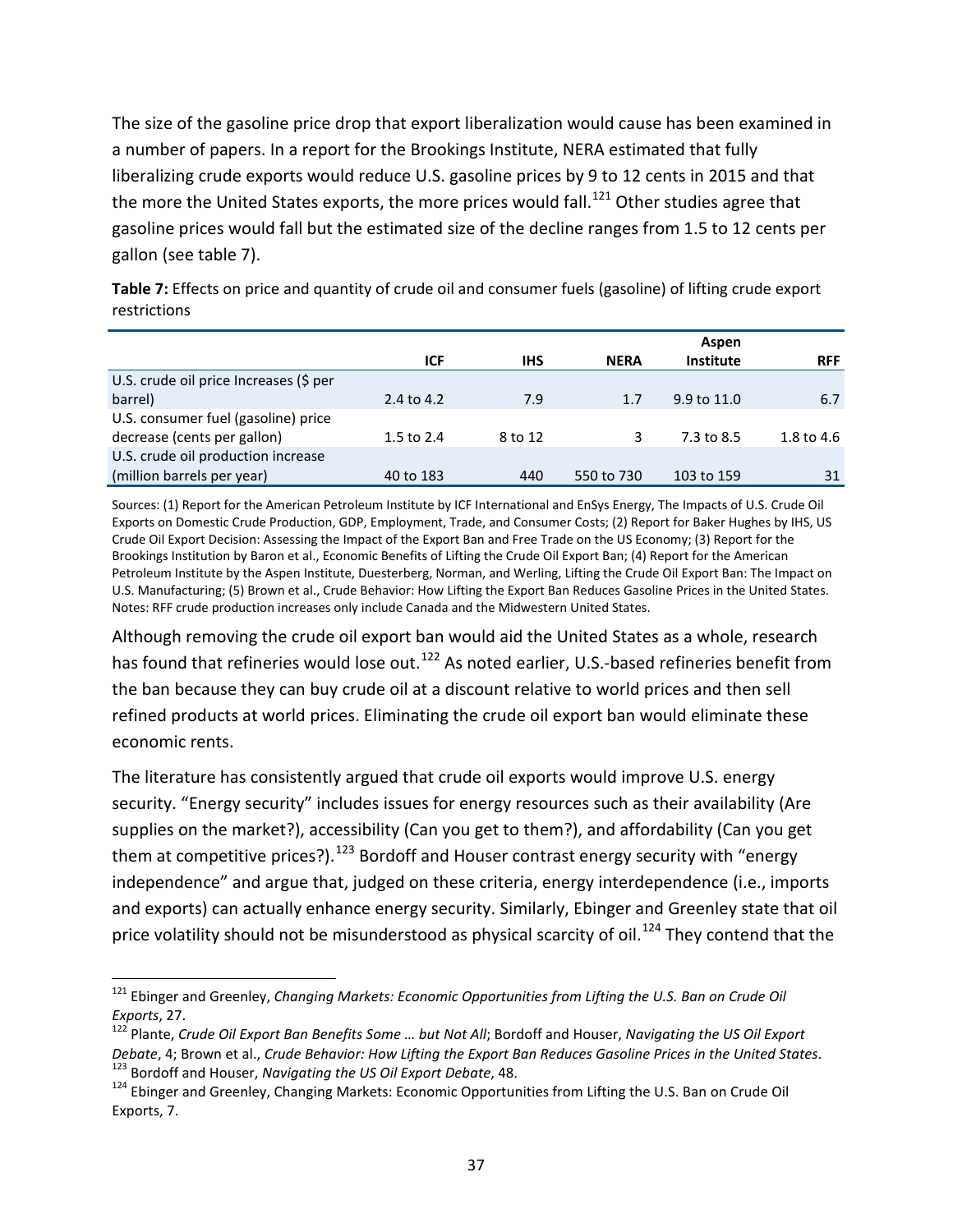The size of the gasoline price drop that export liberalization would cause has been examined in a number of papers. In a report for the Brookings Institute, NERA estimated that fully liberalizing crude exports would reduce U.S. gasoline prices by 9 to 12 cents in 2015 and that the more the United States exports, the more prices would fall.[121] Other studies agree that gasoline prices would fall but the estimated size of the decline ranges from 1.5 to 12 cents per gallon (see table 7).

**Table 7:** Effects on price and quantity of crude oil and consumer fuels (gasoline) of lifting crude export restrictions

| | ICF | IHS | NERA | Aspen Institute | RFF |
|---|---|---|---|---|---|
| U.S. crude oil price Increases ($ per barrel) | 2.4 to 4.2 | 7.9 | 1.7 | 9.9 to 11.0 | 6.7 |
| U.S. consumer fuel (gasoline) price decrease (cents per gallon) | 1.5 to 2.4 | 8 to 12 | 3 | 7.3 to 8.5 | 1.8 to 4.6 |
| U.S. crude oil production increase (million barrels per year) | 40 to 183 | 440 | 550 to 730 | 103 to 159 | 31 |

Sources: (1) Report for the American Petroleum Institute by ICF International and EnSys Energy, The Impacts of U.S. Crude Oil Exports on Domestic Crude Production, GDP, Employment, Trade, and Consumer Costs; (2) Report for Baker Hughes by IHS, US Crude Oil Export Decision: Assessing the Impact of the Export Ban and Free Trade on the US Economy; (3) Report for the Brookings Institution by Baron et al., Economic Benefits of Lifting the Crude Oil Export Ban; (4) Report for the American Petroleum Institute by the Aspen Institute, Duesterberg, Norman, and Werling, Lifting the Crude Oil Export Ban: The Impact on U.S. Manufacturing; (5) Brown et al., Crude Behavior: How Lifting the Export Ban Reduces Gasoline Prices in the United States.
Notes: RFF crude production increases only include Canada and the Midwestern United States.

Although removing the crude oil export ban would aid the United States as a whole, research has found that refineries would lose out.[122] As noted earlier, U.S.-based refineries benefit from the ban because they can buy crude oil at a discount relative to world prices and then sell refined products at world prices. Eliminating the crude oil export ban would eliminate these economic rents.

The literature has consistently argued that crude oil exports would improve U.S. energy security. "Energy security" includes issues for energy resources such as their availability (Are supplies on the market?), accessibility (Can you get to them?), and affordability (Can you get them at competitive prices?).[123] Bordoff and Houser contrast energy security with "energy independence" and argue that, judged on these criteria, energy interdependence (i.e., imports and exports) can actually enhance energy security. Similarly, Ebinger and Greenley state that oil price volatility should not be misunderstood as physical scarcity of oil.[124] They contend that the

---

[121] Ebinger and Greenley, *Changing Markets: Economic Opportunities from Lifting the U.S. Ban on Crude Oil Exports*, 27.

[122] Plante, *Crude Oil Export Ban Benefits Some … but Not All*; Bordoff and Houser, *Navigating the US Oil Export Debate*, 4; Brown et al., *Crude Behavior: How Lifting the Export Ban Reduces Gasoline Prices in the United States*.

[123] Bordoff and Houser, *Navigating the US Oil Export Debate*, 48.

[124] Ebinger and Greenley, Changing Markets: Economic Opportunities from Lifting the U.S. Ban on Crude Oil Exports, 7.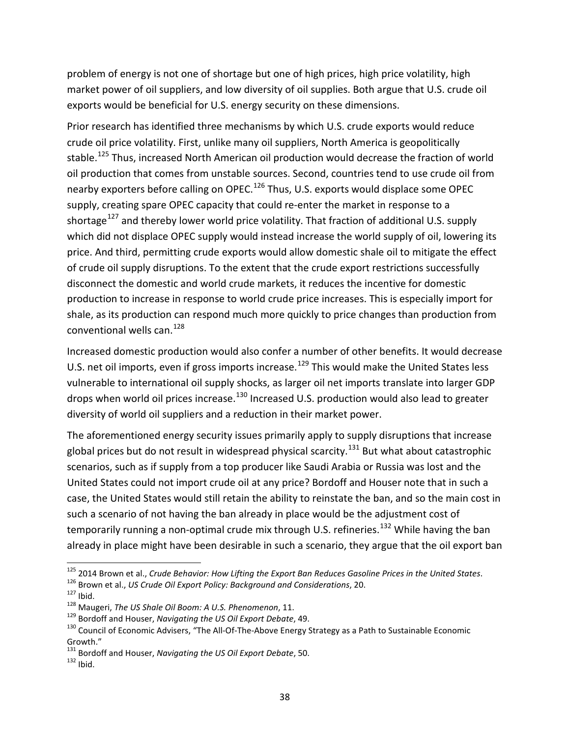problem of energy is not one of shortage but one of high prices, high price volatility, high market power of oil suppliers, and low diversity of oil supplies. Both argue that U.S. crude oil exports would be beneficial for U.S. energy security on these dimensions.

Prior research has identified three mechanisms by which U.S. crude exports would reduce crude oil price volatility. First, unlike many oil suppliers, North America is geopolitically stable.[125] Thus, increased North American oil production would decrease the fraction of world oil production that comes from unstable sources. Second, countries tend to use crude oil from nearby exporters before calling on OPEC.[126] Thus, U.S. exports would displace some OPEC supply, creating spare OPEC capacity that could re-enter the market in response to a shortage[127] and thereby lower world price volatility. That fraction of additional U.S. supply which did not displace OPEC supply would instead increase the world supply of oil, lowering its price. And third, permitting crude exports would allow domestic shale oil to mitigate the effect of crude oil supply disruptions. To the extent that the crude export restrictions successfully disconnect the domestic and world crude markets, it reduces the incentive for domestic production to increase in response to world crude price increases. This is especially import for shale, as its production can respond much more quickly to price changes than production from conventional wells can.[128]

Increased domestic production would also confer a number of other benefits. It would decrease U.S. net oil imports, even if gross imports increase.[129] This would make the United States less vulnerable to international oil supply shocks, as larger oil net imports translate into larger GDP drops when world oil prices increase.[130] Increased U.S. production would also lead to greater diversity of world oil suppliers and a reduction in their market power.

The aforementioned energy security issues primarily apply to supply disruptions that increase global prices but do not result in widespread physical scarcity.[131] But what about catastrophic scenarios, such as if supply from a top producer like Saudi Arabia or Russia was lost and the United States could not import crude oil at any price? Bordoff and Houser note that in such a case, the United States would still retain the ability to reinstate the ban, and so the main cost in such a scenario of not having the ban already in place would be the adjustment cost of temporarily running a non-optimal crude mix through U.S. refineries.[132] While having the ban already in place might have been desirable in such a scenario, they argue that the oil export ban

---

[125] 2014 Brown et al., *Crude Behavior: How Lifting the Export Ban Reduces Gasoline Prices in the United States*.

[126] Brown et al., *US Crude Oil Export Policy: Background and Considerations*, 20.

[127] Ibid.

[128] Maugeri, *The US Shale Oil Boom: A U.S. Phenomenon*, 11.

[129] Bordoff and Houser, *Navigating the US Oil Export Debate*, 49.

[130] Council of Economic Advisers, "The All-Of-The-Above Energy Strategy as a Path to Sustainable Economic Growth."

[131] Bordoff and Houser, *Navigating the US Oil Export Debate*, 50.

[132] Ibid.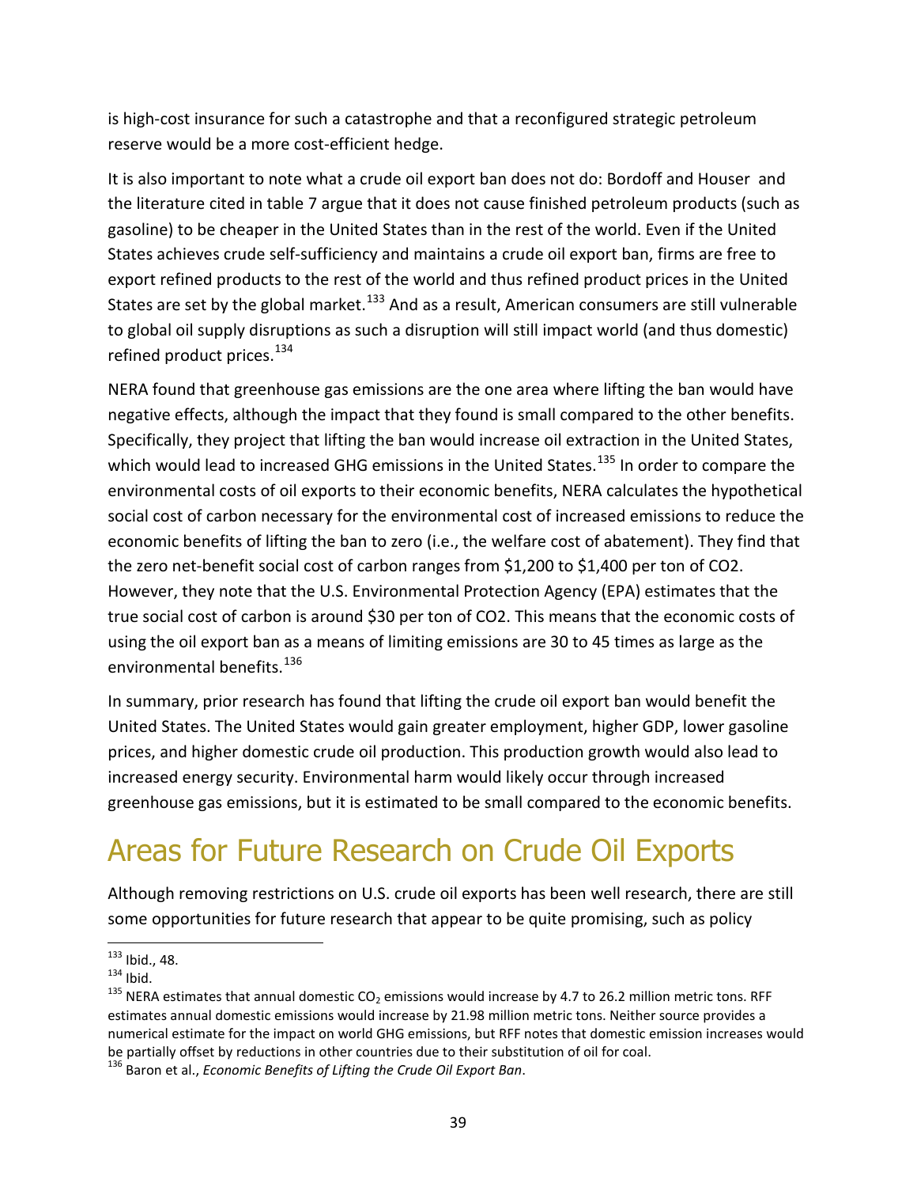is high-cost insurance for such a catastrophe and that a reconfigured strategic petroleum reserve would be a more cost-efficient hedge.

It is also important to note what a crude oil export ban does not do: Bordoff and Houser  and the literature cited in table 7 argue that it does not cause finished petroleum products (such as gasoline) to be cheaper in the United States than in the rest of the world. Even if the United States achieves crude self-sufficiency and maintains a crude oil export ban, firms are free to export refined products to the rest of the world and thus refined product prices in the United States are set by the global market.[133] And as a result, American consumers are still vulnerable to global oil supply disruptions as such a disruption will still impact world (and thus domestic) refined product prices.[134]

NERA found that greenhouse gas emissions are the one area where lifting the ban would have negative effects, although the impact that they found is small compared to the other benefits. Specifically, they project that lifting the ban would increase oil extraction in the United States, which would lead to increased GHG emissions in the United States.[135] In order to compare the environmental costs of oil exports to their economic benefits, NERA calculates the hypothetical social cost of carbon necessary for the environmental cost of increased emissions to reduce the economic benefits of lifting the ban to zero (i.e., the welfare cost of abatement). They find that the zero net-benefit social cost of carbon ranges from $1,200 to $1,400 per ton of CO2. However, they note that the U.S. Environmental Protection Agency (EPA) estimates that the true social cost of carbon is around $30 per ton of CO2. This means that the economic costs of using the oil export ban as a means of limiting emissions are 30 to 45 times as large as the environmental benefits.[136]

In summary, prior research has found that lifting the crude oil export ban would benefit the United States. The United States would gain greater employment, higher GDP, lower gasoline prices, and higher domestic crude oil production. This production growth would also lead to increased energy security. Environmental harm would likely occur through increased greenhouse gas emissions, but it is estimated to be small compared to the economic benefits.

# Areas for Future Research on Crude Oil Exports

Although removing restrictions on U.S. crude oil exports has been well research, there are still some opportunities for future research that appear to be quite promising, such as policy

[133] Ibid., 48.

[134] Ibid.

[135] NERA estimates that annual domestic $CO_2$ emissions would increase by 4.7 to 26.2 million metric tons. RFF estimates annual domestic emissions would increase by 21.98 million metric tons. Neither source provides a numerical estimate for the impact on world GHG emissions, but RFF notes that domestic emission increases would be partially offset by reductions in other countries due to their substitution of oil for coal.

[136] Baron et al., *Economic Benefits of Lifting the Crude Oil Export Ban*.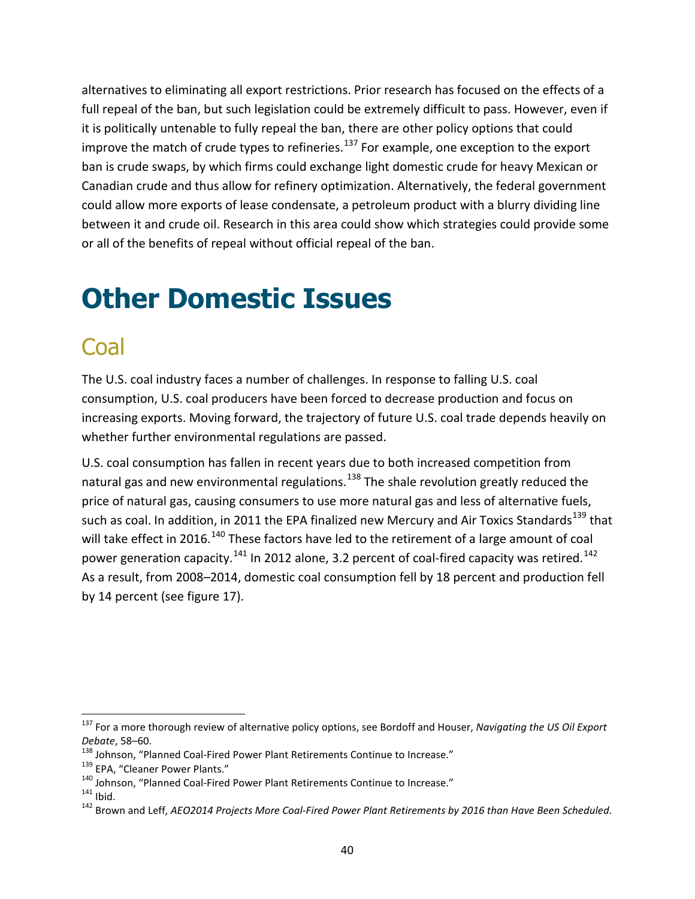alternatives to eliminating all export restrictions. Prior research has focused on the effects of a full repeal of the ban, but such legislation could be extremely difficult to pass. However, even if it is politically untenable to fully repeal the ban, there are other policy options that could improve the match of crude types to refineries.[137] For example, one exception to the export ban is crude swaps, by which firms could exchange light domestic crude for heavy Mexican or Canadian crude and thus allow for refinery optimization. Alternatively, the federal government could allow more exports of lease condensate, a petroleum product with a blurry dividing line between it and crude oil. Research in this area could show which strategies could provide some or all of the benefits of repeal without official repeal of the ban.

# Other Domestic Issues

## Coal

The U.S. coal industry faces a number of challenges. In response to falling U.S. coal consumption, U.S. coal producers have been forced to decrease production and focus on increasing exports. Moving forward, the trajectory of future U.S. coal trade depends heavily on whether further environmental regulations are passed.

U.S. coal consumption has fallen in recent years due to both increased competition from natural gas and new environmental regulations.[138] The shale revolution greatly reduced the price of natural gas, causing consumers to use more natural gas and less of alternative fuels, such as coal. In addition, in 2011 the EPA finalized new Mercury and Air Toxics Standards[139] that will take effect in 2016.[140] These factors have led to the retirement of a large amount of coal power generation capacity.[141] In 2012 alone, 3.2 percent of coal-fired capacity was retired.[142] As a result, from 2008–2014, domestic coal consumption fell by 18 percent and production fell by 14 percent (see figure 17).

---

[137] For a more thorough review of alternative policy options, see Bordoff and Houser, *Navigating the US Oil Export Debate*, 58–60.

[138] Johnson, "Planned Coal-Fired Power Plant Retirements Continue to Increase."

[139] EPA, "Cleaner Power Plants."

[140] Johnson, "Planned Coal-Fired Power Plant Retirements Continue to Increase."

[141] Ibid.

[142] Brown and Leff, *AEO2014 Projects More Coal-Fired Power Plant Retirements by 2016 than Have Been Scheduled*.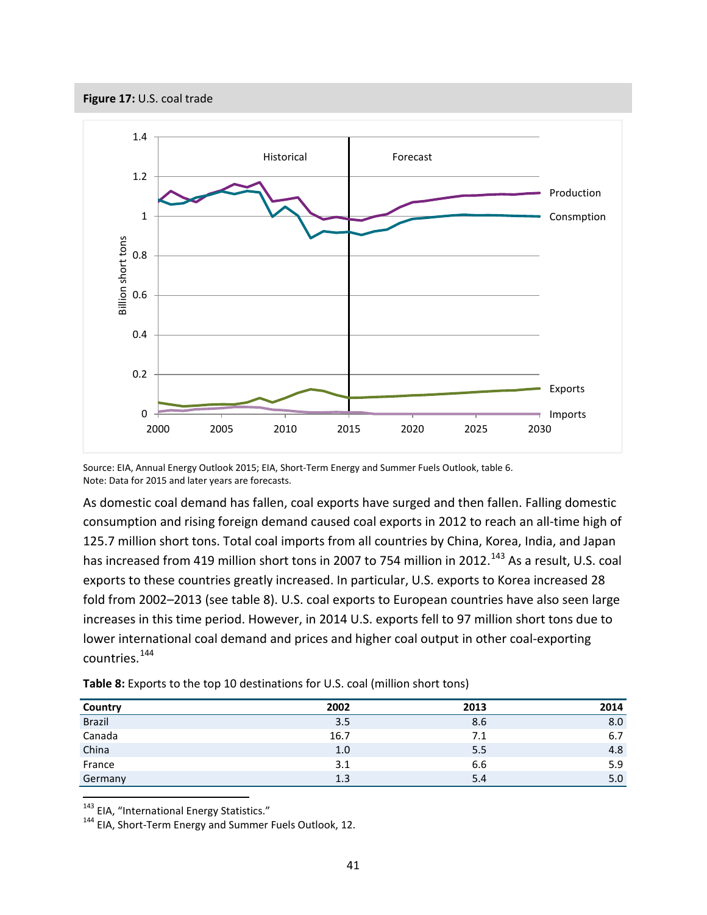**Figure 17:** U.S. coal trade

Source: EIA, Annual Energy Outlook 2015; EIA, Short-Term Energy and Summer Fuels Outlook, table 6.
Note: Data for 2015 and later years are forecasts.

As domestic coal demand has fallen, coal exports have surged and then fallen. Falling domestic consumption and rising foreign demand caused coal exports in 2012 to reach an all-time high of 125.7 million short tons. Total coal imports from all countries by China, Korea, India, and Japan has increased from 419 million short tons in 2007 to 754 million in 2012.[143] As a result, U.S. coal exports to these countries greatly increased. In particular, U.S. exports to Korea increased 28 fold from 2002–2013 (see table 8). U.S. coal exports to European countries have also seen large increases in this time period. However, in 2014 U.S. exports fell to 97 million short tons due to lower international coal demand and prices and higher coal output in other coal-exporting countries.[144]

**Table 8:** Exports to the top 10 destinations for U.S. coal (million short tons)

| Country | 2002 | 2013 | 2014 |
|---|---:|---:|---:|
| Brazil | 3.5 | 8.6 | 8.0 |
| Canada | 16.7 | 7.1 | 6.7 |
| China | 1.0 | 5.5 | 4.8 |
| France | 3.1 | 6.6 | 5.9 |
| Germany | 1.3 | 5.4 | 5.0 |

[143] EIA, "International Energy Statistics."
[144] EIA, Short-Term Energy and Summer Fuels Outlook, 12.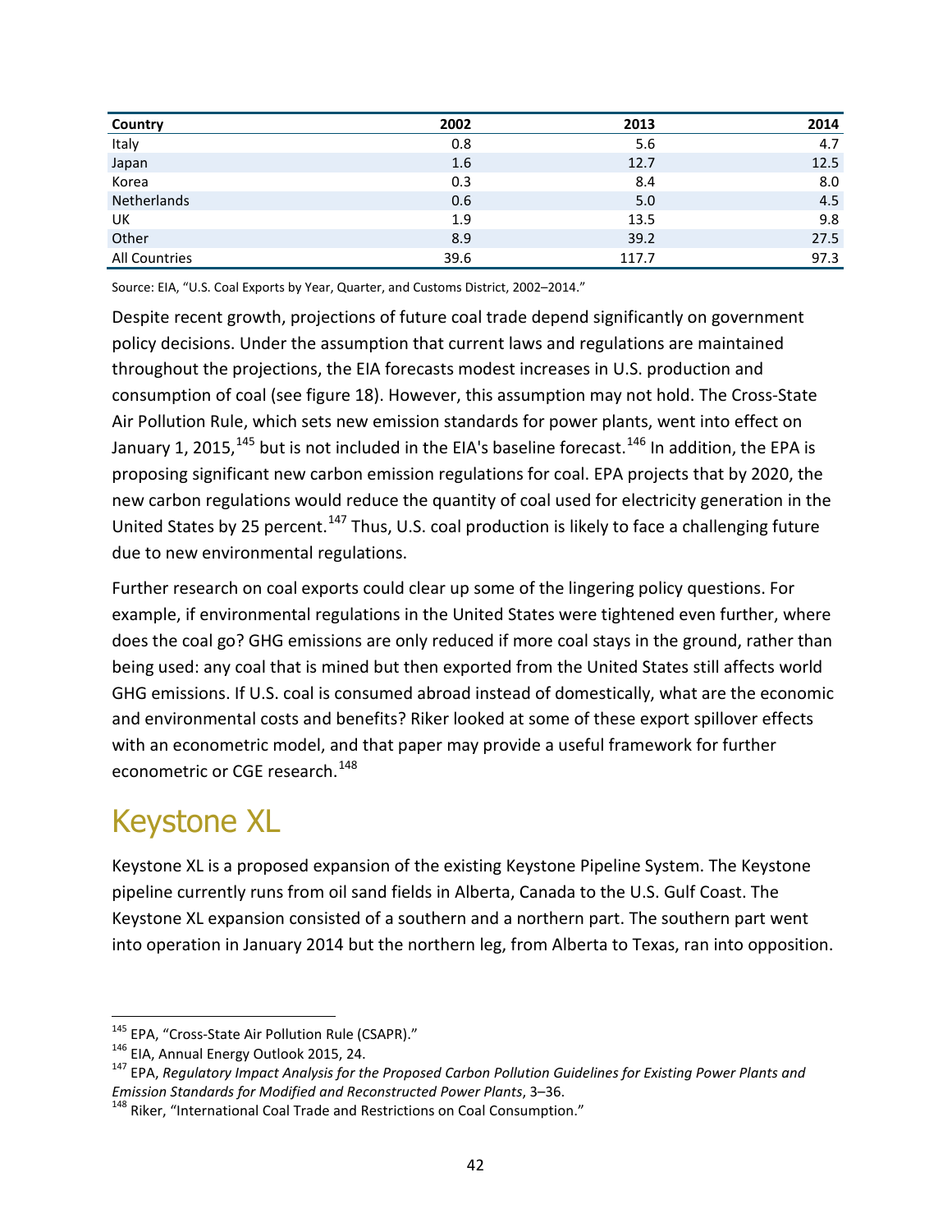| Country | 2002 | 2013 | 2014 |
|---|---|---|---|
| Italy | 0.8 | 5.6 | 4.7 |
| Japan | 1.6 | 12.7 | 12.5 |
| Korea | 0.3 | 8.4 | 8.0 |
| Netherlands | 0.6 | 5.0 | 4.5 |
| UK | 1.9 | 13.5 | 9.8 |
| Other | 8.9 | 39.2 | 27.5 |
| All Countries | 39.6 | 117.7 | 97.3 |

Source: EIA, "U.S. Coal Exports by Year, Quarter, and Customs District, 2002–2014."

Despite recent growth, projections of future coal trade depend significantly on government policy decisions. Under the assumption that current laws and regulations are maintained throughout the projections, the EIA forecasts modest increases in U.S. production and consumption of coal (see figure 18). However, this assumption may not hold. The Cross-State Air Pollution Rule, which sets new emission standards for power plants, went into effect on January 1, 2015,[145] but is not included in the EIA's baseline forecast.[146] In addition, the EPA is proposing significant new carbon emission regulations for coal. EPA projects that by 2020, the new carbon regulations would reduce the quantity of coal used for electricity generation in the United States by 25 percent.[147] Thus, U.S. coal production is likely to face a challenging future due to new environmental regulations.

Further research on coal exports could clear up some of the lingering policy questions. For example, if environmental regulations in the United States were tightened even further, where does the coal go? GHG emissions are only reduced if more coal stays in the ground, rather than being used: any coal that is mined but then exported from the United States still affects world GHG emissions. If U.S. coal is consumed abroad instead of domestically, what are the economic and environmental costs and benefits? Riker looked at some of these export spillover effects with an econometric model, and that paper may provide a useful framework for further econometric or CGE research.[148]

# Keystone XL

Keystone XL is a proposed expansion of the existing Keystone Pipeline System. The Keystone pipeline currently runs from oil sand fields in Alberta, Canada to the U.S. Gulf Coast. The Keystone XL expansion consisted of a southern and a northern part. The southern part went into operation in January 2014 but the northern leg, from Alberta to Texas, ran into opposition.

[145] EPA, "Cross-State Air Pollution Rule (CSAPR)."
[146] EIA, Annual Energy Outlook 2015, 24.
[147] EPA, *Regulatory Impact Analysis for the Proposed Carbon Pollution Guidelines for Existing Power Plants and Emission Standards for Modified and Reconstructed Power Plants*, 3–36.
[148] Riker, "International Coal Trade and Restrictions on Coal Consumption."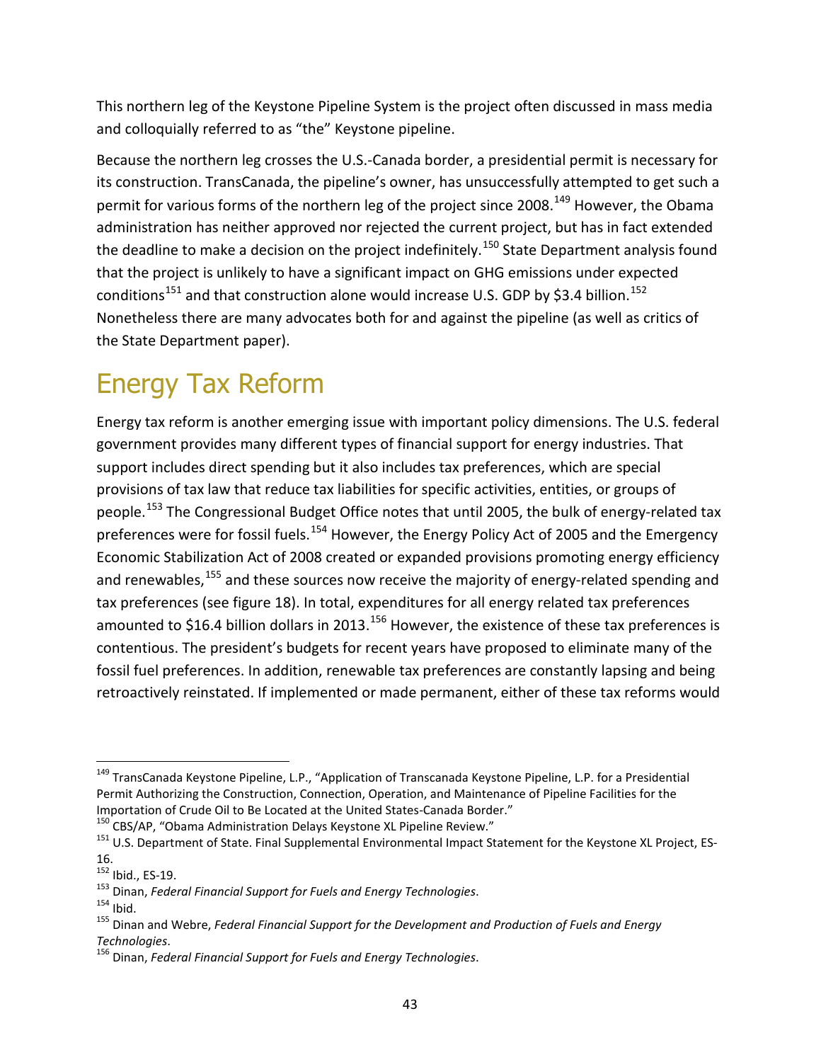This northern leg of the Keystone Pipeline System is the project often discussed in mass media and colloquially referred to as "the" Keystone pipeline.

Because the northern leg crosses the U.S.-Canada border, a presidential permit is necessary for its construction. TransCanada, the pipeline's owner, has unsuccessfully attempted to get such a permit for various forms of the northern leg of the project since 2008.[149] However, the Obama administration has neither approved nor rejected the current project, but has in fact extended the deadline to make a decision on the project indefinitely.[150] State Department analysis found that the project is unlikely to have a significant impact on GHG emissions under expected conditions[151] and that construction alone would increase U.S. GDP by $3.4 billion.[152] Nonetheless there are many advocates both for and against the pipeline (as well as critics of the State Department paper).

# Energy Tax Reform

Energy tax reform is another emerging issue with important policy dimensions. The U.S. federal government provides many different types of financial support for energy industries. That support includes direct spending but it also includes tax preferences, which are special provisions of tax law that reduce tax liabilities for specific activities, entities, or groups of people.[153] The Congressional Budget Office notes that until 2005, the bulk of energy-related tax preferences were for fossil fuels.[154] However, the Energy Policy Act of 2005 and the Emergency Economic Stabilization Act of 2008 created or expanded provisions promoting energy efficiency and renewables,[155] and these sources now receive the majority of energy-related spending and tax preferences (see figure 18). In total, expenditures for all energy related tax preferences amounted to $16.4 billion dollars in 2013.[156] However, the existence of these tax preferences is contentious. The president's budgets for recent years have proposed to eliminate many of the fossil fuel preferences. In addition, renewable tax preferences are constantly lapsing and being retroactively reinstated. If implemented or made permanent, either of these tax reforms would

---

[149] TransCanada Keystone Pipeline, L.P., "Application of Transcanada Keystone Pipeline, L.P. for a Presidential Permit Authorizing the Construction, Connection, Operation, and Maintenance of Pipeline Facilities for the Importation of Crude Oil to Be Located at the United States-Canada Border."

[150] CBS/AP, "Obama Administration Delays Keystone XL Pipeline Review."

[151] U.S. Department of State. Final Supplemental Environmental Impact Statement for the Keystone XL Project, ES-16.

[152] Ibid., ES-19.

[153] Dinan, *Federal Financial Support for Fuels and Energy Technologies*.

[154] Ibid.

[155] Dinan and Webre, *Federal Financial Support for the Development and Production of Fuels and Energy Technologies*.

[156] Dinan, *Federal Financial Support for Fuels and Energy Technologies*.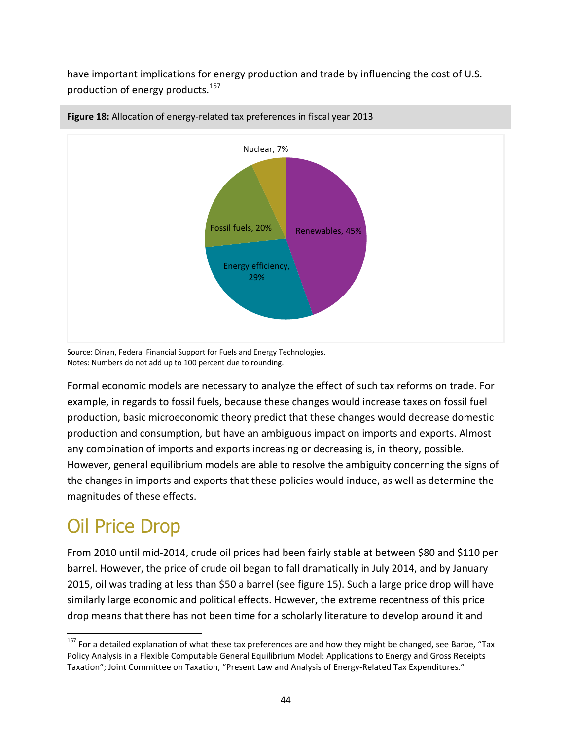have important implications for energy production and trade by influencing the cost of U.S. production of energy products.[157]

**Figure 18:** Allocation of energy-related tax preferences in fiscal year 2013

Nuclear, 7%

Fossil fuels, 20%

Renewables, 45%

Energy efficiency, 29%

Source: Dinan, Federal Financial Support for Fuels and Energy Technologies.
Notes: Numbers do not add up to 100 percent due to rounding.

Formal economic models are necessary to analyze the effect of such tax reforms on trade. For example, in regards to fossil fuels, because these changes would increase taxes on fossil fuel production, basic microeconomic theory predict that these changes would decrease domestic production and consumption, but have an ambiguous impact on imports and exports. Almost any combination of imports and exports increasing or decreasing is, in theory, possible. However, general equilibrium models are able to resolve the ambiguity concerning the signs of the changes in imports and exports that these policies would induce, as well as determine the magnitudes of these effects.

## Oil Price Drop

From 2010 until mid-2014, crude oil prices had been fairly stable at between $80 and $110 per barrel. However, the price of crude oil began to fall dramatically in July 2014, and by January 2015, oil was trading at less than $50 a barrel (see figure 15). Such a large price drop will have similarly large economic and political effects. However, the extreme recentness of this price drop means that there has not been time for a scholarly literature to develop around it and

[157] For a detailed explanation of what these tax preferences are and how they might be changed, see Barbe, "Tax Policy Analysis in a Flexible Computable General Equilibrium Model: Applications to Energy and Gross Receipts Taxation"; Joint Committee on Taxation, "Present Law and Analysis of Energy-Related Tax Expenditures."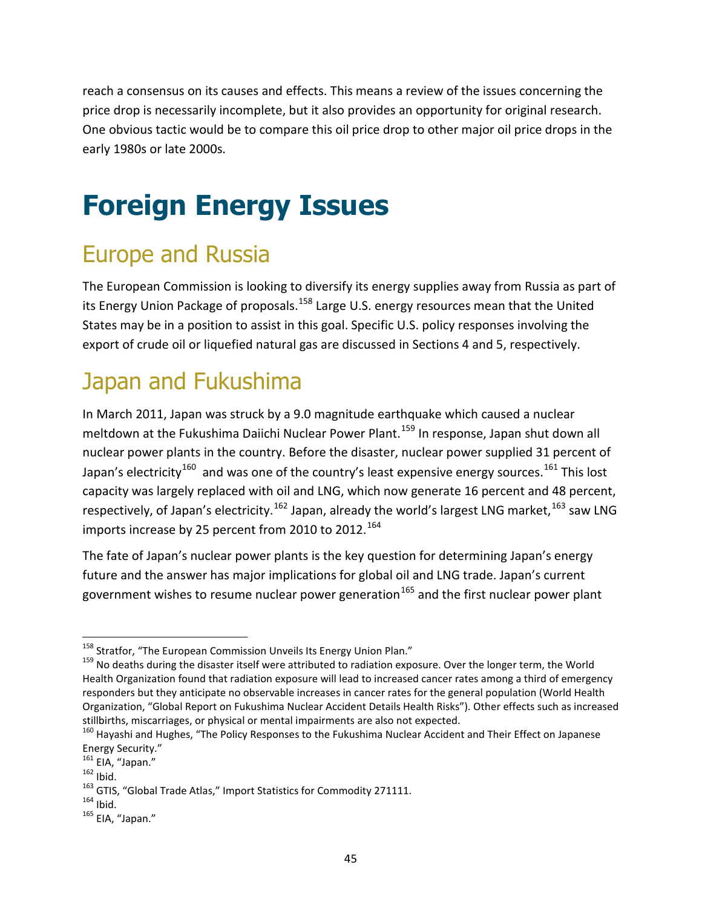reach a consensus on its causes and effects. This means a review of the issues concerning the price drop is necessarily incomplete, but it also provides an opportunity for original research. One obvious tactic would be to compare this oil price drop to other major oil price drops in the early 1980s or late 2000s.

# Foreign Energy Issues

## Europe and Russia

The European Commission is looking to diversify its energy supplies away from Russia as part of its Energy Union Package of proposals.[158] Large U.S. energy resources mean that the United States may be in a position to assist in this goal. Specific U.S. policy responses involving the export of crude oil or liquefied natural gas are discussed in Sections 4 and 5, respectively.

## Japan and Fukushima

In March 2011, Japan was struck by a 9.0 magnitude earthquake which caused a nuclear meltdown at the Fukushima Daiichi Nuclear Power Plant.[159] In response, Japan shut down all nuclear power plants in the country. Before the disaster, nuclear power supplied 31 percent of Japan's electricity[160] and was one of the country's least expensive energy sources.[161] This lost capacity was largely replaced with oil and LNG, which now generate 16 percent and 48 percent, respectively, of Japan's electricity.[162] Japan, already the world's largest LNG market,[163] saw LNG imports increase by 25 percent from 2010 to 2012.[164]

The fate of Japan's nuclear power plants is the key question for determining Japan's energy future and the answer has major implications for global oil and LNG trade. Japan's current government wishes to resume nuclear power generation[165] and the first nuclear power plant

---

[158] Stratfor, "The European Commission Unveils Its Energy Union Plan."

[159] No deaths during the disaster itself were attributed to radiation exposure. Over the longer term, the World Health Organization found that radiation exposure will lead to increased cancer rates among a third of emergency responders but they anticipate no observable increases in cancer rates for the general population (World Health Organization, "Global Report on Fukushima Nuclear Accident Details Health Risks"). Other effects such as increased stillbirths, miscarriages, or physical or mental impairments are also not expected.

[160] Hayashi and Hughes, "The Policy Responses to the Fukushima Nuclear Accident and Their Effect on Japanese Energy Security."

[161] EIA, "Japan."

[162] Ibid.

[163] GTIS, "Global Trade Atlas," Import Statistics for Commodity 271111.

[164] Ibid.

[165] EIA, "Japan."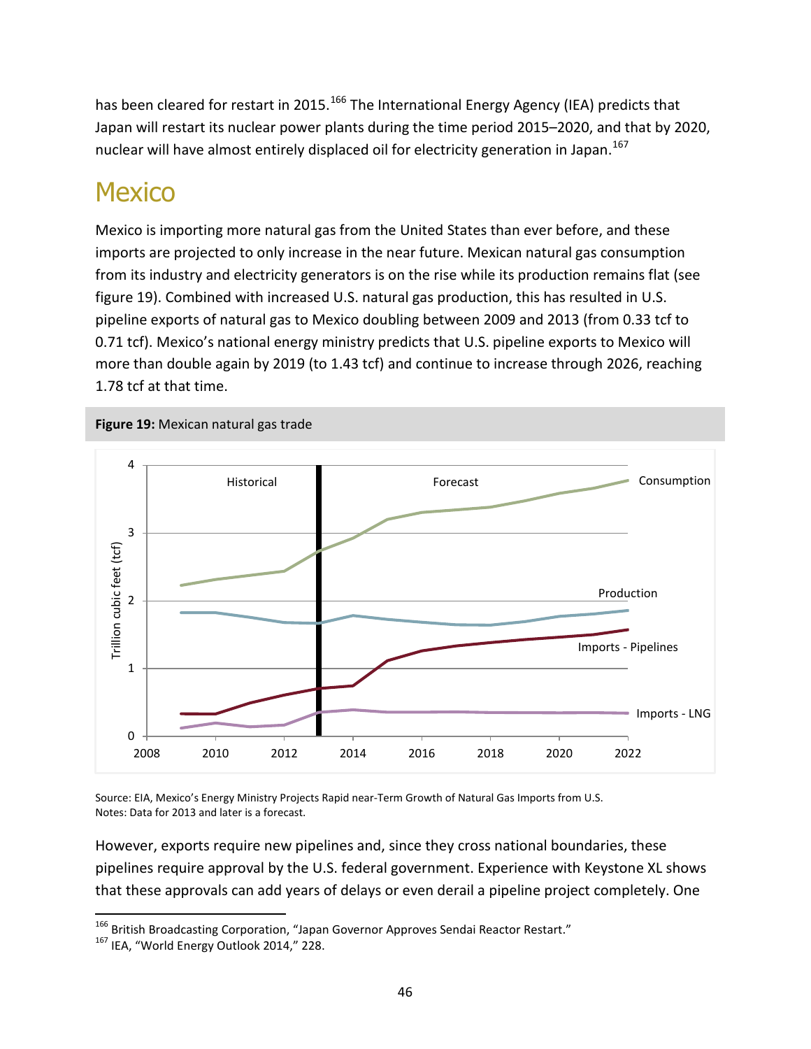has been cleared for restart in 2015.[166] The International Energy Agency (IEA) predicts that Japan will restart its nuclear power plants during the time period 2015–2020, and that by 2020, nuclear will have almost entirely displaced oil for electricity generation in Japan.[167]

# Mexico

Mexico is importing more natural gas from the United States than ever before, and these imports are projected to only increase in the near future. Mexican natural gas consumption from its industry and electricity generators is on the rise while its production remains flat (see figure 19). Combined with increased U.S. natural gas production, this has resulted in U.S. pipeline exports of natural gas to Mexico doubling between 2009 and 2013 (from 0.33 tcf to 0.71 tcf). Mexico's national energy ministry predicts that U.S. pipeline exports to Mexico will more than double again by 2019 (to 1.43 tcf) and continue to increase through 2026, reaching 1.78 tcf at that time.

**Figure 19:** Mexican natural gas trade

Source: EIA, Mexico's Energy Ministry Projects Rapid near-Term Growth of Natural Gas Imports from U.S.
Notes: Data for 2013 and later is a forecast.

However, exports require new pipelines and, since they cross national boundaries, these pipelines require approval by the U.S. federal government. Experience with Keystone XL shows that these approvals can add years of delays or even derail a pipeline project completely. One

[166] British Broadcasting Corporation, "Japan Governor Approves Sendai Reactor Restart."
[167] IEA, "World Energy Outlook 2014," 228.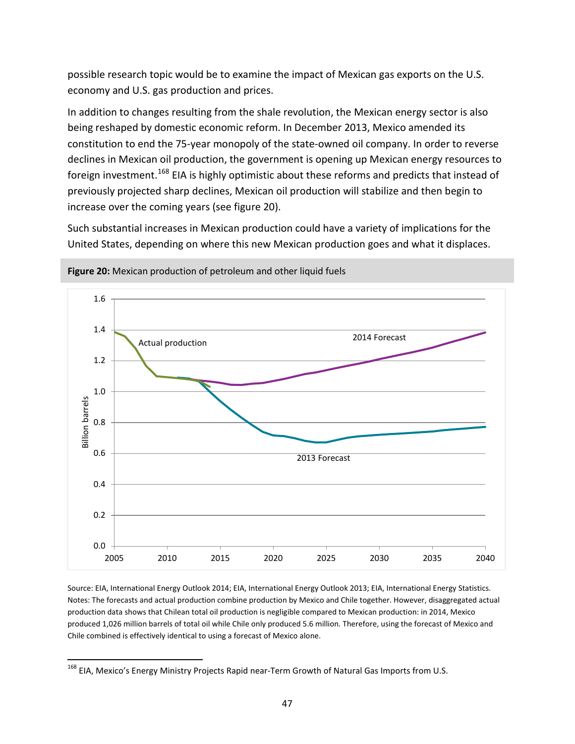possible research topic would be to examine the impact of Mexican gas exports on the U.S. economy and U.S. gas production and prices.

In addition to changes resulting from the shale revolution, the Mexican energy sector is also being reshaped by domestic economic reform. In December 2013, Mexico amended its constitution to end the 75-year monopoly of the state-owned oil company. In order to reverse declines in Mexican oil production, the government is opening up Mexican energy resources to foreign investment.[168] EIA is highly optimistic about these reforms and predicts that instead of previously projected sharp declines, Mexican oil production will stabilize and then begin to increase over the coming years (see figure 20).

Such substantial increases in Mexican production could have a variety of implications for the United States, depending on where this new Mexican production goes and what it displaces.

**Figure 20:** Mexican production of petroleum and other liquid fuels

Source: EIA, International Energy Outlook 2014; EIA, International Energy Outlook 2013; EIA, International Energy Statistics.
Notes: The forecasts and actual production combine production by Mexico and Chile together. However, disaggregated actual production data shows that Chilean total oil production is negligible compared to Mexican production: in 2014, Mexico produced 1,026 million barrels of total oil while Chile only produced 5.6 million. Therefore, using the forecast of Mexico and Chile combined is effectively identical to using a forecast of Mexico alone.

---

[168] EIA, Mexico's Energy Ministry Projects Rapid near-Term Growth of Natural Gas Imports from U.S.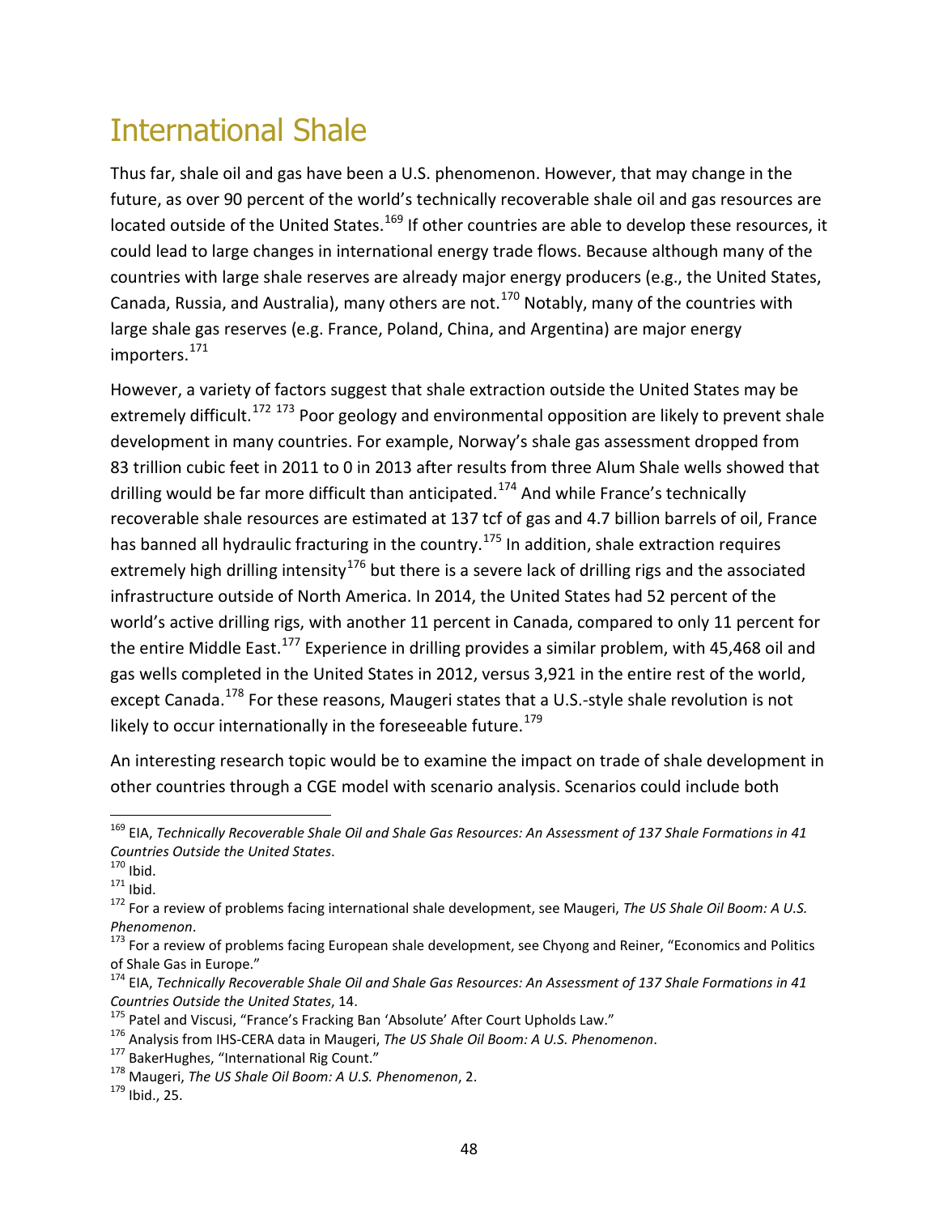# International Shale

Thus far, shale oil and gas have been a U.S. phenomenon. However, that may change in the future, as over 90 percent of the world's technically recoverable shale oil and gas resources are located outside of the United States.[169] If other countries are able to develop these resources, it could lead to large changes in international energy trade flows. Because although many of the countries with large shale reserves are already major energy producers (e.g., the United States, Canada, Russia, and Australia), many others are not.[170] Notably, many of the countries with large shale gas reserves (e.g. France, Poland, China, and Argentina) are major energy importers.[171]

However, a variety of factors suggest that shale extraction outside the United States may be extremely difficult.[172] [173] Poor geology and environmental opposition are likely to prevent shale development in many countries. For example, Norway's shale gas assessment dropped from 83 trillion cubic feet in 2011 to 0 in 2013 after results from three Alum Shale wells showed that drilling would be far more difficult than anticipated.[174] And while France's technically recoverable shale resources are estimated at 137 tcf of gas and 4.7 billion barrels of oil, France has banned all hydraulic fracturing in the country.[175] In addition, shale extraction requires extremely high drilling intensity[176] but there is a severe lack of drilling rigs and the associated infrastructure outside of North America. In 2014, the United States had 52 percent of the world's active drilling rigs, with another 11 percent in Canada, compared to only 11 percent for the entire Middle East.[177] Experience in drilling provides a similar problem, with 45,468 oil and gas wells completed in the United States in 2012, versus 3,921 in the entire rest of the world, except Canada.[178] For these reasons, Maugeri states that a U.S.-style shale revolution is not likely to occur internationally in the foreseeable future.[179]

An interesting research topic would be to examine the impact on trade of shale development in other countries through a CGE model with scenario analysis. Scenarios could include both

---

[169] EIA, *Technically Recoverable Shale Oil and Shale Gas Resources: An Assessment of 137 Shale Formations in 41 Countries Outside the United States*.

[170] Ibid.

[171] Ibid.

[172] For a review of problems facing international shale development, see Maugeri, *The US Shale Oil Boom: A U.S. Phenomenon*.

[173] For a review of problems facing European shale development, see Chyong and Reiner, "Economics and Politics of Shale Gas in Europe."

[174] EIA, *Technically Recoverable Shale Oil and Shale Gas Resources: An Assessment of 137 Shale Formations in 41 Countries Outside the United States*, 14.

[175] Patel and Viscusi, "France's Fracking Ban 'Absolute' After Court Upholds Law."

[176] Analysis from IHS-CERA data in Maugeri, *The US Shale Oil Boom: A U.S. Phenomenon*.

[177] BakerHughes, "International Rig Count."

[178] Maugeri, *The US Shale Oil Boom: A U.S. Phenomenon*, 2.

[179] Ibid., 25.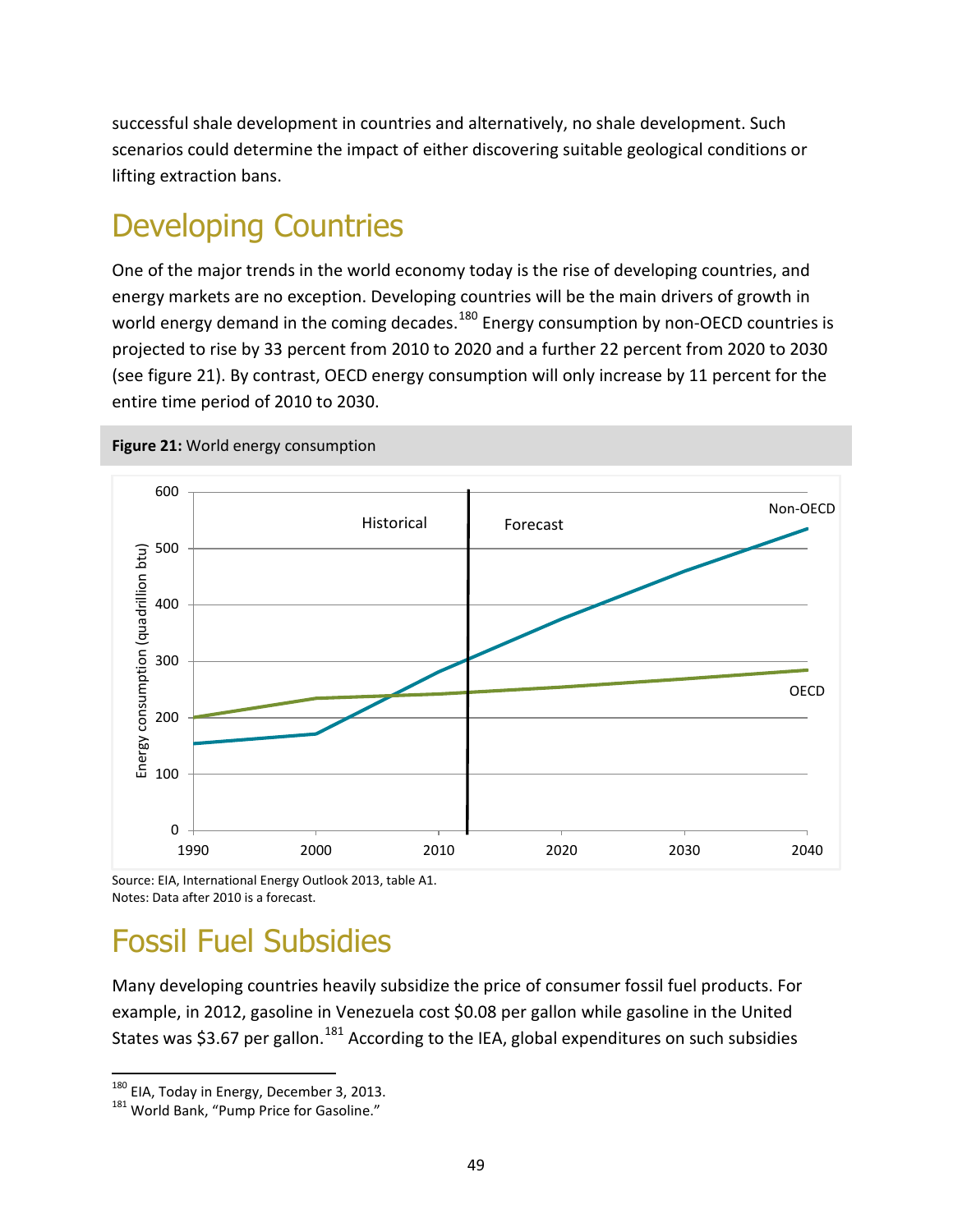successful shale development in countries and alternatively, no shale development. Such scenarios could determine the impact of either discovering suitable geological conditions or lifting extraction bans.

## Developing Countries

One of the major trends in the world economy today is the rise of developing countries, and energy markets are no exception. Developing countries will be the main drivers of growth in world energy demand in the coming decades.[180] Energy consumption by non-OECD countries is projected to rise by 33 percent from 2010 to 2020 and a further 22 percent from 2020 to 2030 (see figure 21). By contrast, OECD energy consumption will only increase by 11 percent for the entire time period of 2010 to 2030.

**Figure 21:** World energy consumption

Source: EIA, International Energy Outlook 2013, table A1.
Notes: Data after 2010 is a forecast.

## Fossil Fuel Subsidies

Many developing countries heavily subsidize the price of consumer fossil fuel products. For example, in 2012, gasoline in Venezuela cost $0.08 per gallon while gasoline in the United States was $3.67 per gallon.[181] According to the IEA, global expenditures on such subsidies

[180] EIA, Today in Energy, December 3, 2013.
[181] World Bank, "Pump Price for Gasoline."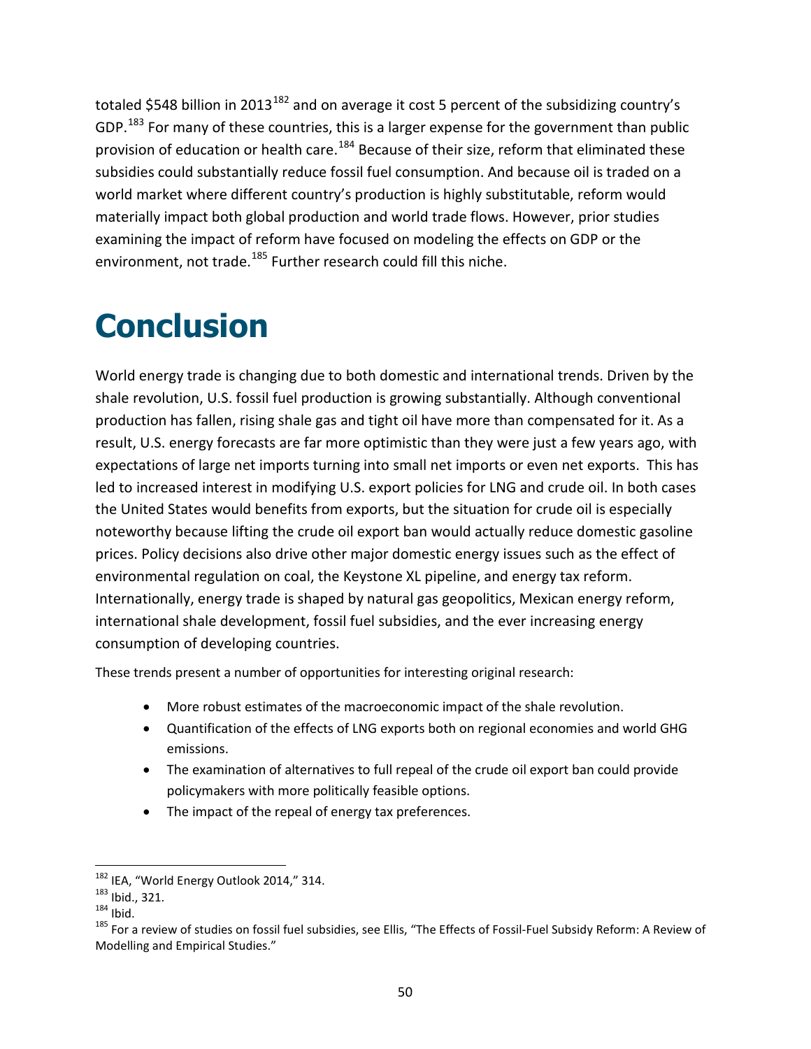totaled $548 billion in 2013[182] and on average it cost 5 percent of the subsidizing country's GDP.[183] For many of these countries, this is a larger expense for the government than public provision of education or health care.[184] Because of their size, reform that eliminated these subsidies could substantially reduce fossil fuel consumption. And because oil is traded on a world market where different country's production is highly substitutable, reform would materially impact both global production and world trade flows. However, prior studies examining the impact of reform have focused on modeling the effects on GDP or the environment, not trade.[185] Further research could fill this niche.

# Conclusion

World energy trade is changing due to both domestic and international trends. Driven by the shale revolution, U.S. fossil fuel production is growing substantially. Although conventional production has fallen, rising shale gas and tight oil have more than compensated for it. As a result, U.S. energy forecasts are far more optimistic than they were just a few years ago, with expectations of large net imports turning into small net imports or even net exports. This has led to increased interest in modifying U.S. export policies for LNG and crude oil. In both cases the United States would benefits from exports, but the situation for crude oil is especially noteworthy because lifting the crude oil export ban would actually reduce domestic gasoline prices. Policy decisions also drive other major domestic energy issues such as the effect of environmental regulation on coal, the Keystone XL pipeline, and energy tax reform. Internationally, energy trade is shaped by natural gas geopolitics, Mexican energy reform, international shale development, fossil fuel subsidies, and the ever increasing energy consumption of developing countries.

These trends present a number of opportunities for interesting original research:

- More robust estimates of the macroeconomic impact of the shale revolution.
- Quantification of the effects of LNG exports both on regional economies and world GHG emissions.
- The examination of alternatives to full repeal of the crude oil export ban could provide policymakers with more politically feasible options.
- The impact of the repeal of energy tax preferences.

---

[182] IEA, "World Energy Outlook 2014," 314.

[183] Ibid., 321.

[184] Ibid.

[185] For a review of studies on fossil fuel subsidies, see Ellis, "The Effects of Fossil-Fuel Subsidy Reform: A Review of Modelling and Empirical Studies."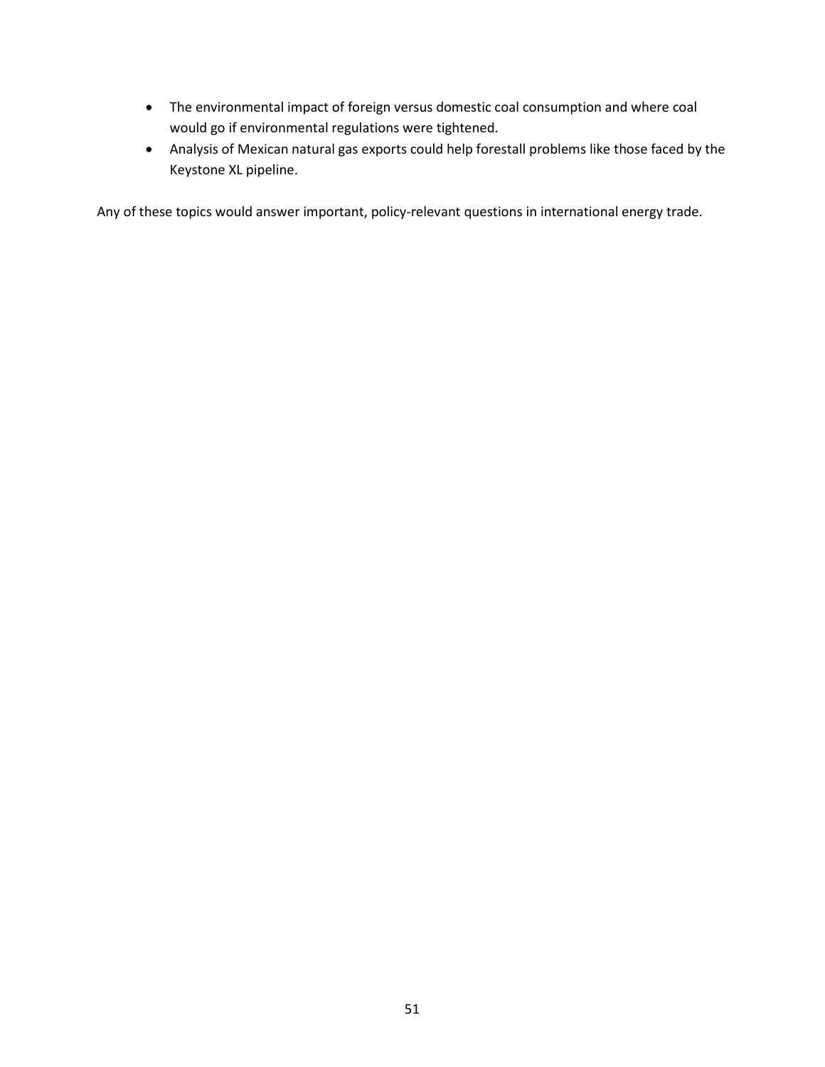- The environmental impact of foreign versus domestic coal consumption and where coal would go if environmental regulations were tightened.
- Analysis of Mexican natural gas exports could help forestall problems like those faced by the Keystone XL pipeline.

Any of these topics would answer important, policy-relevant questions in international energy trade.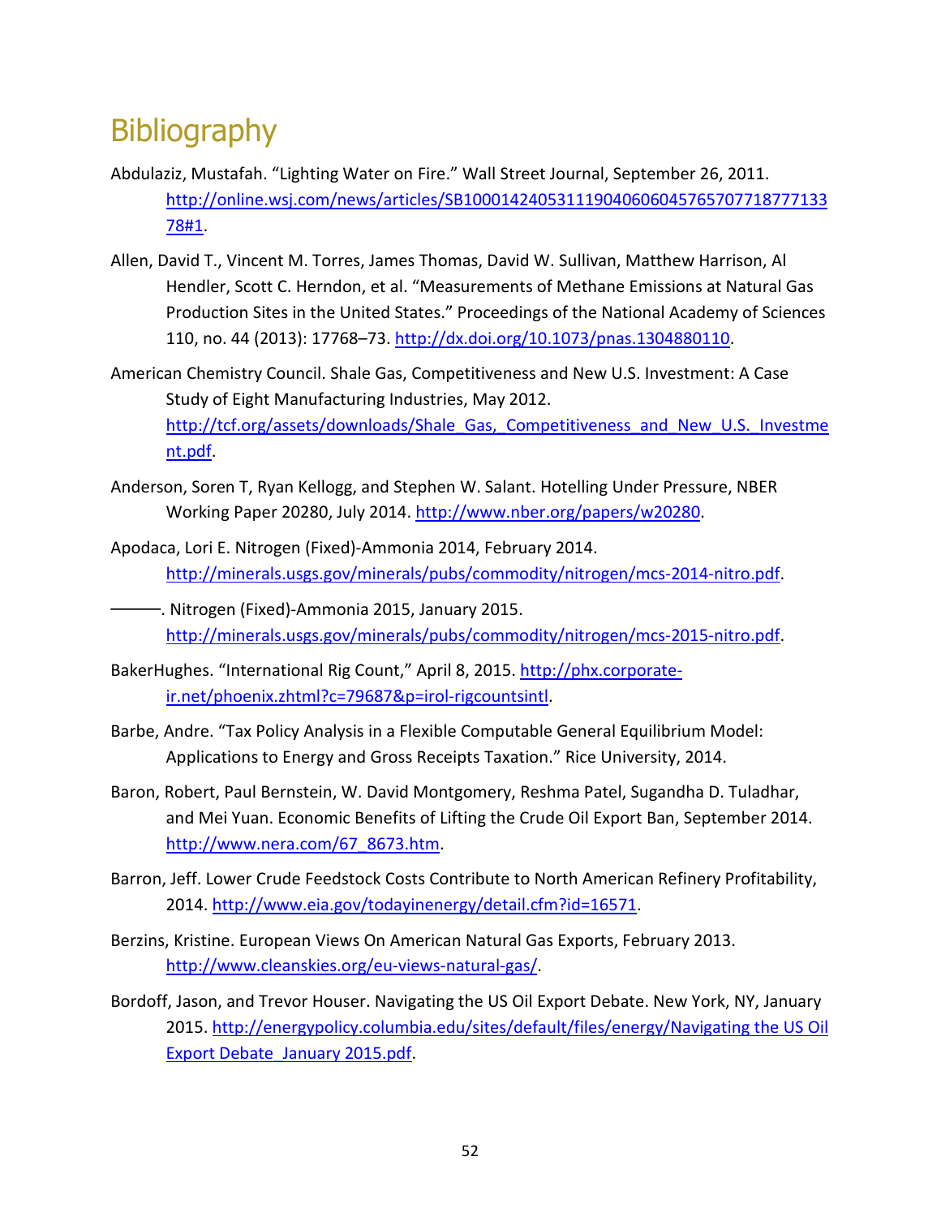# Bibliography

Abdulaziz, Mustafah. “Lighting Water on Fire.” Wall Street Journal, September 26, 2011. http://online.wsj.com/news/articles/SB10001424053111904060604576570771877713378#1.

Allen, David T., Vincent M. Torres, James Thomas, David W. Sullivan, Matthew Harrison, Al Hendler, Scott C. Herndon, et al. “Measurements of Methane Emissions at Natural Gas Production Sites in the United States.” Proceedings of the National Academy of Sciences 110, no. 44 (2013): 17768–73. http://dx.doi.org/10.1073/pnas.1304880110.

American Chemistry Council. Shale Gas, Competitiveness and New U.S. Investment: A Case Study of Eight Manufacturing Industries, May 2012. http://tcf.org/assets/downloads/Shale_Gas,_Competitiveness_and_New_U.S._Investment.pdf.

Anderson, Soren T, Ryan Kellogg, and Stephen W. Salant. Hotelling Under Pressure, NBER Working Paper 20280, July 2014. http://www.nber.org/papers/w20280.

Apodaca, Lori E. Nitrogen (Fixed)-Ammonia 2014, February 2014. http://minerals.usgs.gov/minerals/pubs/commodity/nitrogen/mcs-2014-nitro.pdf.

———. Nitrogen (Fixed)-Ammonia 2015, January 2015. http://minerals.usgs.gov/minerals/pubs/commodity/nitrogen/mcs-2015-nitro.pdf.

BakerHughes. “International Rig Count,” April 8, 2015. http://phx.corporate-ir.net/phoenix.zhtml?c=79687&p=irol-rigcountsintl.

Barbe, Andre. “Tax Policy Analysis in a Flexible Computable General Equilibrium Model: Applications to Energy and Gross Receipts Taxation.” Rice University, 2014.

Baron, Robert, Paul Bernstein, W. David Montgomery, Reshma Patel, Sugandha D. Tuladhar, and Mei Yuan. Economic Benefits of Lifting the Crude Oil Export Ban, September 2014. http://www.nera.com/67_8673.htm.

Barron, Jeff. Lower Crude Feedstock Costs Contribute to North American Refinery Profitability, 2014. http://www.eia.gov/todayinenergy/detail.cfm?id=16571.

Berzins, Kristine. European Views On American Natural Gas Exports, February 2013. http://www.cleanskies.org/eu-views-natural-gas/.

Bordoff, Jason, and Trevor Houser. Navigating the US Oil Export Debate. New York, NY, January 2015. http://energypolicy.columbia.edu/sites/default/files/energy/Navigating the US Oil Export Debate_January 2015.pdf.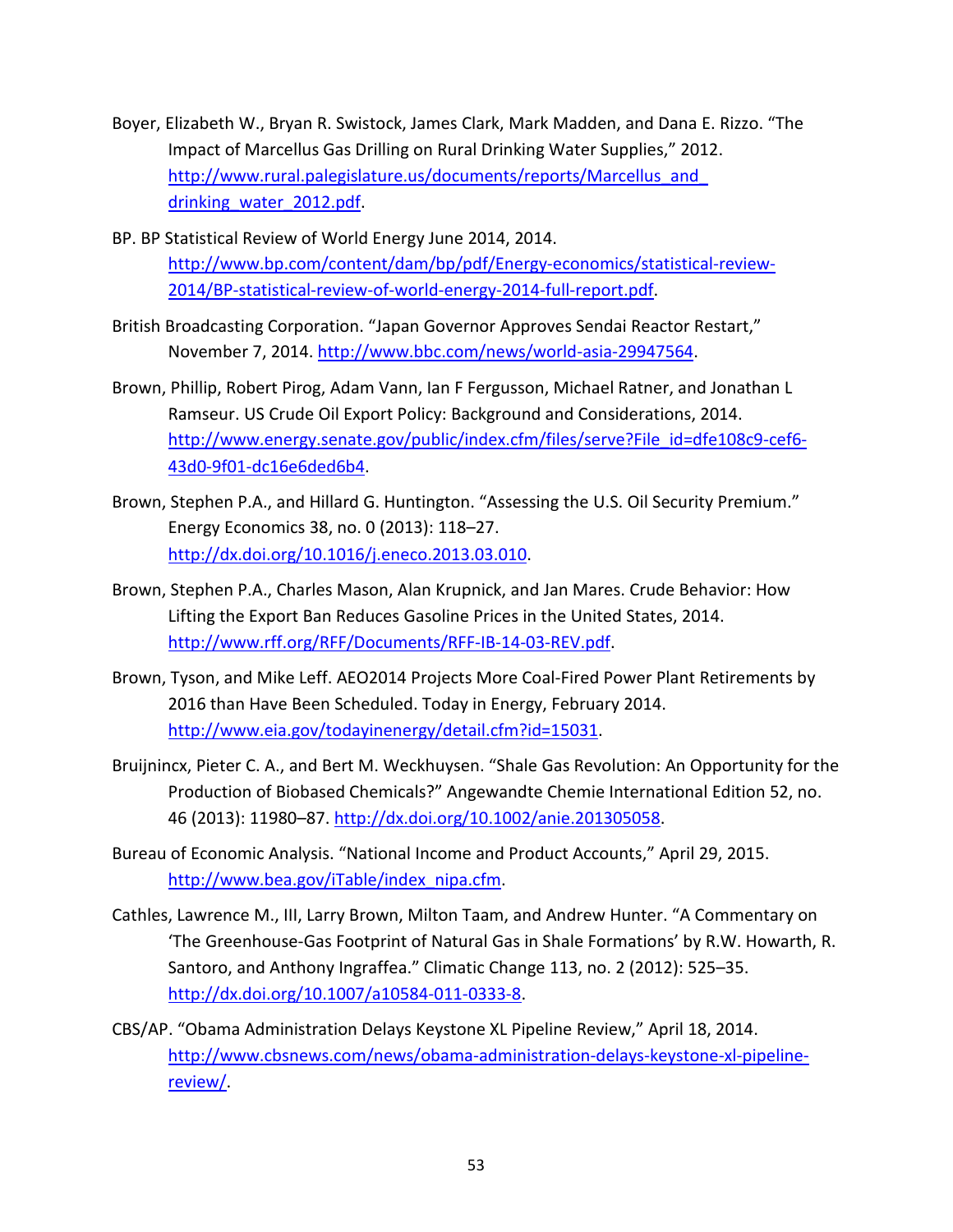Boyer, Elizabeth W., Bryan R. Swistock, James Clark, Mark Madden, and Dana E. Rizzo. “The Impact of Marcellus Gas Drilling on Rural Drinking Water Supplies,” 2012. http://www.rural.palegislature.us/documents/reports/Marcellus_and_drinking_water_2012.pdf.

BP. BP Statistical Review of World Energy June 2014, 2014. http://www.bp.com/content/dam/bp/pdf/Energy-economics/statistical-review-2014/BP-statistical-review-of-world-energy-2014-full-report.pdf.

British Broadcasting Corporation. “Japan Governor Approves Sendai Reactor Restart,” November 7, 2014. http://www.bbc.com/news/world-asia-29947564.

Brown, Phillip, Robert Pirog, Adam Vann, Ian F Fergusson, Michael Ratner, and Jonathan L Ramseur. US Crude Oil Export Policy: Background and Considerations, 2014. http://www.energy.senate.gov/public/index.cfm/files/serve?File_id=dfe108c9-cef6-43d0-9f01-dc16e6ded6b4.

Brown, Stephen P.A., and Hillard G. Huntington. “Assessing the U.S. Oil Security Premium.” Energy Economics 38, no. 0 (2013): 118–27. http://dx.doi.org/10.1016/j.eneco.2013.03.010.

Brown, Stephen P.A., Charles Mason, Alan Krupnick, and Jan Mares. Crude Behavior: How Lifting the Export Ban Reduces Gasoline Prices in the United States, 2014. http://www.rff.org/RFF/Documents/RFF-IB-14-03-REV.pdf.

Brown, Tyson, and Mike Leff. AEO2014 Projects More Coal-Fired Power Plant Retirements by 2016 than Have Been Scheduled. Today in Energy, February 2014. http://www.eia.gov/todayinenergy/detail.cfm?id=15031.

Bruijnincx, Pieter C. A., and Bert M. Weckhuysen. “Shale Gas Revolution: An Opportunity for the Production of Biobased Chemicals?” Angewandte Chemie International Edition 52, no. 46 (2013): 11980–87. http://dx.doi.org/10.1002/anie.201305058.

Bureau of Economic Analysis. “National Income and Product Accounts,” April 29, 2015. http://www.bea.gov/iTable/index_nipa.cfm.

Cathles, Lawrence M., III, Larry Brown, Milton Taam, and Andrew Hunter. “A Commentary on ‘The Greenhouse-Gas Footprint of Natural Gas in Shale Formations’ by R.W. Howarth, R. Santoro, and Anthony Ingraffea.” Climatic Change 113, no. 2 (2012): 525–35. http://dx.doi.org/10.1007/a10584-011-0333-8.

CBS/AP. “Obama Administration Delays Keystone XL Pipeline Review,” April 18, 2014. http://www.cbsnews.com/news/obama-administration-delays-keystone-xl-pipeline-review/.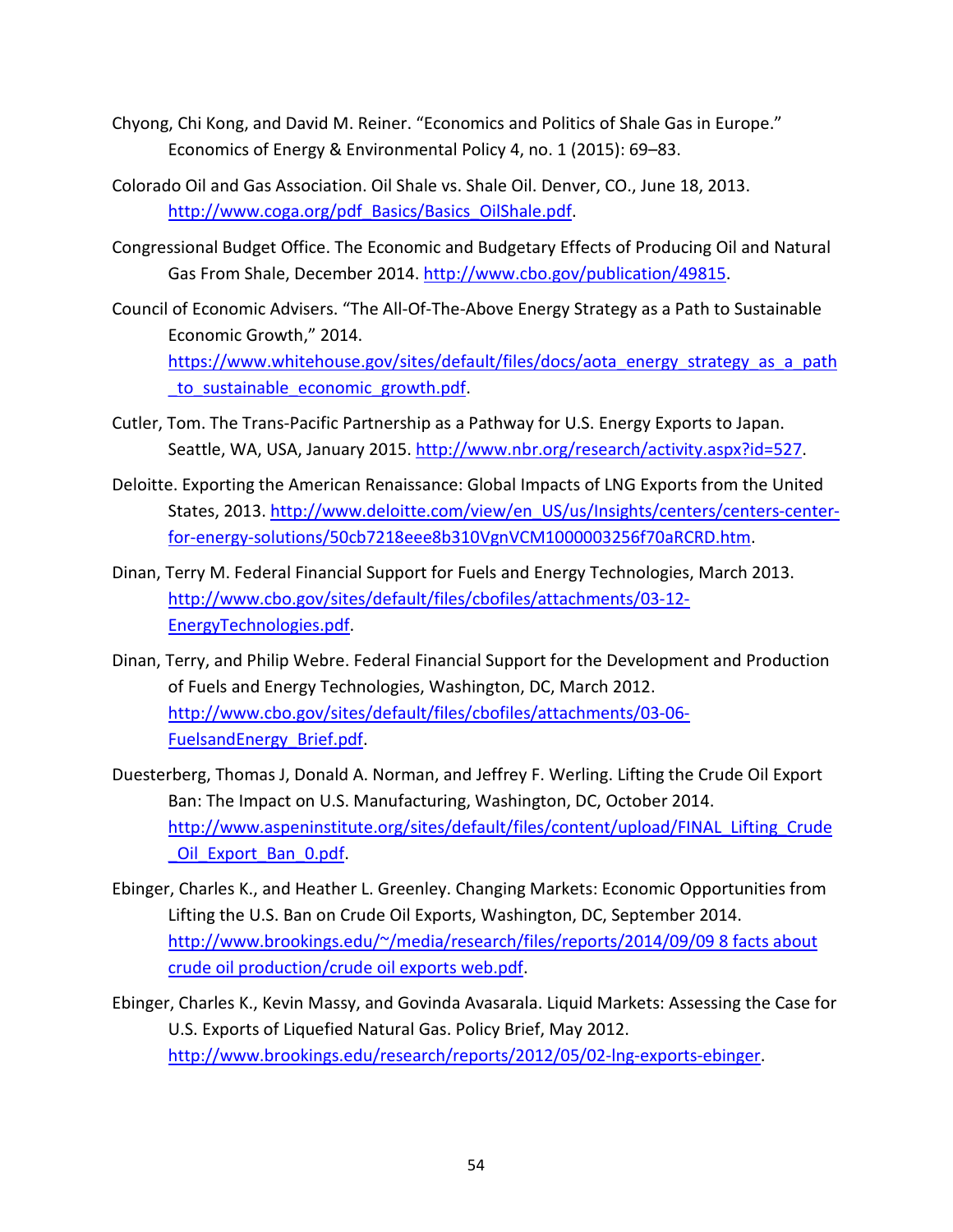Chyong, Chi Kong, and David M. Reiner. “Economics and Politics of Shale Gas in Europe.” Economics of Energy & Environmental Policy 4, no. 1 (2015): 69–83.

Colorado Oil and Gas Association. Oil Shale vs. Shale Oil. Denver, CO., June 18, 2013. http://www.coga.org/pdf_Basics/Basics_OilShale.pdf.

Congressional Budget Office. The Economic and Budgetary Effects of Producing Oil and Natural Gas From Shale, December 2014. http://www.cbo.gov/publication/49815.

Council of Economic Advisers. “The All-Of-The-Above Energy Strategy as a Path to Sustainable Economic Growth,” 2014. https://www.whitehouse.gov/sites/default/files/docs/aota_energy_strategy_as_a_path_to_sustainable_economic_growth.pdf.

Cutler, Tom. The Trans-Pacific Partnership as a Pathway for U.S. Energy Exports to Japan. Seattle, WA, USA, January 2015. http://www.nbr.org/research/activity.aspx?id=527.

Deloitte. Exporting the American Renaissance: Global Impacts of LNG Exports from the United States, 2013. http://www.deloitte.com/view/en_US/us/Insights/centers/centers-center-for-energy-solutions/50cb7218eee8b310VgnVCM1000003256f70aRCRD.htm.

Dinan, Terry M. Federal Financial Support for Fuels and Energy Technologies, March 2013. http://www.cbo.gov/sites/default/files/cbofiles/attachments/03-12-EnergyTechnologies.pdf.

Dinan, Terry, and Philip Webre. Federal Financial Support for the Development and Production of Fuels and Energy Technologies, Washington, DC, March 2012. http://www.cbo.gov/sites/default/files/cbofiles/attachments/03-06-FuelsandEnergy_Brief.pdf.

Duesterberg, Thomas J, Donald A. Norman, and Jeffrey F. Werling. Lifting the Crude Oil Export Ban: The Impact on U.S. Manufacturing, Washington, DC, October 2014. http://www.aspeninstitute.org/sites/default/files/content/upload/FINAL_Lifting_Crude_Oil_Export_Ban_0.pdf.

Ebinger, Charles K., and Heather L. Greenley. Changing Markets: Economic Opportunities from Lifting the U.S. Ban on Crude Oil Exports, Washington, DC, September 2014. http://www.brookings.edu/~/media/research/files/reports/2014/09/09 8 facts about crude oil production/crude oil exports web.pdf.

Ebinger, Charles K., Kevin Massy, and Govinda Avasarala. Liquid Markets: Assessing the Case for U.S. Exports of Liquefied Natural Gas. Policy Brief, May 2012. http://www.brookings.edu/research/reports/2012/05/02-lng-exports-ebinger.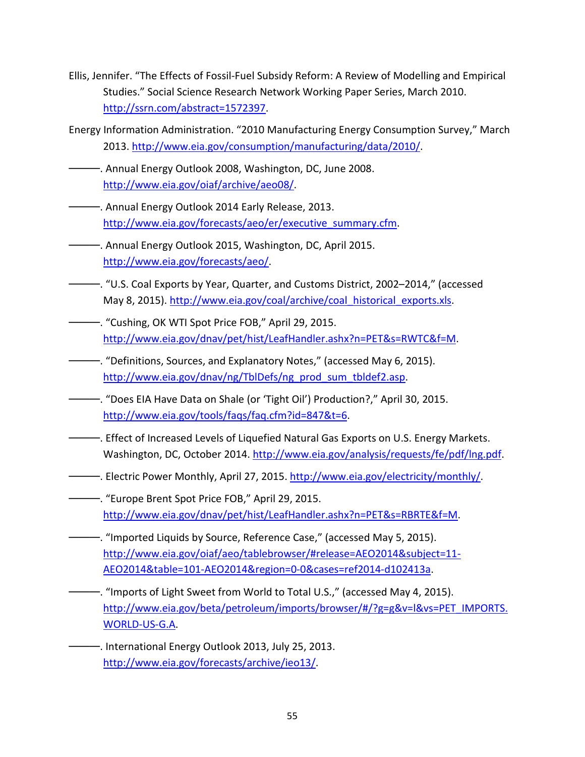Ellis, Jennifer. "The Effects of Fossil-Fuel Subsidy Reform: A Review of Modelling and Empirical Studies." Social Science Research Network Working Paper Series, March 2010. http://ssrn.com/abstract=1572397.

Energy Information Administration. "2010 Manufacturing Energy Consumption Survey," March 2013. http://www.eia.gov/consumption/manufacturing/data/2010/.

———. Annual Energy Outlook 2008, Washington, DC, June 2008. http://www.eia.gov/oiaf/archive/aeo08/.

———. Annual Energy Outlook 2014 Early Release, 2013. http://www.eia.gov/forecasts/aeo/er/executive_summary.cfm.

———. Annual Energy Outlook 2015, Washington, DC, April 2015. http://www.eia.gov/forecasts/aeo/.

———. "U.S. Coal Exports by Year, Quarter, and Customs District, 2002–2014," (accessed May 8, 2015). http://www.eia.gov/coal/archive/coal_historical_exports.xls.

———. "Cushing, OK WTI Spot Price FOB," April 29, 2015. http://www.eia.gov/dnav/pet/hist/LeafHandler.ashx?n=PET&s=RWTC&f=M.

———. "Definitions, Sources, and Explanatory Notes," (accessed May 6, 2015). http://www.eia.gov/dnav/ng/TblDefs/ng_prod_sum_tbldef2.asp.

———. "Does EIA Have Data on Shale (or 'Tight Oil') Production?," April 30, 2015. http://www.eia.gov/tools/faqs/faq.cfm?id=847&t=6.

———. Effect of Increased Levels of Liquefied Natural Gas Exports on U.S. Energy Markets. Washington, DC, October 2014. http://www.eia.gov/analysis/requests/fe/pdf/lng.pdf.

———. Electric Power Monthly, April 27, 2015. http://www.eia.gov/electricity/monthly/.

———. "Europe Brent Spot Price FOB," April 29, 2015. http://www.eia.gov/dnav/pet/hist/LeafHandler.ashx?n=PET&s=RBRTE&f=M.

———. "Imported Liquids by Source, Reference Case," (accessed May 5, 2015). http://www.eia.gov/oiaf/aeo/tablebrowser/#release=AEO2014&subject=11-AEO2014&table=101-AEO2014&region=0-0&cases=ref2014-d102413a.

———. "Imports of Light Sweet from World to Total U.S.," (accessed May 4, 2015). http://www.eia.gov/beta/petroleum/imports/browser/#/?g=g&v=l&vs=PET_IMPORTS.WORLD-US-G.A.

———. International Energy Outlook 2013, July 25, 2013. http://www.eia.gov/forecasts/archive/ieo13/.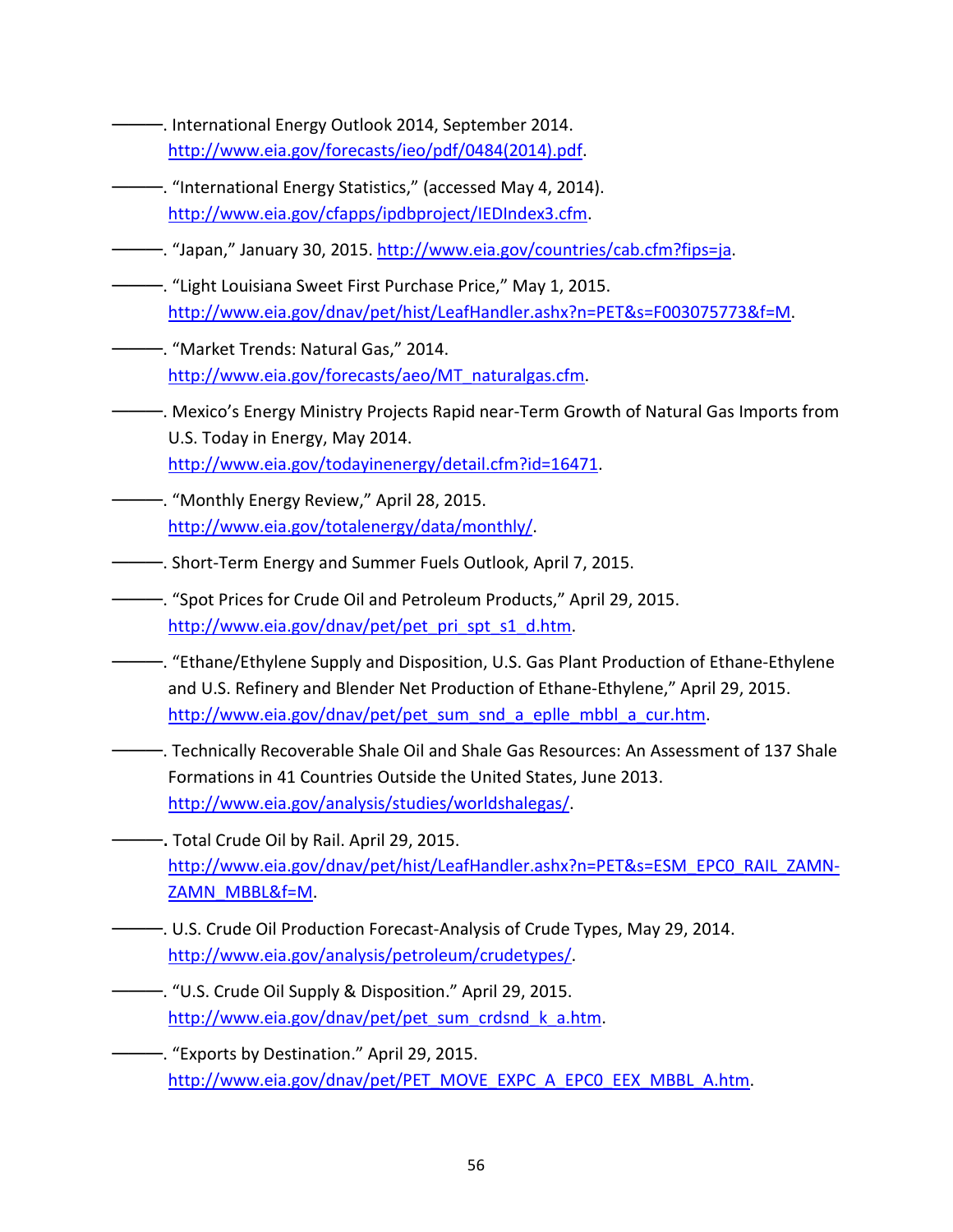———. International Energy Outlook 2014, September 2014. http://www.eia.gov/forecasts/ieo/pdf/0484(2014).pdf.

———. "International Energy Statistics," (accessed May 4, 2014). http://www.eia.gov/cfapps/ipdbproject/IEDIndex3.cfm.

———. "Japan," January 30, 2015. http://www.eia.gov/countries/cab.cfm?fips=ja.

———. "Light Louisiana Sweet First Purchase Price," May 1, 2015. http://www.eia.gov/dnav/pet/hist/LeafHandler.ashx?n=PET&s=F003075773&f=M.

———. "Market Trends: Natural Gas," 2014. http://www.eia.gov/forecasts/aeo/MT_naturalgas.cfm.

———. Mexico's Energy Ministry Projects Rapid near-Term Growth of Natural Gas Imports from U.S. Today in Energy, May 2014. http://www.eia.gov/todayinenergy/detail.cfm?id=16471.

———. "Monthly Energy Review," April 28, 2015. http://www.eia.gov/totalenergy/data/monthly/.

———. Short-Term Energy and Summer Fuels Outlook, April 7, 2015.

———. "Spot Prices for Crude Oil and Petroleum Products," April 29, 2015. http://www.eia.gov/dnav/pet/pet_pri_spt_s1_d.htm.

———. "Ethane/Ethylene Supply and Disposition, U.S. Gas Plant Production of Ethane-Ethylene and U.S. Refinery and Blender Net Production of Ethane-Ethylene," April 29, 2015. http://www.eia.gov/dnav/pet/pet_sum_snd_a_eplle_mbbl_a_cur.htm.

———. Technically Recoverable Shale Oil and Shale Gas Resources: An Assessment of 137 Shale Formations in 41 Countries Outside the United States, June 2013. http://www.eia.gov/analysis/studies/worldshalegas/.

———. Total Crude Oil by Rail. April 29, 2015. http://www.eia.gov/dnav/pet/hist/LeafHandler.ashx?n=PET&s=ESM_EPC0_RAIL_ZAMN-ZAMN_MBBL&f=M.

———. U.S. Crude Oil Production Forecast-Analysis of Crude Types, May 29, 2014. http://www.eia.gov/analysis/petroleum/crudetypes/.

———. "U.S. Crude Oil Supply & Disposition." April 29, 2015. http://www.eia.gov/dnav/pet/pet_sum_crdsnd_k_a.htm.

———. "Exports by Destination." April 29, 2015. http://www.eia.gov/dnav/pet/PET_MOVE_EXPC_A_EPC0_EEX_MBBL_A.htm.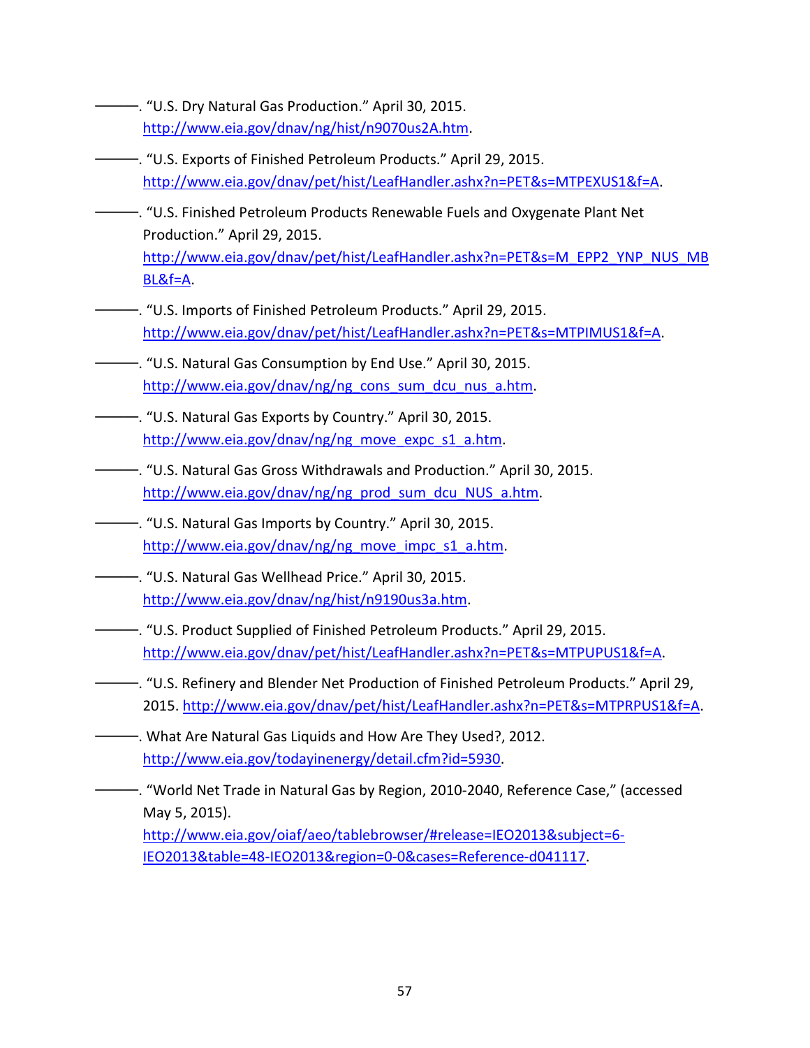———. "U.S. Dry Natural Gas Production." April 30, 2015. http://www.eia.gov/dnav/ng/hist/n9070us2A.htm.

———. "U.S. Exports of Finished Petroleum Products." April 29, 2015. http://www.eia.gov/dnav/pet/hist/LeafHandler.ashx?n=PET&s=MTPEXUS1&f=A.

———. "U.S. Finished Petroleum Products Renewable Fuels and Oxygenate Plant Net Production." April 29, 2015. http://www.eia.gov/dnav/pet/hist/LeafHandler.ashx?n=PET&s=M_EPP2_YNP_NUS_MBBL&f=A.

———. "U.S. Imports of Finished Petroleum Products." April 29, 2015. http://www.eia.gov/dnav/pet/hist/LeafHandler.ashx?n=PET&s=MTPIMUS1&f=A.

———. "U.S. Natural Gas Consumption by End Use." April 30, 2015. http://www.eia.gov/dnav/ng/ng_cons_sum_dcu_nus_a.htm.

———. "U.S. Natural Gas Exports by Country." April 30, 2015. http://www.eia.gov/dnav/ng/ng_move_expc_s1_a.htm.

———. "U.S. Natural Gas Gross Withdrawals and Production." April 30, 2015. http://www.eia.gov/dnav/ng/ng_prod_sum_dcu_NUS_a.htm.

———. "U.S. Natural Gas Imports by Country." April 30, 2015. http://www.eia.gov/dnav/ng/ng_move_impc_s1_a.htm.

———. "U.S. Natural Gas Wellhead Price." April 30, 2015. http://www.eia.gov/dnav/ng/hist/n9190us3a.htm.

———. "U.S. Product Supplied of Finished Petroleum Products." April 29, 2015. http://www.eia.gov/dnav/pet/hist/LeafHandler.ashx?n=PET&s=MTPUPUS1&f=A.

———. "U.S. Refinery and Blender Net Production of Finished Petroleum Products." April 29, 2015. http://www.eia.gov/dnav/pet/hist/LeafHandler.ashx?n=PET&s=MTPRPUS1&f=A.

———. What Are Natural Gas Liquids and How Are They Used?, 2012. http://www.eia.gov/todayinenergy/detail.cfm?id=5930.

———. "World Net Trade in Natural Gas by Region, 2010-2040, Reference Case," (accessed May 5, 2015). http://www.eia.gov/oiaf/aeo/tablebrowser/#release=IEO2013&subject=6-IEO2013&table=48-IEO2013&region=0-0&cases=Reference-d041117.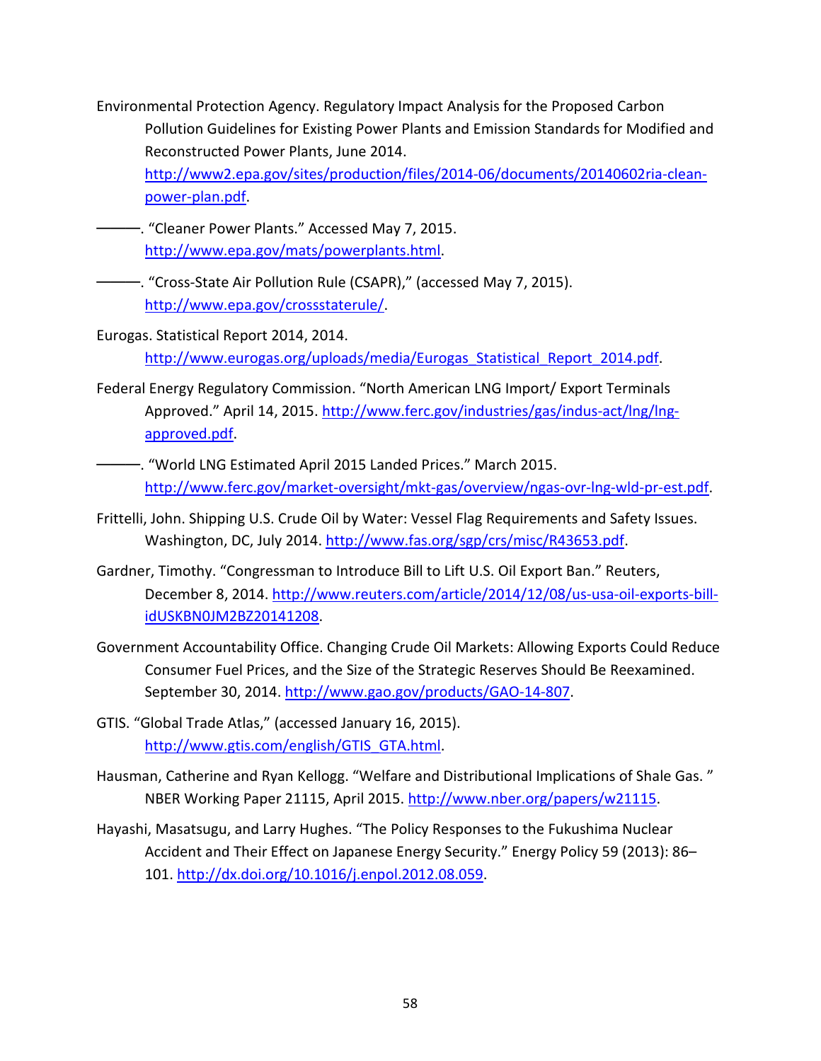Environmental Protection Agency. Regulatory Impact Analysis for the Proposed Carbon Pollution Guidelines for Existing Power Plants and Emission Standards for Modified and Reconstructed Power Plants, June 2014. http://www2.epa.gov/sites/production/files/2014-06/documents/20140602ria-clean-power-plan.pdf.

———. "Cleaner Power Plants." Accessed May 7, 2015. http://www.epa.gov/mats/powerplants.html.

———. "Cross-State Air Pollution Rule (CSAPR)," (accessed May 7, 2015). http://www.epa.gov/crossstaterule/.

Eurogas. Statistical Report 2014, 2014. http://www.eurogas.org/uploads/media/Eurogas_Statistical_Report_2014.pdf.

Federal Energy Regulatory Commission. "North American LNG Import/ Export Terminals Approved." April 14, 2015. http://www.ferc.gov/industries/gas/indus-act/lng/lng-approved.pdf.

———. "World LNG Estimated April 2015 Landed Prices." March 2015. http://www.ferc.gov/market-oversight/mkt-gas/overview/ngas-ovr-lng-wld-pr-est.pdf.

Frittelli, John. Shipping U.S. Crude Oil by Water: Vessel Flag Requirements and Safety Issues. Washington, DC, July 2014. http://www.fas.org/sgp/crs/misc/R43653.pdf.

Gardner, Timothy. "Congressman to Introduce Bill to Lift U.S. Oil Export Ban." Reuters, December 8, 2014. http://www.reuters.com/article/2014/12/08/us-usa-oil-exports-bill-idUSKBN0JM2BZ20141208.

Government Accountability Office. Changing Crude Oil Markets: Allowing Exports Could Reduce Consumer Fuel Prices, and the Size of the Strategic Reserves Should Be Reexamined. September 30, 2014. http://www.gao.gov/products/GAO-14-807.

GTIS. "Global Trade Atlas," (accessed January 16, 2015). http://www.gtis.com/english/GTIS_GTA.html.

Hausman, Catherine and Ryan Kellogg. "Welfare and Distributional Implications of Shale Gas." NBER Working Paper 21115, April 2015. http://www.nber.org/papers/w21115.

Hayashi, Masatsugu, and Larry Hughes. "The Policy Responses to the Fukushima Nuclear Accident and Their Effect on Japanese Energy Security." Energy Policy 59 (2013): 86–101. http://dx.doi.org/10.1016/j.enpol.2012.08.059.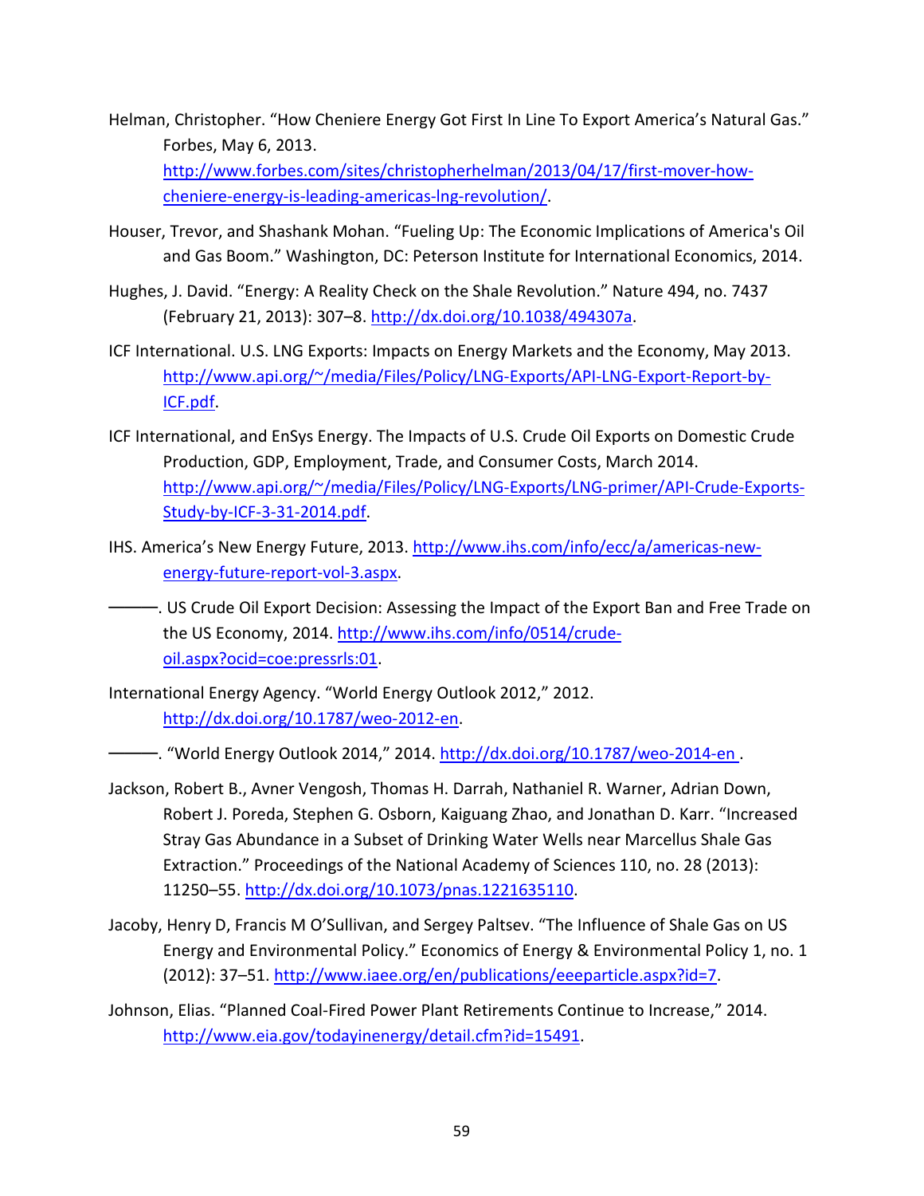Helman, Christopher. "How Cheniere Energy Got First In Line To Export America's Natural Gas." Forbes, May 6, 2013. http://www.forbes.com/sites/christopherhelman/2013/04/17/first-mover-how-cheniere-energy-is-leading-americas-lng-revolution/.

Houser, Trevor, and Shashank Mohan. "Fueling Up: The Economic Implications of America's Oil and Gas Boom." Washington, DC: Peterson Institute for International Economics, 2014.

Hughes, J. David. "Energy: A Reality Check on the Shale Revolution." Nature 494, no. 7437 (February 21, 2013): 307–8. http://dx.doi.org/10.1038/494307a.

ICF International. U.S. LNG Exports: Impacts on Energy Markets and the Economy, May 2013. http://www.api.org/~/media/Files/Policy/LNG-Exports/API-LNG-Export-Report-by-ICF.pdf.

ICF International, and EnSys Energy. The Impacts of U.S. Crude Oil Exports on Domestic Crude Production, GDP, Employment, Trade, and Consumer Costs, March 2014. http://www.api.org/~/media/Files/Policy/LNG-Exports/LNG-primer/API-Crude-Exports-Study-by-ICF-3-31-2014.pdf.

IHS. America's New Energy Future, 2013. http://www.ihs.com/info/ecc/a/americas-new-energy-future-report-vol-3.aspx.

———. US Crude Oil Export Decision: Assessing the Impact of the Export Ban and Free Trade on the US Economy, 2014. http://www.ihs.com/info/0514/crude-oil.aspx?ocid=coe:pressrls:01.

International Energy Agency. "World Energy Outlook 2012," 2012. http://dx.doi.org/10.1787/weo-2012-en.

———. "World Energy Outlook 2014," 2014. http://dx.doi.org/10.1787/weo-2014-en .

Jackson, Robert B., Avner Vengosh, Thomas H. Darrah, Nathaniel R. Warner, Adrian Down, Robert J. Poreda, Stephen G. Osborn, Kaiguang Zhao, and Jonathan D. Karr. "Increased Stray Gas Abundance in a Subset of Drinking Water Wells near Marcellus Shale Gas Extraction." Proceedings of the National Academy of Sciences 110, no. 28 (2013): 11250–55. http://dx.doi.org/10.1073/pnas.1221635110.

Jacoby, Henry D, Francis M O'Sullivan, and Sergey Paltsev. "The Influence of Shale Gas on US Energy and Environmental Policy." Economics of Energy & Environmental Policy 1, no. 1 (2012): 37–51. http://www.iaee.org/en/publications/eeeparticle.aspx?id=7.

Johnson, Elias. "Planned Coal-Fired Power Plant Retirements Continue to Increase," 2014. http://www.eia.gov/todayinenergy/detail.cfm?id=15491.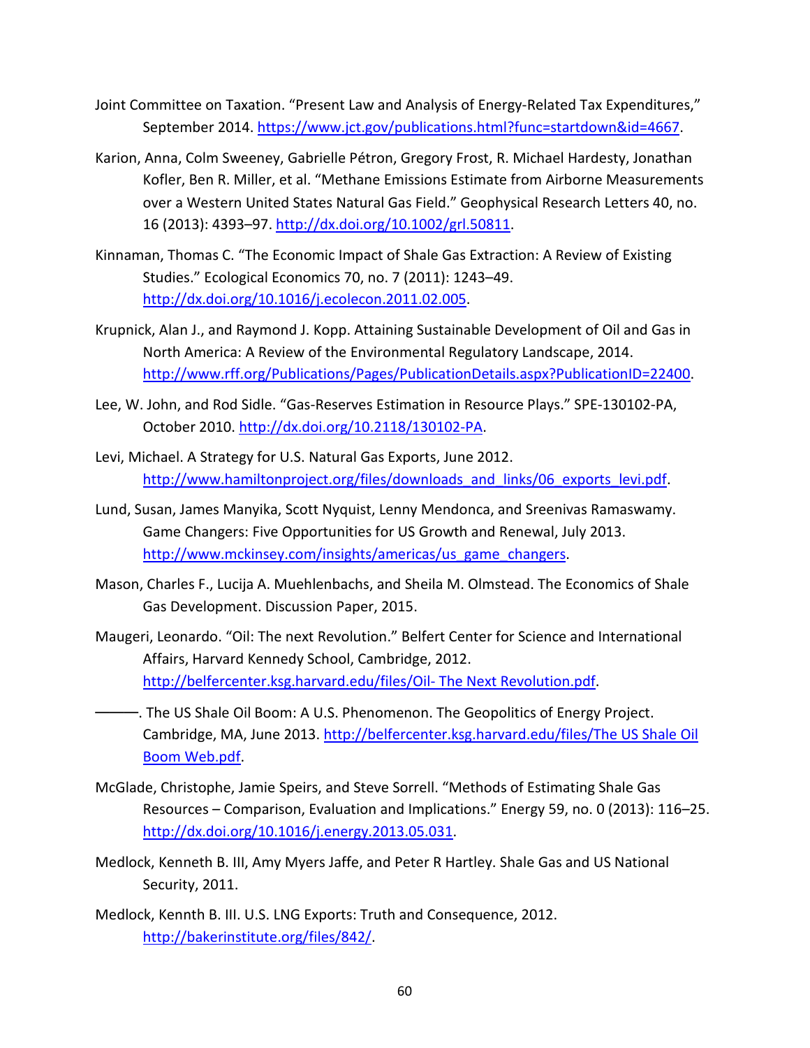Joint Committee on Taxation. “Present Law and Analysis of Energy-Related Tax Expenditures,” September 2014. https://www.jct.gov/publications.html?func=startdown&id=4667.

Karion, Anna, Colm Sweeney, Gabrielle Pétron, Gregory Frost, R. Michael Hardesty, Jonathan Kofler, Ben R. Miller, et al. “Methane Emissions Estimate from Airborne Measurements over a Western United States Natural Gas Field.” Geophysical Research Letters 40, no. 16 (2013): 4393–97. http://dx.doi.org/10.1002/grl.50811.

Kinnaman, Thomas C. “The Economic Impact of Shale Gas Extraction: A Review of Existing Studies.” Ecological Economics 70, no. 7 (2011): 1243–49. http://dx.doi.org/10.1016/j.ecolecon.2011.02.005.

Krupnick, Alan J., and Raymond J. Kopp. Attaining Sustainable Development of Oil and Gas in North America: A Review of the Environmental Regulatory Landscape, 2014. http://www.rff.org/Publications/Pages/PublicationDetails.aspx?PublicationID=22400.

Lee, W. John, and Rod Sidle. “Gas-Reserves Estimation in Resource Plays.” SPE-130102-PA, October 2010. http://dx.doi.org/10.2118/130102-PA.

Levi, Michael. A Strategy for U.S. Natural Gas Exports, June 2012. http://www.hamiltonproject.org/files/downloads_and_links/06_exports_levi.pdf.

Lund, Susan, James Manyika, Scott Nyquist, Lenny Mendonca, and Sreenivas Ramaswamy. Game Changers: Five Opportunities for US Growth and Renewal, July 2013. http://www.mckinsey.com/insights/americas/us_game_changers.

Mason, Charles F., Lucija A. Muehlenbachs, and Sheila M. Olmstead. The Economics of Shale Gas Development. Discussion Paper, 2015.

Maugeri, Leonardo. “Oil: The next Revolution.” Belfert Center for Science and International Affairs, Harvard Kennedy School, Cambridge, 2012. http://belfercenter.ksg.harvard.edu/files/Oil- The Next Revolution.pdf.

———. The US Shale Oil Boom: A U.S. Phenomenon. The Geopolitics of Energy Project. Cambridge, MA, June 2013. http://belfercenter.ksg.harvard.edu/files/The US Shale Oil Boom Web.pdf.

McGlade, Christophe, Jamie Speirs, and Steve Sorrell. “Methods of Estimating Shale Gas Resources – Comparison, Evaluation and Implications.” Energy 59, no. 0 (2013): 116–25. http://dx.doi.org/10.1016/j.energy.2013.05.031.

Medlock, Kenneth B. III, Amy Myers Jaffe, and Peter R Hartley. Shale Gas and US National Security, 2011.

Medlock, Kennth B. III. U.S. LNG Exports: Truth and Consequence, 2012. http://bakerinstitute.org/files/842/.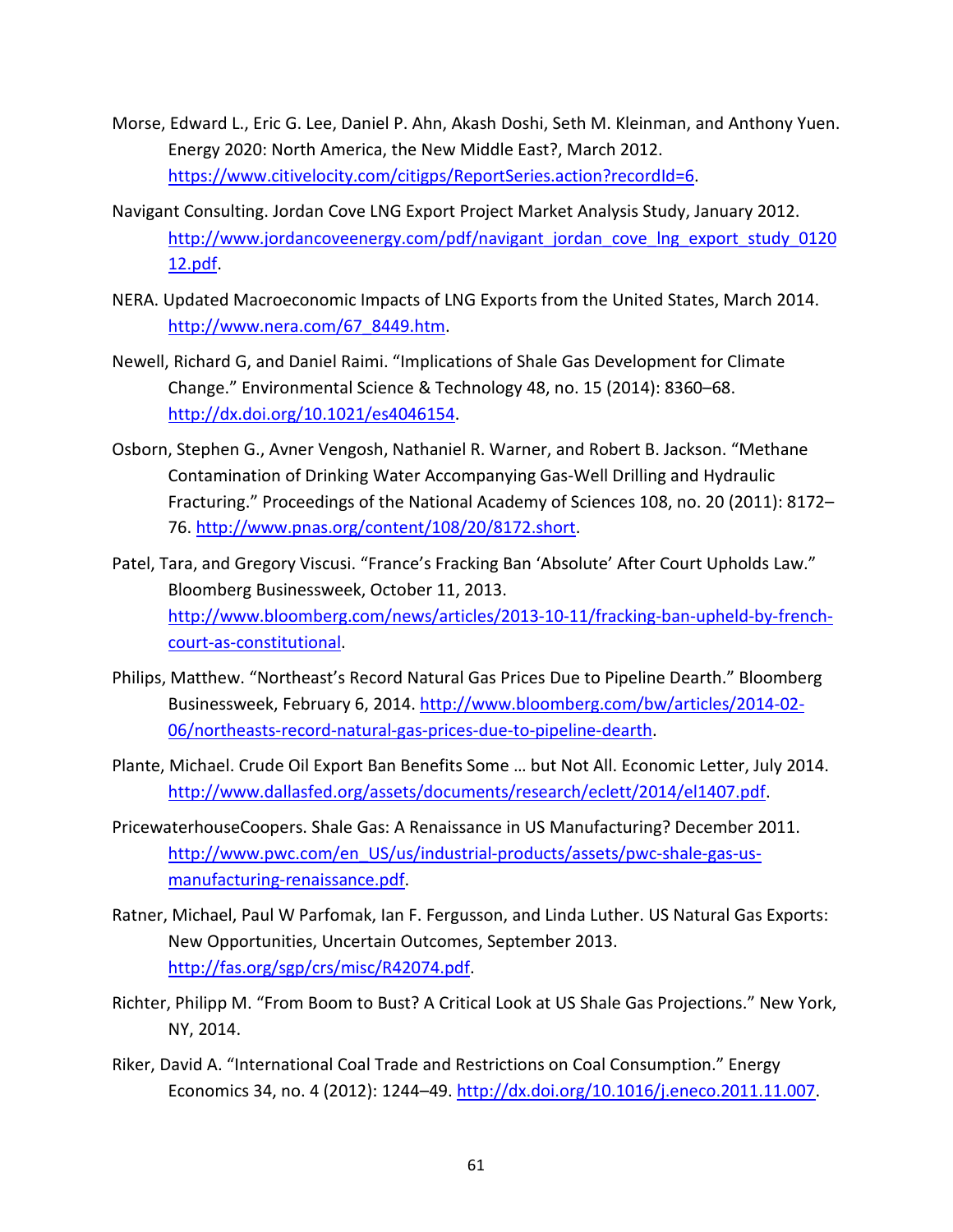Morse, Edward L., Eric G. Lee, Daniel P. Ahn, Akash Doshi, Seth M. Kleinman, and Anthony Yuen. Energy 2020: North America, the New Middle East?, March 2012. https://www.citivelocity.com/citigps/ReportSeries.action?recordId=6.

Navigant Consulting. Jordan Cove LNG Export Project Market Analysis Study, January 2012. http://www.jordancoveenergy.com/pdf/navigant_jordan_cove_lng_export_study_012012.pdf.

NERA. Updated Macroeconomic Impacts of LNG Exports from the United States, March 2014. http://www.nera.com/67_8449.htm.

Newell, Richard G, and Daniel Raimi. "Implications of Shale Gas Development for Climate Change." Environmental Science & Technology 48, no. 15 (2014): 8360–68. http://dx.doi.org/10.1021/es4046154.

Osborn, Stephen G., Avner Vengosh, Nathaniel R. Warner, and Robert B. Jackson. "Methane Contamination of Drinking Water Accompanying Gas-Well Drilling and Hydraulic Fracturing." Proceedings of the National Academy of Sciences 108, no. 20 (2011): 8172–76. http://www.pnas.org/content/108/20/8172.short.

Patel, Tara, and Gregory Viscusi. "France's Fracking Ban 'Absolute' After Court Upholds Law." Bloomberg Businessweek, October 11, 2013. http://www.bloomberg.com/news/articles/2013-10-11/fracking-ban-upheld-by-french-court-as-constitutional.

Philips, Matthew. "Northeast's Record Natural Gas Prices Due to Pipeline Dearth." Bloomberg Businessweek, February 6, 2014. http://www.bloomberg.com/bw/articles/2014-02-06/northeasts-record-natural-gas-prices-due-to-pipeline-dearth.

Plante, Michael. Crude Oil Export Ban Benefits Some … but Not All. Economic Letter, July 2014. http://www.dallasfed.org/assets/documents/research/eclett/2014/el1407.pdf.

PricewaterhouseCoopers. Shale Gas: A Renaissance in US Manufacturing? December 2011. http://www.pwc.com/en_US/us/industrial-products/assets/pwc-shale-gas-us-manufacturing-renaissance.pdf.

Ratner, Michael, Paul W Parfomak, Ian F. Fergusson, and Linda Luther. US Natural Gas Exports: New Opportunities, Uncertain Outcomes, September 2013. http://fas.org/sgp/crs/misc/R42074.pdf.

Richter, Philipp M. "From Boom to Bust? A Critical Look at US Shale Gas Projections." New York, NY, 2014.

Riker, David A. "International Coal Trade and Restrictions on Coal Consumption." Energy Economics 34, no. 4 (2012): 1244–49. http://dx.doi.org/10.1016/j.eneco.2011.11.007.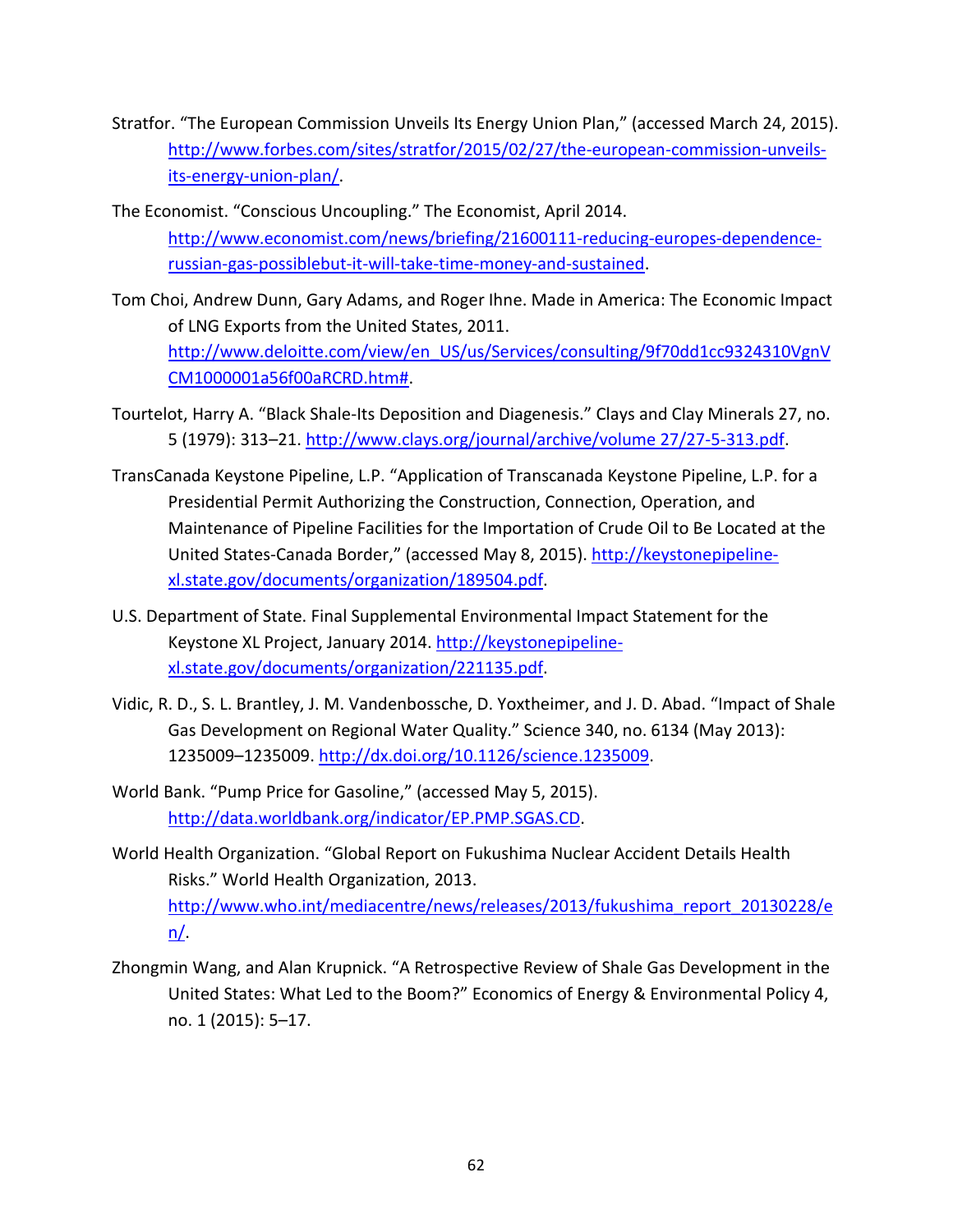Stratfor. "The European Commission Unveils Its Energy Union Plan," (accessed March 24, 2015). http://www.forbes.com/sites/stratfor/2015/02/27/the-european-commission-unveils-its-energy-union-plan/.

The Economist. "Conscious Uncoupling." The Economist, April 2014. http://www.economist.com/news/briefing/21600111-reducing-europes-dependence-russian-gas-possiblebut-it-will-take-time-money-and-sustained.

Tom Choi, Andrew Dunn, Gary Adams, and Roger Ihne. Made in America: The Economic Impact of LNG Exports from the United States, 2011. http://www.deloitte.com/view/en_US/us/Services/consulting/9f70dd1cc9324310VgnVCM1000001a56f00aRCRD.htm#.

Tourtelot, Harry A. "Black Shale-Its Deposition and Diagenesis." Clays and Clay Minerals 27, no. 5 (1979): 313–21. http://www.clays.org/journal/archive/volume 27/27-5-313.pdf.

TransCanada Keystone Pipeline, L.P. "Application of Transcanada Keystone Pipeline, L.P. for a Presidential Permit Authorizing the Construction, Connection, Operation, and Maintenance of Pipeline Facilities for the Importation of Crude Oil to Be Located at the United States-Canada Border," (accessed May 8, 2015). http://keystonepipeline-xl.state.gov/documents/organization/189504.pdf.

U.S. Department of State. Final Supplemental Environmental Impact Statement for the Keystone XL Project, January 2014. http://keystonepipeline-xl.state.gov/documents/organization/221135.pdf.

Vidic, R. D., S. L. Brantley, J. M. Vandenbossche, D. Yoxtheimer, and J. D. Abad. "Impact of Shale Gas Development on Regional Water Quality." Science 340, no. 6134 (May 2013): 1235009–1235009. http://dx.doi.org/10.1126/science.1235009.

World Bank. "Pump Price for Gasoline," (accessed May 5, 2015). http://data.worldbank.org/indicator/EP.PMP.SGAS.CD.

World Health Organization. "Global Report on Fukushima Nuclear Accident Details Health Risks." World Health Organization, 2013. http://www.who.int/mediacentre/news/releases/2013/fukushima_report_20130228/en/.

Zhongmin Wang, and Alan Krupnick. "A Retrospective Review of Shale Gas Development in the United States: What Led to the Boom?" Economics of Energy & Environmental Policy 4, no. 1 (2015): 5–17.